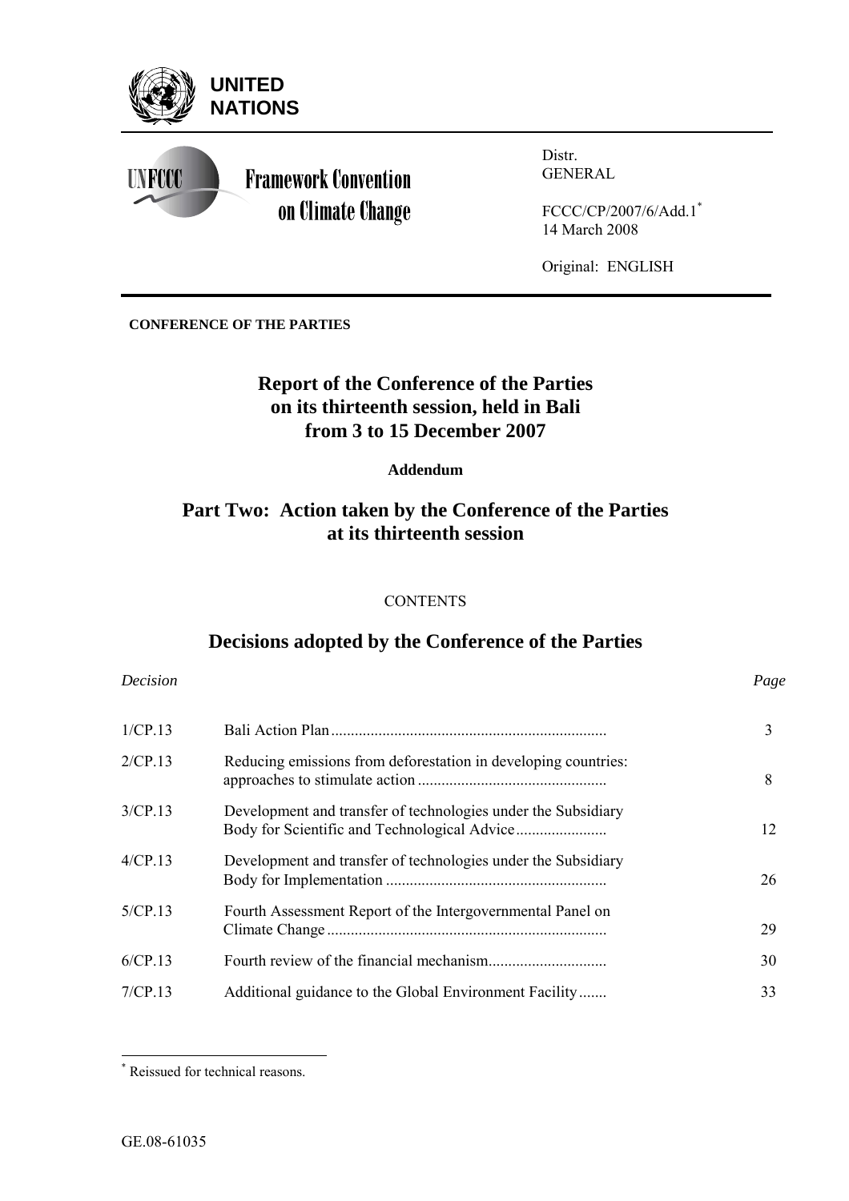**UNITED NATIONS**

**Framework Convention on Climate Change**

Distr.
GENERAL

FCCC/CP/2007/6/Add.1[*]
14 March 2008

Original: ENGLISH

**CONFERENCE OF THE PARTIES**

# Report of the Conference of the Parties on its thirteenth session, held in Bali from 3 to 15 December 2007

**Addendum**

## Part Two: Action taken by the Conference of the Parties at its thirteenth session

CONTENTS

## Decisions adopted by the Conference of the Parties

| *Decision* | | *Page* |
|---|---|---|
| 1/CP.13 | Bali Action Plan | 3 |
| 2/CP.13 | Reducing emissions from deforestation in developing countries: approaches to stimulate action | 8 |
| 3/CP.13 | Development and transfer of technologies under the Subsidiary Body for Scientific and Technological Advice | 12 |
| 4/CP.13 | Development and transfer of technologies under the Subsidiary Body for Implementation | 26 |
| 5/CP.13 | Fourth Assessment Report of the Intergovernmental Panel on Climate Change | 29 |
| 6/CP.13 | Fourth review of the financial mechanism | 30 |
| 7/CP.13 | Additional guidance to the Global Environment Facility | 33 |

[*] Reissued for technical reasons.

GE.08-61035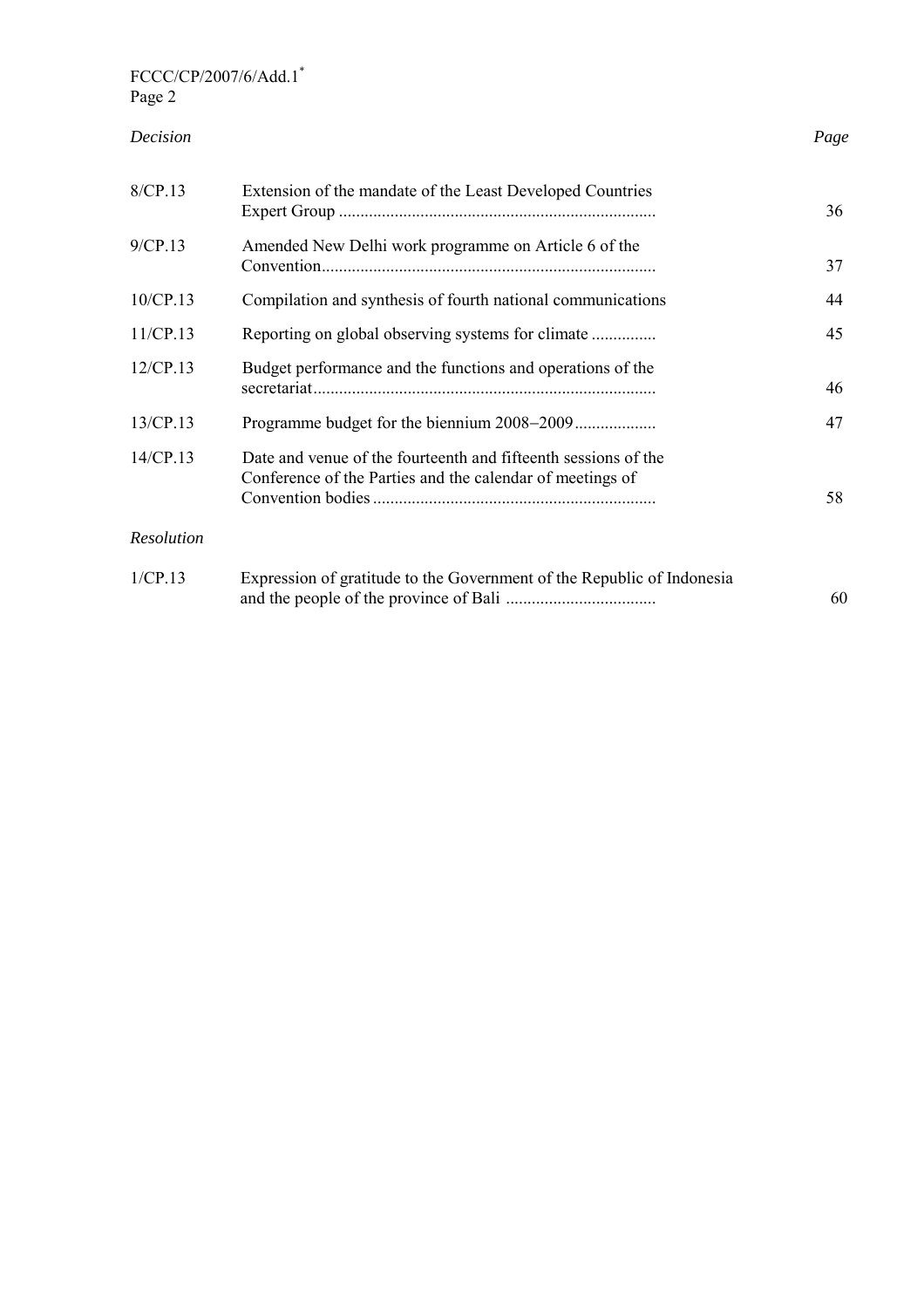| *Decision* | | *Page* |
|---|---|---|
| 8/CP.13 | Extension of the mandate of the Least Developed Countries Expert Group | 36 |
| 9/CP.13 | Amended New Delhi work programme on Article 6 of the Convention | 37 |
| 10/CP.13 | Compilation and synthesis of fourth national communications | 44 |
| 11/CP.13 | Reporting on global observing systems for climate | 45 |
| 12/CP.13 | Budget performance and the functions and operations of the secretariat | 46 |
| 13/CP.13 | Programme budget for the biennium 2008–2009 | 47 |
| 14/CP.13 | Date and venue of the fourteenth and fifteenth sessions of the Conference of the Parties and the calendar of meetings of Convention bodies | 58 |

| *Resolution* | | |
|---|---|---|
| 1/CP.13 | Expression of gratitude to the Government of the Republic of Indonesia and the people of the province of Bali | 60 |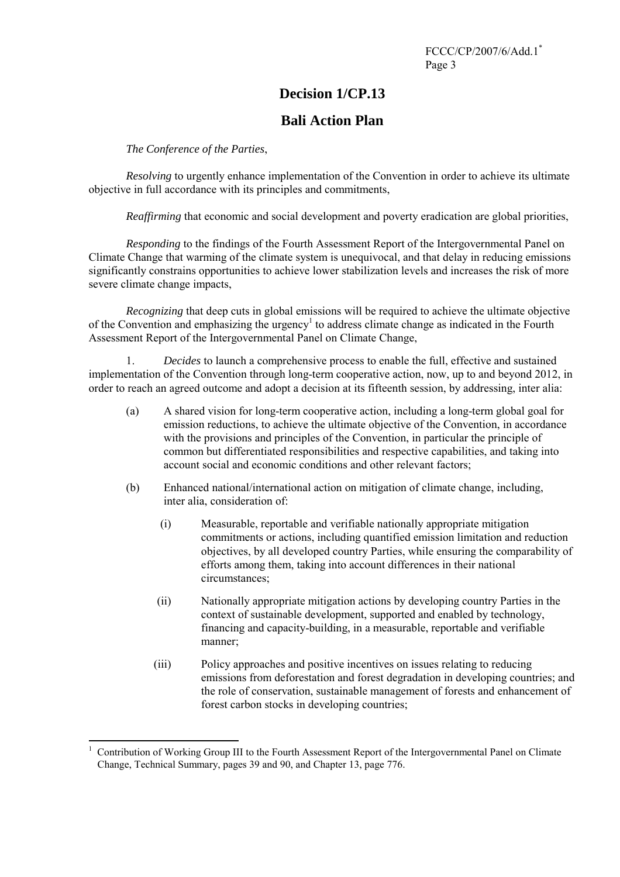# Decision 1/CP.13

## Bali Action Plan

*The Conference of the Parties*,

*Resolving* to urgently enhance implementation of the Convention in order to achieve its ultimate objective in full accordance with its principles and commitments,

*Reaffirming* that economic and social development and poverty eradication are global priorities,

*Responding* to the findings of the Fourth Assessment Report of the Intergovernmental Panel on Climate Change that warming of the climate system is unequivocal, and that delay in reducing emissions significantly constrains opportunities to achieve lower stabilization levels and increases the risk of more severe climate change impacts,

*Recognizing* that deep cuts in global emissions will be required to achieve the ultimate objective of the Convention and emphasizing the urgency[1] to address climate change as indicated in the Fourth Assessment Report of the Intergovernmental Panel on Climate Change,

1. *Decides* to launch a comprehensive process to enable the full, effective and sustained implementation of the Convention through long-term cooperative action, now, up to and beyond 2012, in order to reach an agreed outcome and adopt a decision at its fifteenth session, by addressing, inter alia:

   (a) A shared vision for long-term cooperative action, including a long-term global goal for emission reductions, to achieve the ultimate objective of the Convention, in accordance with the provisions and principles of the Convention, in particular the principle of common but differentiated responsibilities and respective capabilities, and taking into account social and economic conditions and other relevant factors;

   (b) Enhanced national/international action on mitigation of climate change, including, inter alia, consideration of:

      (i) Measurable, reportable and verifiable nationally appropriate mitigation commitments or actions, including quantified emission limitation and reduction objectives, by all developed country Parties, while ensuring the comparability of efforts among them, taking into account differences in their national circumstances;

      (ii) Nationally appropriate mitigation actions by developing country Parties in the context of sustainable development, supported and enabled by technology, financing and capacity-building, in a measurable, reportable and verifiable manner;

      (iii) Policy approaches and positive incentives on issues relating to reducing emissions from deforestation and forest degradation in developing countries; and the role of conservation, sustainable management of forests and enhancement of forest carbon stocks in developing countries;

---

[1] Contribution of Working Group III to the Fourth Assessment Report of the Intergovernmental Panel on Climate Change, Technical Summary, pages 39 and 90, and Chapter 13, page 776.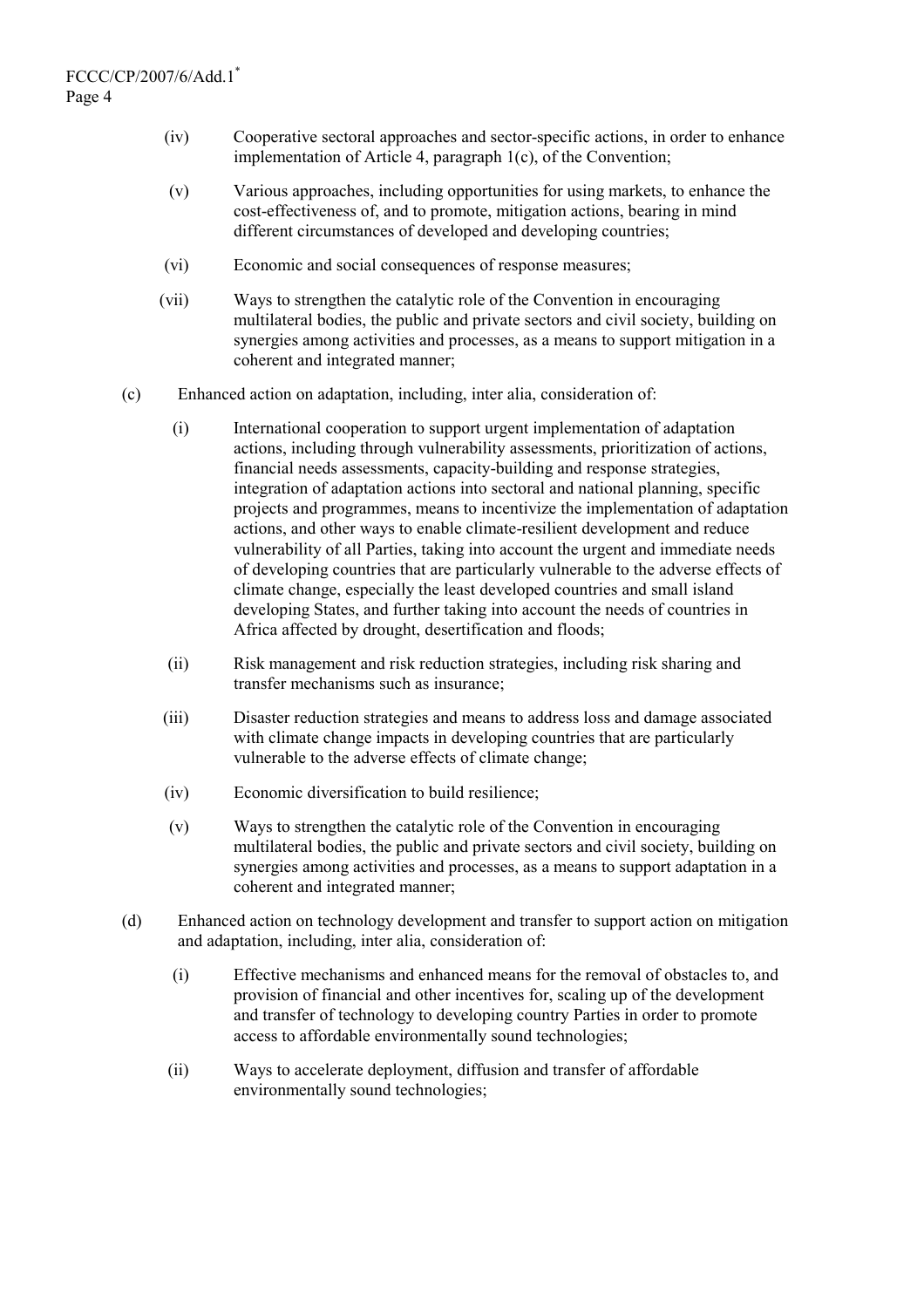(iv) Cooperative sectoral approaches and sector-specific actions, in order to enhance implementation of Article 4, paragraph 1(c), of the Convention;

(v) Various approaches, including opportunities for using markets, to enhance the cost-effectiveness of, and to promote, mitigation actions, bearing in mind different circumstances of developed and developing countries;

(vi) Economic and social consequences of response measures;

(vii) Ways to strengthen the catalytic role of the Convention in encouraging multilateral bodies, the public and private sectors and civil society, building on synergies among activities and processes, as a means to support mitigation in a coherent and integrated manner;

(c) Enhanced action on adaptation, including, inter alia, consideration of:

(i) International cooperation to support urgent implementation of adaptation actions, including through vulnerability assessments, prioritization of actions, financial needs assessments, capacity-building and response strategies, integration of adaptation actions into sectoral and national planning, specific projects and programmes, means to incentivize the implementation of adaptation actions, and other ways to enable climate-resilient development and reduce vulnerability of all Parties, taking into account the urgent and immediate needs of developing countries that are particularly vulnerable to the adverse effects of climate change, especially the least developed countries and small island developing States, and further taking into account the needs of countries in Africa affected by drought, desertification and floods;

(ii) Risk management and risk reduction strategies, including risk sharing and transfer mechanisms such as insurance;

(iii) Disaster reduction strategies and means to address loss and damage associated with climate change impacts in developing countries that are particularly vulnerable to the adverse effects of climate change;

(iv) Economic diversification to build resilience;

(v) Ways to strengthen the catalytic role of the Convention in encouraging multilateral bodies, the public and private sectors and civil society, building on synergies among activities and processes, as a means to support adaptation in a coherent and integrated manner;

(d) Enhanced action on technology development and transfer to support action on mitigation and adaptation, including, inter alia, consideration of:

(i) Effective mechanisms and enhanced means for the removal of obstacles to, and provision of financial and other incentives for, scaling up of the development and transfer of technology to developing country Parties in order to promote access to affordable environmentally sound technologies;

(ii) Ways to accelerate deployment, diffusion and transfer of affordable environmentally sound technologies;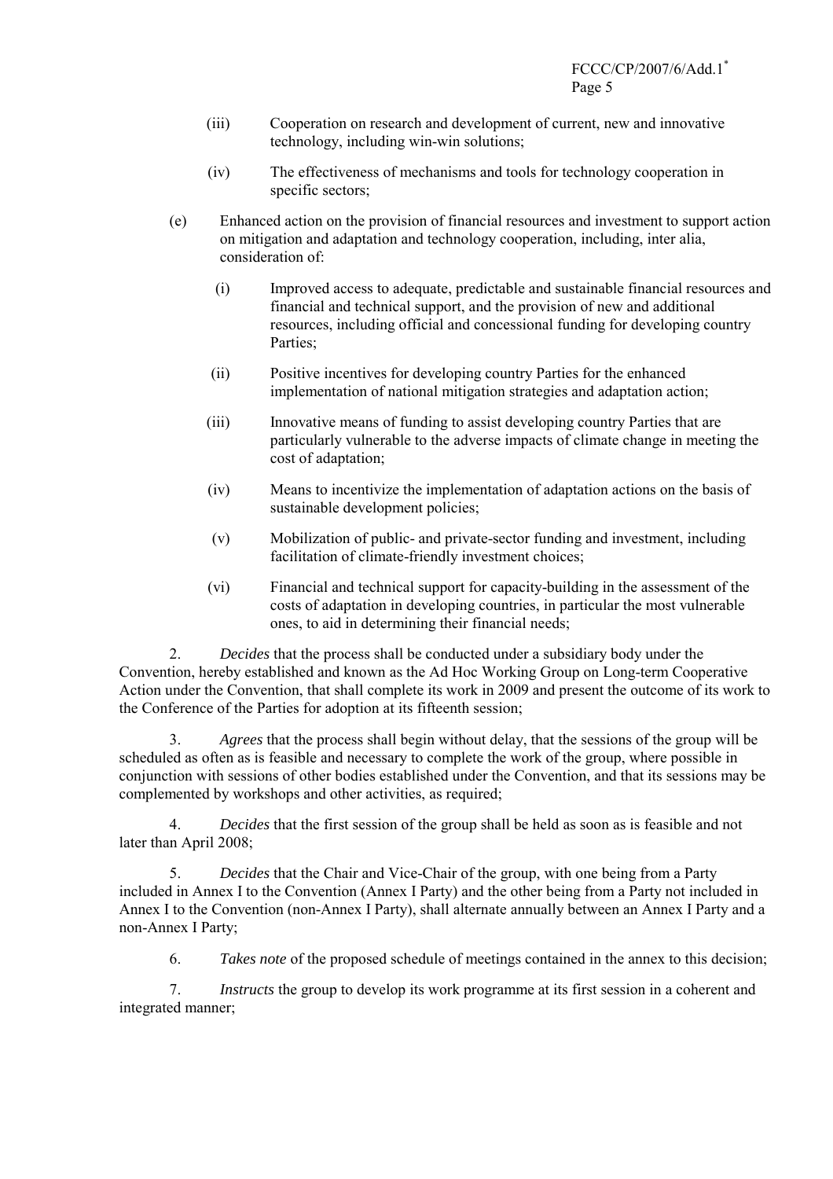(iii) Cooperation on research and development of current, new and innovative technology, including win-win solutions;

(iv) The effectiveness of mechanisms and tools for technology cooperation in specific sectors;

(e) Enhanced action on the provision of financial resources and investment to support action on mitigation and adaptation and technology cooperation, including, inter alia, consideration of:

(i) Improved access to adequate, predictable and sustainable financial resources and financial and technical support, and the provision of new and additional resources, including official and concessional funding for developing country Parties;

(ii) Positive incentives for developing country Parties for the enhanced implementation of national mitigation strategies and adaptation action;

(iii) Innovative means of funding to assist developing country Parties that are particularly vulnerable to the adverse impacts of climate change in meeting the cost of adaptation;

(iv) Means to incentivize the implementation of adaptation actions on the basis of sustainable development policies;

(v) Mobilization of public- and private-sector funding and investment, including facilitation of climate-friendly investment choices;

(vi) Financial and technical support for capacity-building in the assessment of the costs of adaptation in developing countries, in particular the most vulnerable ones, to aid in determining their financial needs;

2. *Decides* that the process shall be conducted under a subsidiary body under the Convention, hereby established and known as the Ad Hoc Working Group on Long-term Cooperative Action under the Convention, that shall complete its work in 2009 and present the outcome of its work to the Conference of the Parties for adoption at its fifteenth session;

3. *Agrees* that the process shall begin without delay, that the sessions of the group will be scheduled as often as is feasible and necessary to complete the work of the group, where possible in conjunction with sessions of other bodies established under the Convention, and that its sessions may be complemented by workshops and other activities, as required;

4. *Decides* that the first session of the group shall be held as soon as is feasible and not later than April 2008;

5. *Decides* that the Chair and Vice-Chair of the group, with one being from a Party included in Annex I to the Convention (Annex I Party) and the other being from a Party not included in Annex I to the Convention (non-Annex I Party), shall alternate annually between an Annex I Party and a non-Annex I Party;

6. *Takes note* of the proposed schedule of meetings contained in the annex to this decision;

7. *Instructs* the group to develop its work programme at its first session in a coherent and integrated manner;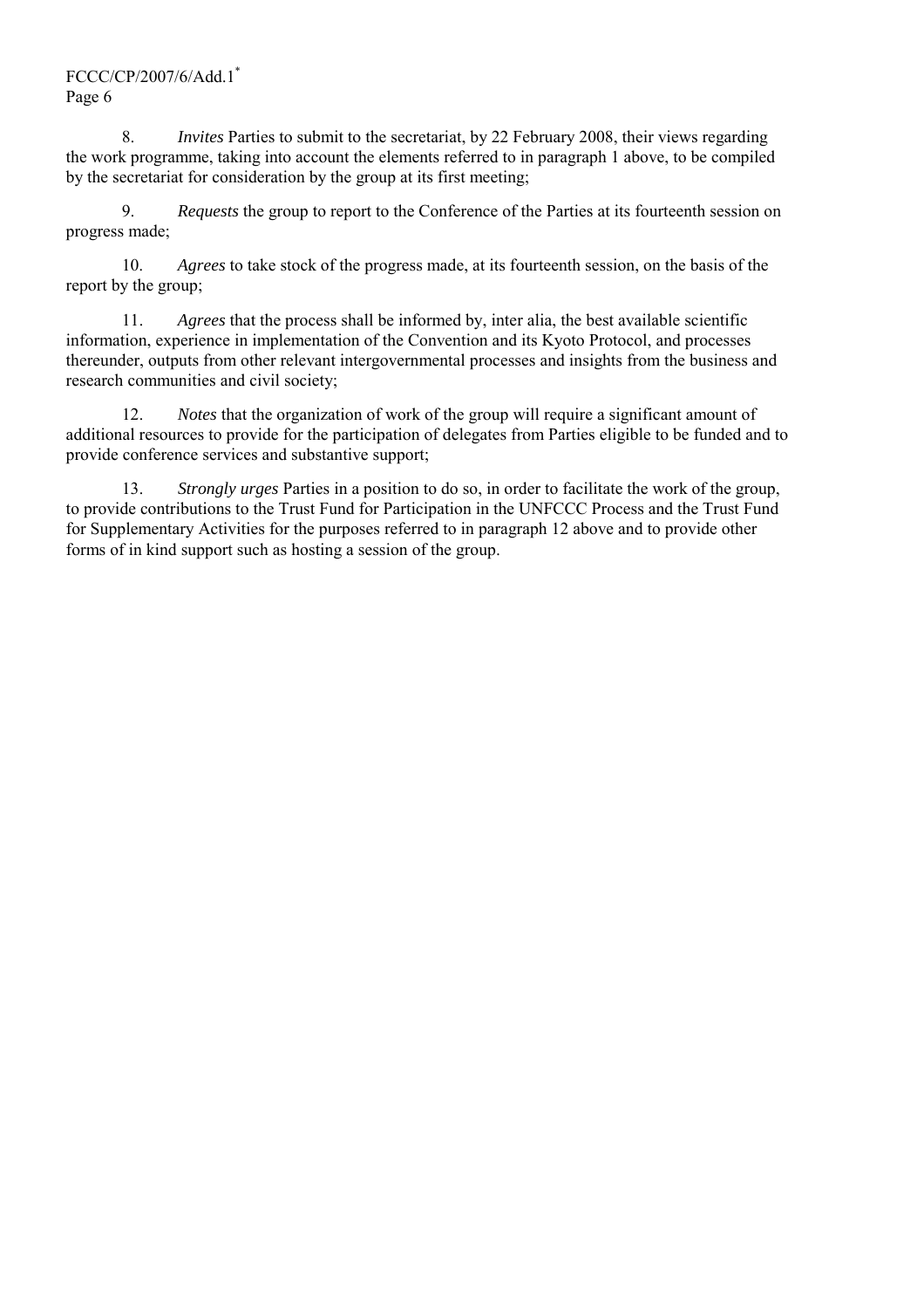8. *Invites* Parties to submit to the secretariat, by 22 February 2008, their views regarding the work programme, taking into account the elements referred to in paragraph 1 above, to be compiled by the secretariat for consideration by the group at its first meeting;

9. *Requests* the group to report to the Conference of the Parties at its fourteenth session on progress made;

10. *Agrees* to take stock of the progress made, at its fourteenth session, on the basis of the report by the group;

11. *Agrees* that the process shall be informed by, inter alia, the best available scientific information, experience in implementation of the Convention and its Kyoto Protocol, and processes thereunder, outputs from other relevant intergovernmental processes and insights from the business and research communities and civil society;

12. *Notes* that the organization of work of the group will require a significant amount of additional resources to provide for the participation of delegates from Parties eligible to be funded and to provide conference services and substantive support;

13. *Strongly urges* Parties in a position to do so, in order to facilitate the work of the group, to provide contributions to the Trust Fund for Participation in the UNFCCC Process and the Trust Fund for Supplementary Activities for the purposes referred to in paragraph 12 above and to provide other forms of in kind support such as hosting a session of the group.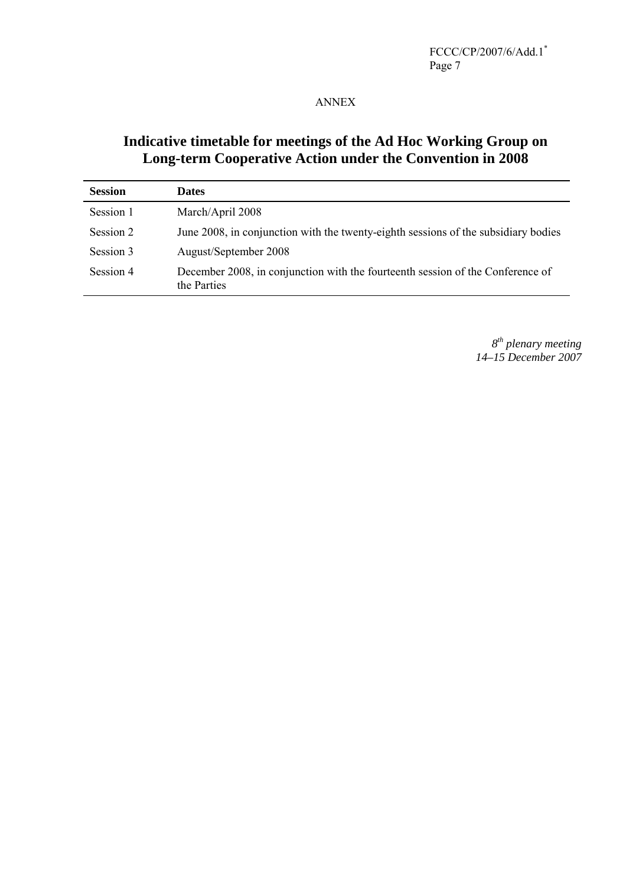ANNEX

## Indicative timetable for meetings of the Ad Hoc Working Group on Long-term Cooperative Action under the Convention in 2008

| Session | Dates |
| --- | --- |
| Session 1 | March/April 2008 |
| Session 2 | June 2008, in conjunction with the twenty-eighth sessions of the subsidiary bodies |
| Session 3 | August/September 2008 |
| Session 4 | December 2008, in conjunction with the fourteenth session of the Conference of the Parties |

*8th plenary meeting*
*14–15 December 2007*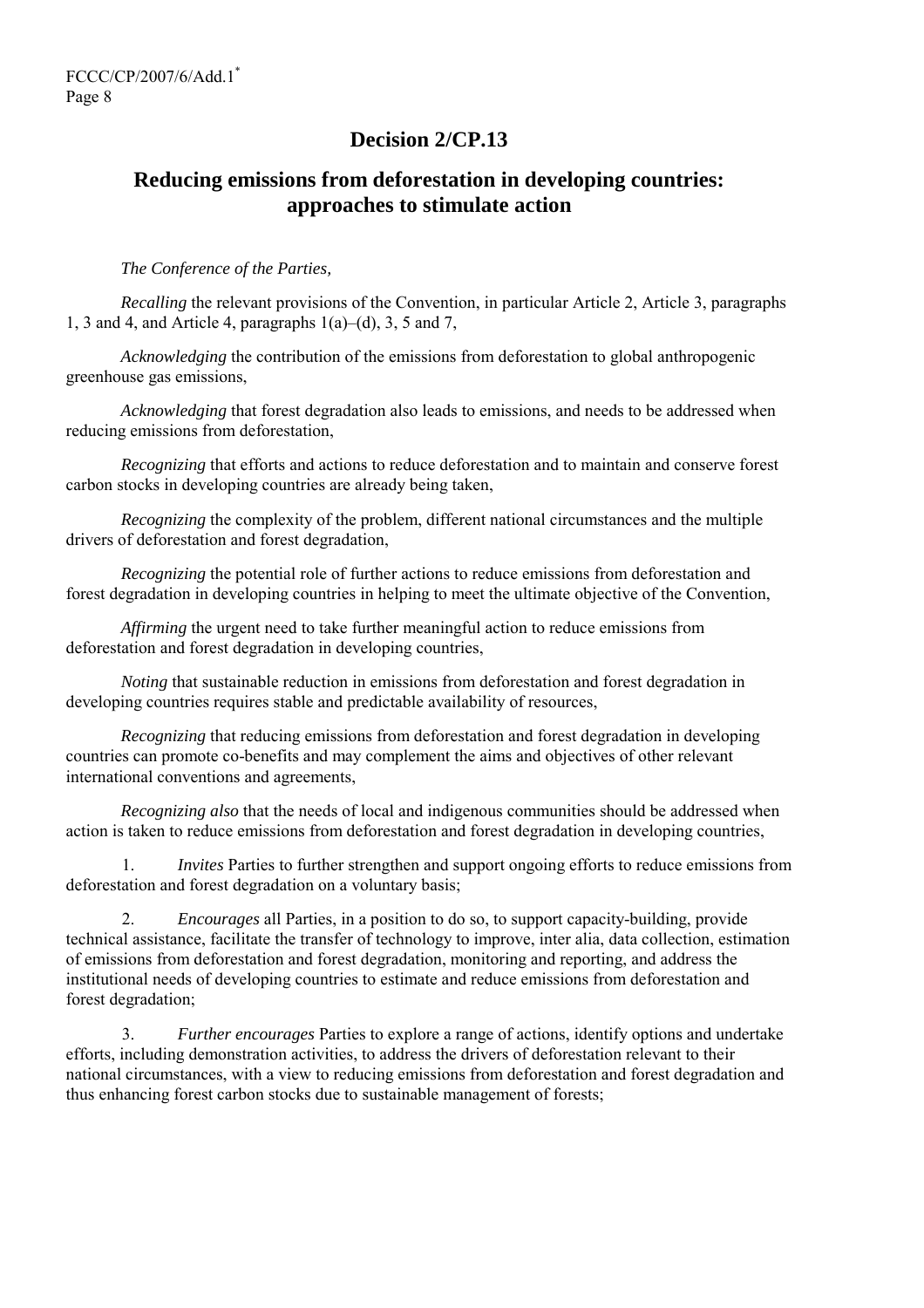## Decision 2/CP.13

## Reducing emissions from deforestation in developing countries: approaches to stimulate action

*The Conference of the Parties,*

*Recalling* the relevant provisions of the Convention, in particular Article 2, Article 3, paragraphs 1, 3 and 4, and Article 4, paragraphs 1(a)–(d), 3, 5 and 7,

*Acknowledging* the contribution of the emissions from deforestation to global anthropogenic greenhouse gas emissions,

*Acknowledging* that forest degradation also leads to emissions, and needs to be addressed when reducing emissions from deforestation,

*Recognizing* that efforts and actions to reduce deforestation and to maintain and conserve forest carbon stocks in developing countries are already being taken,

*Recognizing* the complexity of the problem, different national circumstances and the multiple drivers of deforestation and forest degradation,

*Recognizing* the potential role of further actions to reduce emissions from deforestation and forest degradation in developing countries in helping to meet the ultimate objective of the Convention,

*Affirming* the urgent need to take further meaningful action to reduce emissions from deforestation and forest degradation in developing countries,

*Noting* that sustainable reduction in emissions from deforestation and forest degradation in developing countries requires stable and predictable availability of resources,

*Recognizing* that reducing emissions from deforestation and forest degradation in developing countries can promote co-benefits and may complement the aims and objectives of other relevant international conventions and agreements,

*Recognizing also* that the needs of local and indigenous communities should be addressed when action is taken to reduce emissions from deforestation and forest degradation in developing countries,

1. *Invites* Parties to further strengthen and support ongoing efforts to reduce emissions from deforestation and forest degradation on a voluntary basis;

2. *Encourages* all Parties, in a position to do so, to support capacity-building, provide technical assistance, facilitate the transfer of technology to improve, inter alia, data collection, estimation of emissions from deforestation and forest degradation, monitoring and reporting, and address the institutional needs of developing countries to estimate and reduce emissions from deforestation and forest degradation;

3. *Further encourages* Parties to explore a range of actions, identify options and undertake efforts, including demonstration activities, to address the drivers of deforestation relevant to their national circumstances, with a view to reducing emissions from deforestation and forest degradation and thus enhancing forest carbon stocks due to sustainable management of forests;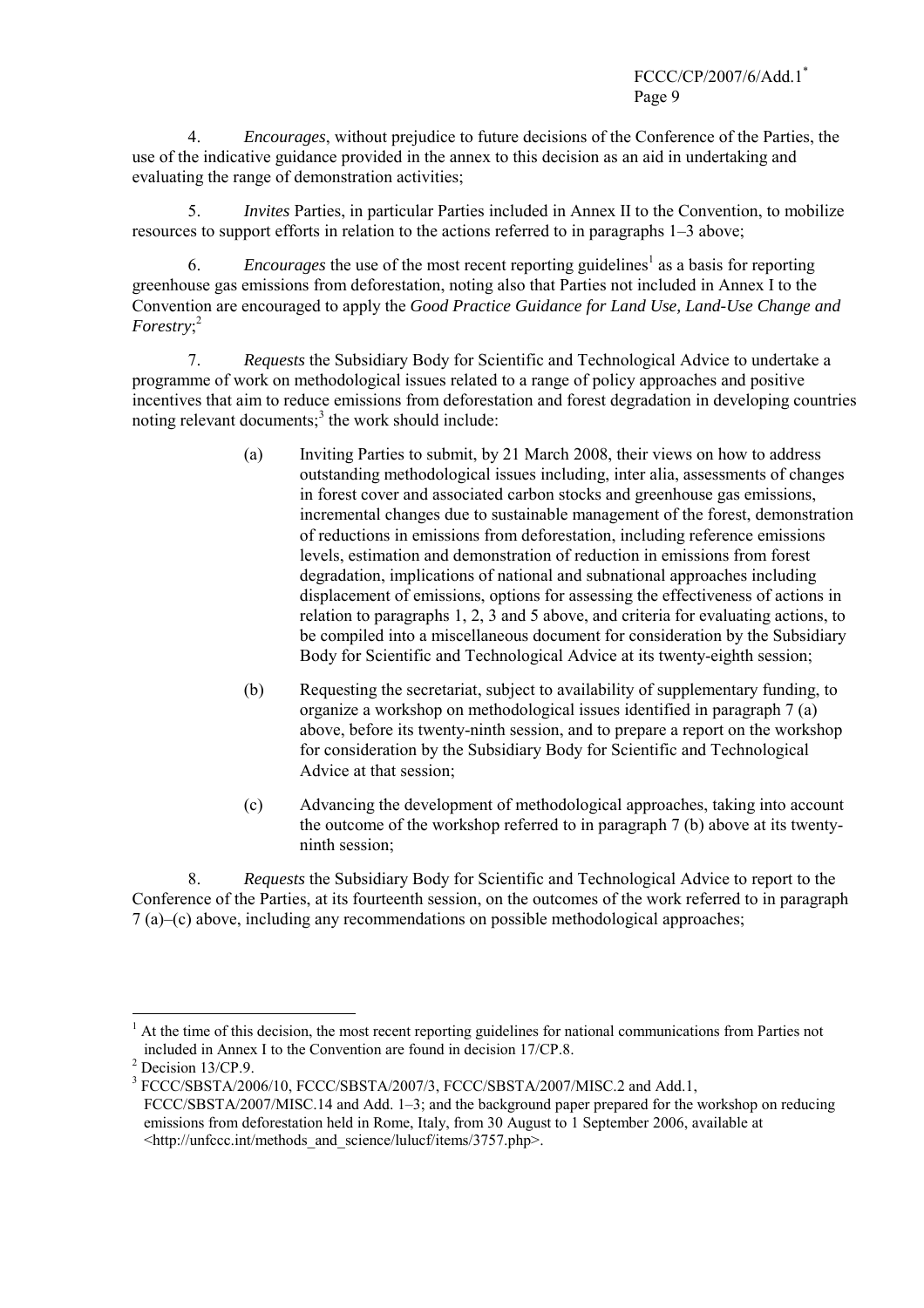4. *Encourages*, without prejudice to future decisions of the Conference of the Parties, the use of the indicative guidance provided in the annex to this decision as an aid in undertaking and evaluating the range of demonstration activities;

5. *Invites* Parties, in particular Parties included in Annex II to the Convention, to mobilize resources to support efforts in relation to the actions referred to in paragraphs 1–3 above;

6. *Encourages* the use of the most recent reporting guidelines[1] as a basis for reporting greenhouse gas emissions from deforestation, noting also that Parties not included in Annex I to the Convention are encouraged to apply the *Good Practice Guidance for Land Use, Land-Use Change and Forestry*;[2]

7. *Requests* the Subsidiary Body for Scientific and Technological Advice to undertake a programme of work on methodological issues related to a range of policy approaches and positive incentives that aim to reduce emissions from deforestation and forest degradation in developing countries noting relevant documents;[3] the work should include:

> (a) Inviting Parties to submit, by 21 March 2008, their views on how to address outstanding methodological issues including, inter alia, assessments of changes in forest cover and associated carbon stocks and greenhouse gas emissions, incremental changes due to sustainable management of the forest, demonstration of reductions in emissions from deforestation, including reference emissions levels, estimation and demonstration of reduction in emissions from forest degradation, implications of national and subnational approaches including displacement of emissions, options for assessing the effectiveness of actions in relation to paragraphs 1, 2, 3 and 5 above, and criteria for evaluating actions, to be compiled into a miscellaneous document for consideration by the Subsidiary Body for Scientific and Technological Advice at its twenty-eighth session;
>
> (b) Requesting the secretariat, subject to availability of supplementary funding, to organize a workshop on methodological issues identified in paragraph 7 (a) above, before its twenty-ninth session, and to prepare a report on the workshop for consideration by the Subsidiary Body for Scientific and Technological Advice at that session;
>
> (c) Advancing the development of methodological approaches, taking into account the outcome of the workshop referred to in paragraph 7 (b) above at its twenty-ninth session;

8. *Requests* the Subsidiary Body for Scientific and Technological Advice to report to the Conference of the Parties, at its fourteenth session, on the outcomes of the work referred to in paragraph 7 (a)–(c) above, including any recommendations on possible methodological approaches;

---

[1] At the time of this decision, the most recent reporting guidelines for national communications from Parties not included in Annex I to the Convention are found in decision 17/CP.8.

[2] Decision 13/CP.9.

[3] FCCC/SBSTA/2006/10, FCCC/SBSTA/2007/3, FCCC/SBSTA/2007/MISC.2 and Add.1, FCCC/SBSTA/2007/MISC.14 and Add. 1–3; and the background paper prepared for the workshop on reducing emissions from deforestation held in Rome, Italy, from 30 August to 1 September 2006, available at <http://unfccc.int/methods_and_science/lulucf/items/3757.php>.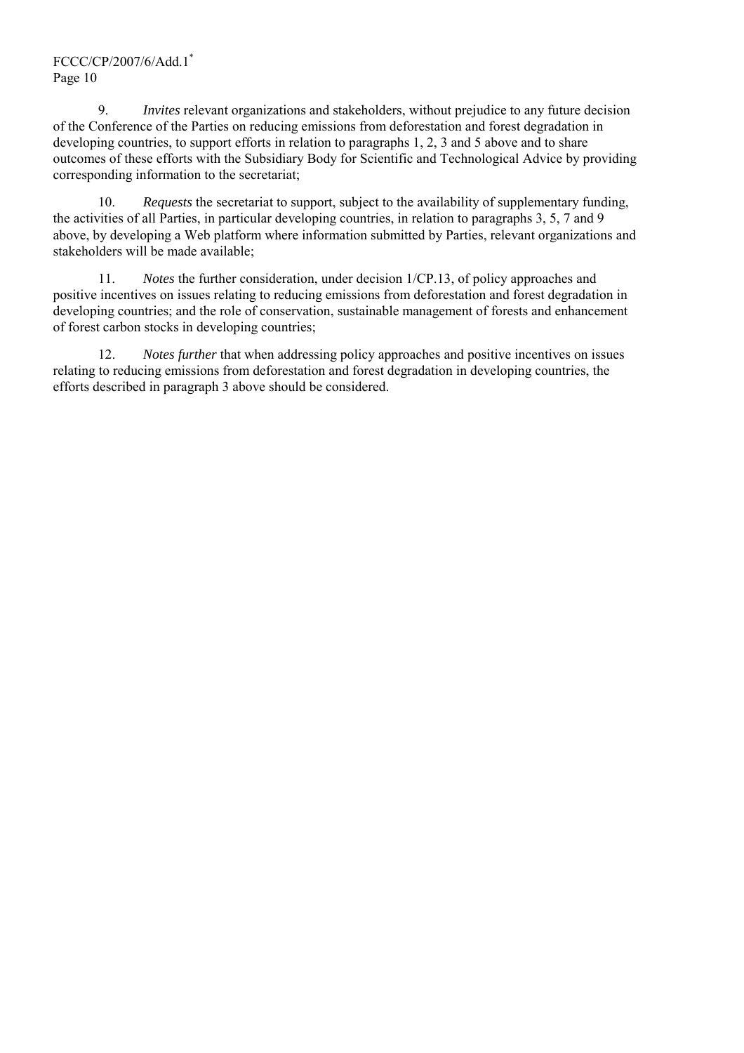9. *Invites* relevant organizations and stakeholders, without prejudice to any future decision of the Conference of the Parties on reducing emissions from deforestation and forest degradation in developing countries, to support efforts in relation to paragraphs 1, 2, 3 and 5 above and to share outcomes of these efforts with the Subsidiary Body for Scientific and Technological Advice by providing corresponding information to the secretariat;

10. *Requests* the secretariat to support, subject to the availability of supplementary funding, the activities of all Parties, in particular developing countries, in relation to paragraphs 3, 5, 7 and 9 above, by developing a Web platform where information submitted by Parties, relevant organizations and stakeholders will be made available;

11. *Notes* the further consideration, under decision 1/CP.13, of policy approaches and positive incentives on issues relating to reducing emissions from deforestation and forest degradation in developing countries; and the role of conservation, sustainable management of forests and enhancement of forest carbon stocks in developing countries;

12. *Notes further* that when addressing policy approaches and positive incentives on issues relating to reducing emissions from deforestation and forest degradation in developing countries, the efforts described in paragraph 3 above should be considered.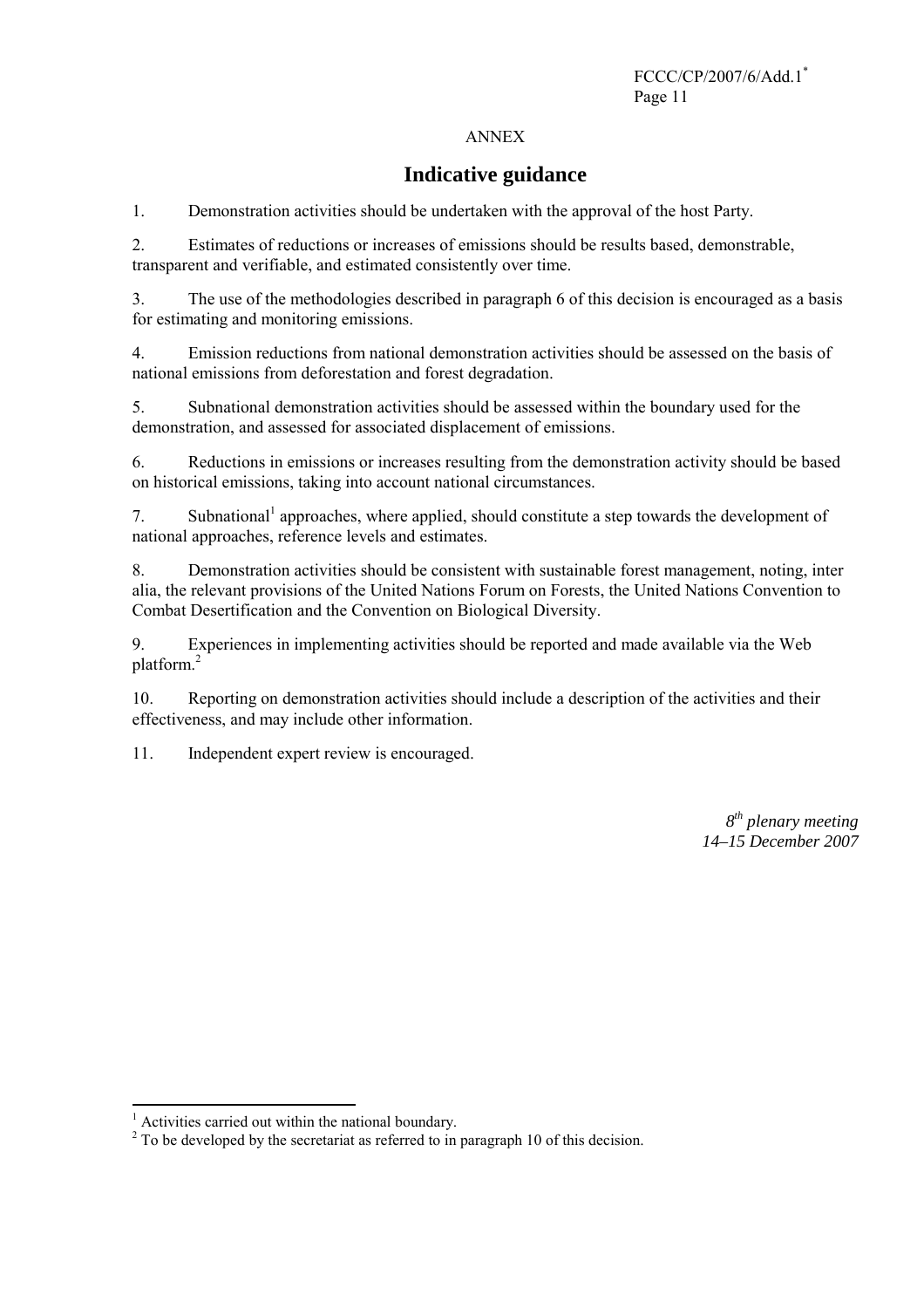ANNEX

# Indicative guidance

1. Demonstration activities should be undertaken with the approval of the host Party.

2. Estimates of reductions or increases of emissions should be results based, demonstrable, transparent and verifiable, and estimated consistently over time.

3. The use of the methodologies described in paragraph 6 of this decision is encouraged as a basis for estimating and monitoring emissions.

4. Emission reductions from national demonstration activities should be assessed on the basis of national emissions from deforestation and forest degradation.

5. Subnational demonstration activities should be assessed within the boundary used for the demonstration, and assessed for associated displacement of emissions.

6. Reductions in emissions or increases resulting from the demonstration activity should be based on historical emissions, taking into account national circumstances.

7. Subnational[1] approaches, where applied, should constitute a step towards the development of national approaches, reference levels and estimates.

8. Demonstration activities should be consistent with sustainable forest management, noting, inter alia, the relevant provisions of the United Nations Forum on Forests, the United Nations Convention to Combat Desertification and the Convention on Biological Diversity.

9. Experiences in implementing activities should be reported and made available via the Web platform.[2]

10. Reporting on demonstration activities should include a description of the activities and their effectiveness, and may include other information.

11. Independent expert review is encouraged.

*8th plenary meeting*
*14–15 December 2007*

---

[1] Activities carried out within the national boundary.

[2] To be developed by the secretariat as referred to in paragraph 10 of this decision.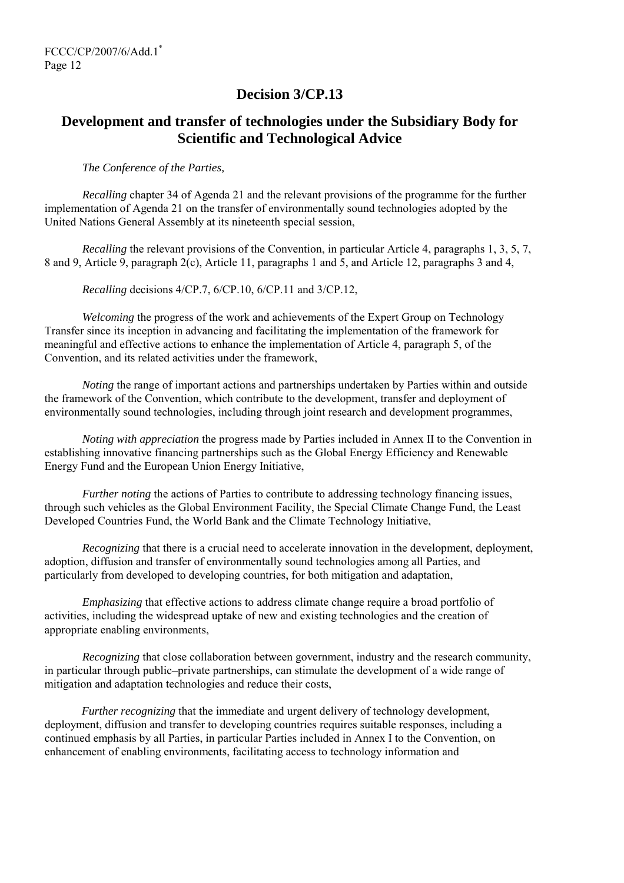# Decision 3/CP.13

## Development and transfer of technologies under the Subsidiary Body for Scientific and Technological Advice

*The Conference of the Parties,*

*Recalling* chapter 34 of Agenda 21 and the relevant provisions of the programme for the further implementation of Agenda 21 on the transfer of environmentally sound technologies adopted by the United Nations General Assembly at its nineteenth special session,

*Recalling* the relevant provisions of the Convention, in particular Article 4, paragraphs 1, 3, 5, 7, 8 and 9, Article 9, paragraph 2(c), Article 11, paragraphs 1 and 5, and Article 12, paragraphs 3 and 4,

*Recalling* decisions 4/CP.7, 6/CP.10, 6/CP.11 and 3/CP.12,

*Welcoming* the progress of the work and achievements of the Expert Group on Technology Transfer since its inception in advancing and facilitating the implementation of the framework for meaningful and effective actions to enhance the implementation of Article 4, paragraph 5, of the Convention, and its related activities under the framework,

*Noting* the range of important actions and partnerships undertaken by Parties within and outside the framework of the Convention, which contribute to the development, transfer and deployment of environmentally sound technologies, including through joint research and development programmes,

*Noting with appreciation* the progress made by Parties included in Annex II to the Convention in establishing innovative financing partnerships such as the Global Energy Efficiency and Renewable Energy Fund and the European Union Energy Initiative,

*Further noting* the actions of Parties to contribute to addressing technology financing issues, through such vehicles as the Global Environment Facility, the Special Climate Change Fund, the Least Developed Countries Fund, the World Bank and the Climate Technology Initiative,

*Recognizing* that there is a crucial need to accelerate innovation in the development, deployment, adoption, diffusion and transfer of environmentally sound technologies among all Parties, and particularly from developed to developing countries, for both mitigation and adaptation,

*Emphasizing* that effective actions to address climate change require a broad portfolio of activities, including the widespread uptake of new and existing technologies and the creation of appropriate enabling environments,

*Recognizing* that close collaboration between government, industry and the research community, in particular through public–private partnerships, can stimulate the development of a wide range of mitigation and adaptation technologies and reduce their costs,

*Further recognizing* that the immediate and urgent delivery of technology development, deployment, diffusion and transfer to developing countries requires suitable responses, including a continued emphasis by all Parties, in particular Parties included in Annex I to the Convention, on enhancement of enabling environments, facilitating access to technology information and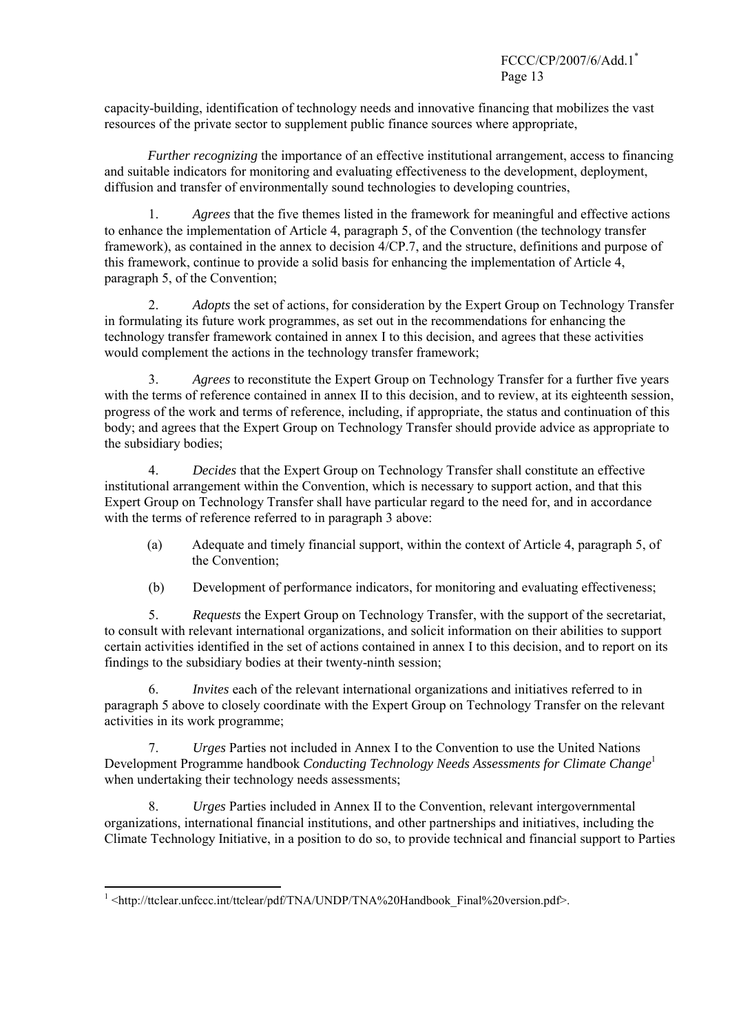capacity-building, identification of technology needs and innovative financing that mobilizes the vast resources of the private sector to supplement public finance sources where appropriate,

*Further recognizing* the importance of an effective institutional arrangement, access to financing and suitable indicators for monitoring and evaluating effectiveness to the development, deployment, diffusion and transfer of environmentally sound technologies to developing countries,

1. *Agrees* that the five themes listed in the framework for meaningful and effective actions to enhance the implementation of Article 4, paragraph 5, of the Convention (the technology transfer framework), as contained in the annex to decision 4/CP.7, and the structure, definitions and purpose of this framework, continue to provide a solid basis for enhancing the implementation of Article 4, paragraph 5, of the Convention;

2. *Adopts* the set of actions, for consideration by the Expert Group on Technology Transfer in formulating its future work programmes, as set out in the recommendations for enhancing the technology transfer framework contained in annex I to this decision, and agrees that these activities would complement the actions in the technology transfer framework;

3. *Agrees* to reconstitute the Expert Group on Technology Transfer for a further five years with the terms of reference contained in annex II to this decision, and to review, at its eighteenth session, progress of the work and terms of reference, including, if appropriate, the status and continuation of this body; and agrees that the Expert Group on Technology Transfer should provide advice as appropriate to the subsidiary bodies;

4. *Decides* that the Expert Group on Technology Transfer shall constitute an effective institutional arrangement within the Convention, which is necessary to support action, and that this Expert Group on Technology Transfer shall have particular regard to the need for, and in accordance with the terms of reference referred to in paragraph 3 above:

   (a) Adequate and timely financial support, within the context of Article 4, paragraph 5, of the Convention;

   (b) Development of performance indicators, for monitoring and evaluating effectiveness;

5. *Requests* the Expert Group on Technology Transfer, with the support of the secretariat, to consult with relevant international organizations, and solicit information on their abilities to support certain activities identified in the set of actions contained in annex I to this decision, and to report on its findings to the subsidiary bodies at their twenty-ninth session;

6. *Invites* each of the relevant international organizations and initiatives referred to in paragraph 5 above to closely coordinate with the Expert Group on Technology Transfer on the relevant activities in its work programme;

7. *Urges* Parties not included in Annex I to the Convention to use the United Nations Development Programme handbook *Conducting Technology Needs Assessments for Climate Change*[1] when undertaking their technology needs assessments;

8. *Urges* Parties included in Annex II to the Convention, relevant intergovernmental organizations, international financial institutions, and other partnerships and initiatives, including the Climate Technology Initiative, in a position to do so, to provide technical and financial support to Parties

---

[1] <http://ttclear.unfccc.int/ttclear/pdf/TNA/UNDP/TNA%20Handbook_Final%20version.pdf>.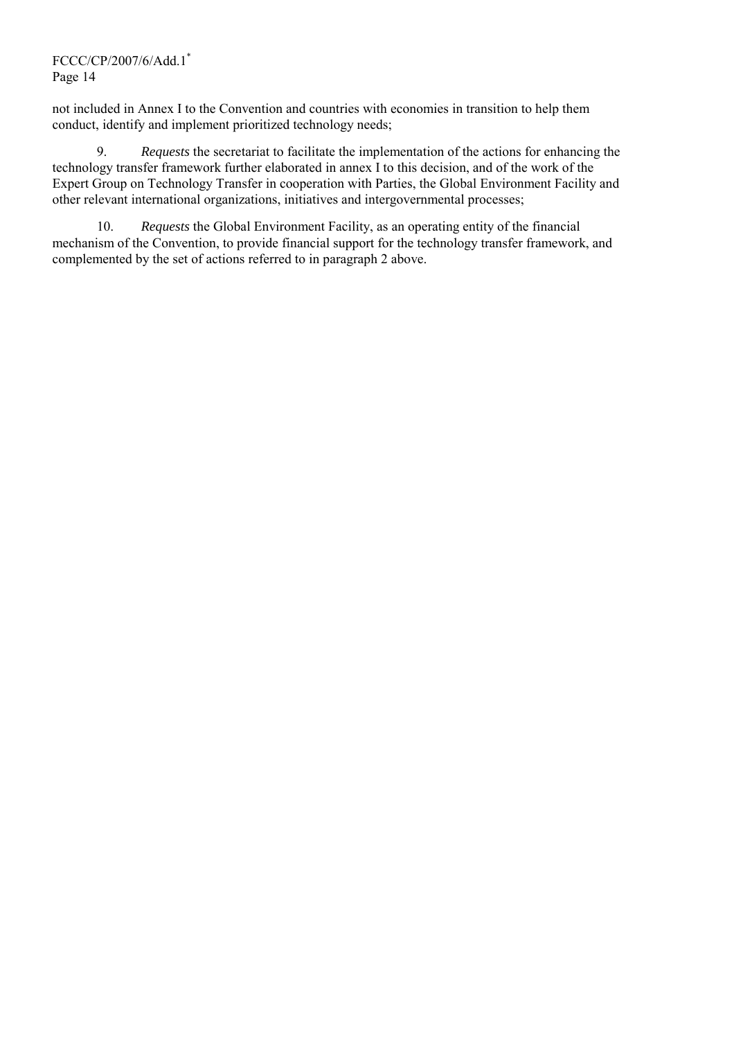not included in Annex I to the Convention and countries with economies in transition to help them conduct, identify and implement prioritized technology needs;

9. *Requests* the secretariat to facilitate the implementation of the actions for enhancing the technology transfer framework further elaborated in annex I to this decision, and of the work of the Expert Group on Technology Transfer in cooperation with Parties, the Global Environment Facility and other relevant international organizations, initiatives and intergovernmental processes;

10. *Requests* the Global Environment Facility, as an operating entity of the financial mechanism of the Convention, to provide financial support for the technology transfer framework, and complemented by the set of actions referred to in paragraph 2 above.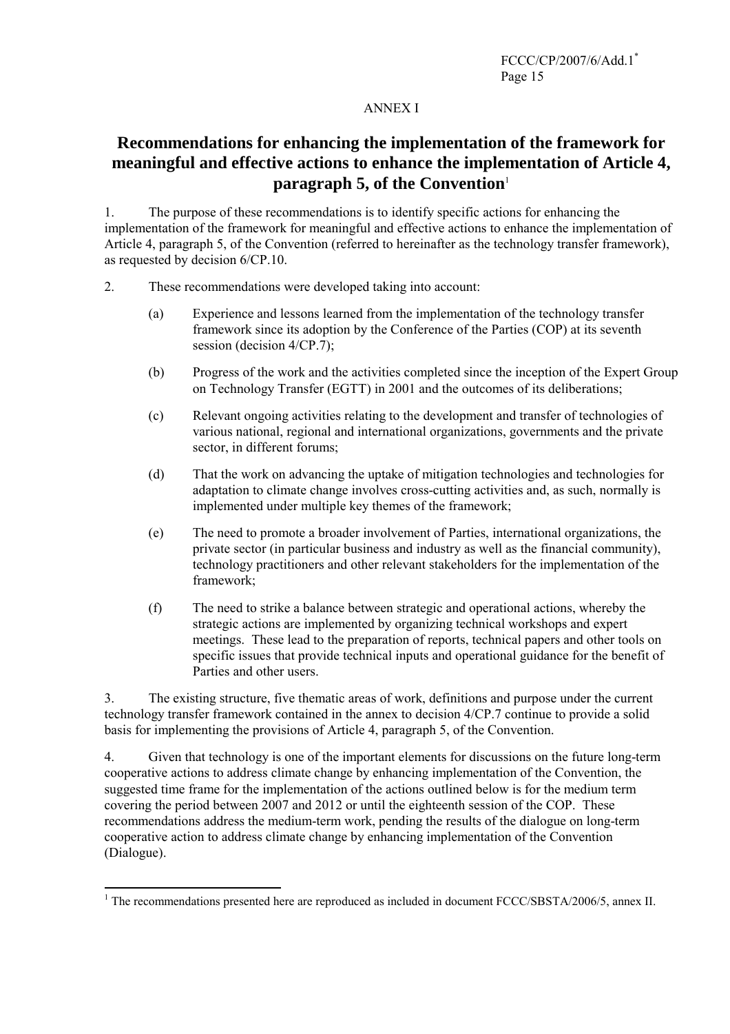ANNEX I

# Recommendations for enhancing the implementation of the framework for meaningful and effective actions to enhance the implementation of Article 4, paragraph 5, of the Convention[1]

1. The purpose of these recommendations is to identify specific actions for enhancing the implementation of the framework for meaningful and effective actions to enhance the implementation of Article 4, paragraph 5, of the Convention (referred to hereinafter as the technology transfer framework), as requested by decision 6/CP.10.

2. These recommendations were developed taking into account:

   (a) Experience and lessons learned from the implementation of the technology transfer framework since its adoption by the Conference of the Parties (COP) at its seventh session (decision 4/CP.7);

   (b) Progress of the work and the activities completed since the inception of the Expert Group on Technology Transfer (EGTT) in 2001 and the outcomes of its deliberations;

   (c) Relevant ongoing activities relating to the development and transfer of technologies of various national, regional and international organizations, governments and the private sector, in different forums;

   (d) That the work on advancing the uptake of mitigation technologies and technologies for adaptation to climate change involves cross-cutting activities and, as such, normally is implemented under multiple key themes of the framework;

   (e) The need to promote a broader involvement of Parties, international organizations, the private sector (in particular business and industry as well as the financial community), technology practitioners and other relevant stakeholders for the implementation of the framework;

   (f) The need to strike a balance between strategic and operational actions, whereby the strategic actions are implemented by organizing technical workshops and expert meetings. These lead to the preparation of reports, technical papers and other tools on specific issues that provide technical inputs and operational guidance for the benefit of Parties and other users.

3. The existing structure, five thematic areas of work, definitions and purpose under the current technology transfer framework contained in the annex to decision 4/CP.7 continue to provide a solid basis for implementing the provisions of Article 4, paragraph 5, of the Convention.

4. Given that technology is one of the important elements for discussions on the future long-term cooperative actions to address climate change by enhancing implementation of the Convention, the suggested time frame for the implementation of the actions outlined below is for the medium term covering the period between 2007 and 2012 or until the eighteenth session of the COP. These recommendations address the medium-term work, pending the results of the dialogue on long-term cooperative action to address climate change by enhancing implementation of the Convention (Dialogue).

[1] The recommendations presented here are reproduced as included in document FCCC/SBSTA/2006/5, annex II.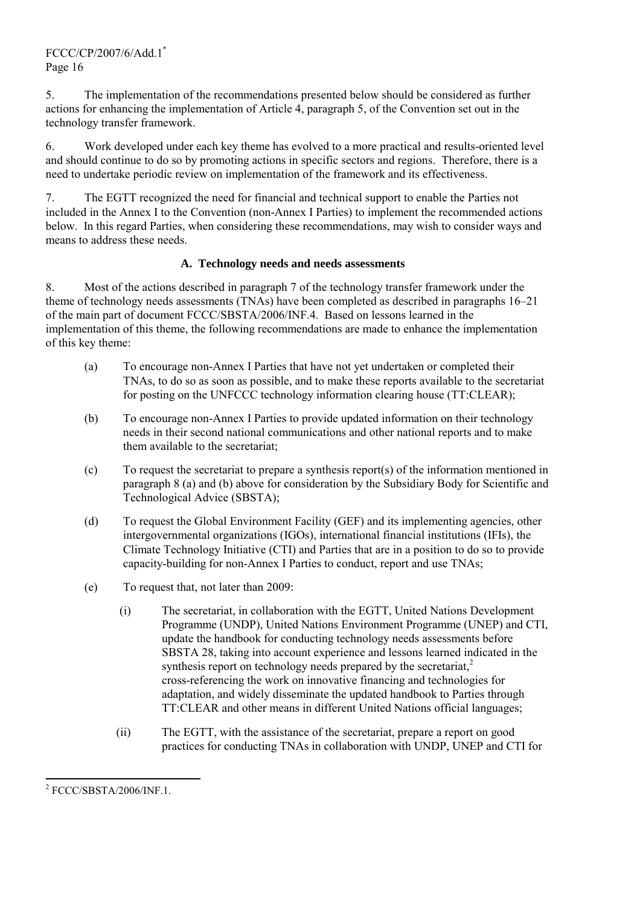5. The implementation of the recommendations presented below should be considered as further actions for enhancing the implementation of Article 4, paragraph 5, of the Convention set out in the technology transfer framework.

6. Work developed under each key theme has evolved to a more practical and results-oriented level and should continue to do so by promoting actions in specific sectors and regions. Therefore, there is a need to undertake periodic review on implementation of the framework and its effectiveness.

7. The EGTT recognized the need for financial and technical support to enable the Parties not included in the Annex I to the Convention (non-Annex I Parties) to implement the recommended actions below. In this regard Parties, when considering these recommendations, may wish to consider ways and means to address these needs.

### A. Technology needs and needs assessments

8. Most of the actions described in paragraph 7 of the technology transfer framework under the theme of technology needs assessments (TNAs) have been completed as described in paragraphs 16–21 of the main part of document FCCC/SBSTA/2006/INF.4. Based on lessons learned in the implementation of this theme, the following recommendations are made to enhance the implementation of this key theme:

(a) To encourage non-Annex I Parties that have not yet undertaken or completed their TNAs, to do so as soon as possible, and to make these reports available to the secretariat for posting on the UNFCCC technology information clearing house (TT:CLEAR);

(b) To encourage non-Annex I Parties to provide updated information on their technology needs in their second national communications and other national reports and to make them available to the secretariat;

(c) To request the secretariat to prepare a synthesis report(s) of the information mentioned in paragraph 8 (a) and (b) above for consideration by the Subsidiary Body for Scientific and Technological Advice (SBSTA);

(d) To request the Global Environment Facility (GEF) and its implementing agencies, other intergovernmental organizations (IGOs), international financial institutions (IFIs), the Climate Technology Initiative (CTI) and Parties that are in a position to do so to provide capacity-building for non-Annex I Parties to conduct, report and use TNAs;

(e) To request that, not later than 2009:

(i) The secretariat, in collaboration with the EGTT, United Nations Development Programme (UNDP), United Nations Environment Programme (UNEP) and CTI, update the handbook for conducting technology needs assessments before SBSTA 28, taking into account experience and lessons learned indicated in the synthesis report on technology needs prepared by the secretariat,[2] cross-referencing the work on innovative financing and technologies for adaptation, and widely disseminate the updated handbook to Parties through TT:CLEAR and other means in different United Nations official languages;

(ii) The EGTT, with the assistance of the secretariat, prepare a report on good practices for conducting TNAs in collaboration with UNDP, UNEP and CTI for

[2] FCCC/SBSTA/2006/INF.1.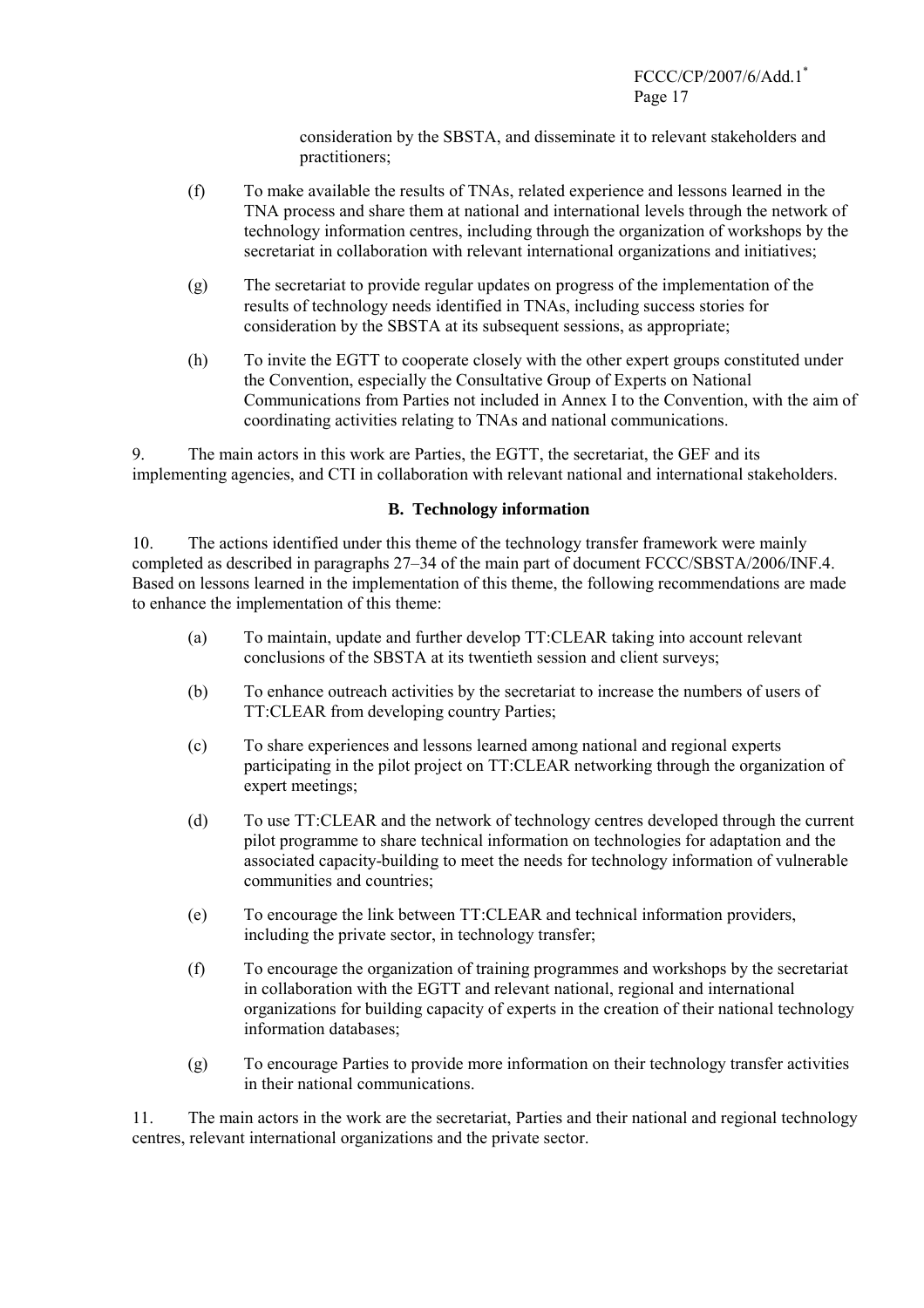consideration by the SBSTA, and disseminate it to relevant stakeholders and practitioners;

(f) To make available the results of TNAs, related experience and lessons learned in the TNA process and share them at national and international levels through the network of technology information centres, including through the organization of workshops by the secretariat in collaboration with relevant international organizations and initiatives;

(g) The secretariat to provide regular updates on progress of the implementation of the results of technology needs identified in TNAs, including success stories for consideration by the SBSTA at its subsequent sessions, as appropriate;

(h) To invite the EGTT to cooperate closely with the other expert groups constituted under the Convention, especially the Consultative Group of Experts on National Communications from Parties not included in Annex I to the Convention, with the aim of coordinating activities relating to TNAs and national communications.

9. The main actors in this work are Parties, the EGTT, the secretariat, the GEF and its implementing agencies, and CTI in collaboration with relevant national and international stakeholders.

### B. Technology information

10. The actions identified under this theme of the technology transfer framework were mainly completed as described in paragraphs 27–34 of the main part of document FCCC/SBSTA/2006/INF.4. Based on lessons learned in the implementation of this theme, the following recommendations are made to enhance the implementation of this theme:

(a) To maintain, update and further develop TT:CLEAR taking into account relevant conclusions of the SBSTA at its twentieth session and client surveys;

(b) To enhance outreach activities by the secretariat to increase the numbers of users of TT:CLEAR from developing country Parties;

(c) To share experiences and lessons learned among national and regional experts participating in the pilot project on TT:CLEAR networking through the organization of expert meetings;

(d) To use TT:CLEAR and the network of technology centres developed through the current pilot programme to share technical information on technologies for adaptation and the associated capacity-building to meet the needs for technology information of vulnerable communities and countries;

(e) To encourage the link between TT:CLEAR and technical information providers, including the private sector, in technology transfer;

(f) To encourage the organization of training programmes and workshops by the secretariat in collaboration with the EGTT and relevant national, regional and international organizations for building capacity of experts in the creation of their national technology information databases;

(g) To encourage Parties to provide more information on their technology transfer activities in their national communications.

11. The main actors in the work are the secretariat, Parties and their national and regional technology centres, relevant international organizations and the private sector.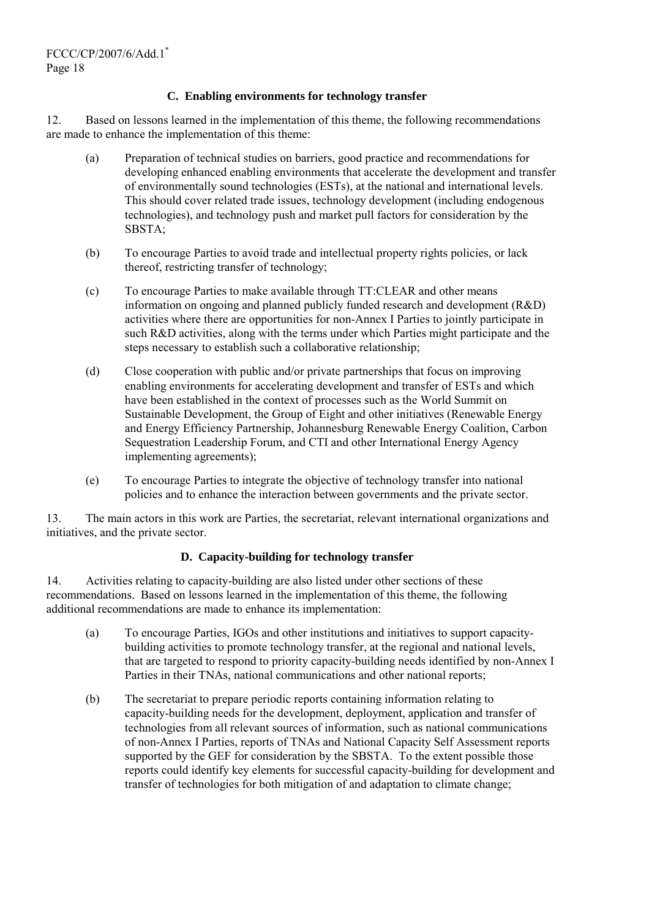### C. Enabling environments for technology transfer

12. Based on lessons learned in the implementation of this theme, the following recommendations are made to enhance the implementation of this theme:

(a) Preparation of technical studies on barriers, good practice and recommendations for developing enhanced enabling environments that accelerate the development and transfer of environmentally sound technologies (ESTs), at the national and international levels. This should cover related trade issues, technology development (including endogenous technologies), and technology push and market pull factors for consideration by the SBSTA;

(b) To encourage Parties to avoid trade and intellectual property rights policies, or lack thereof, restricting transfer of technology;

(c) To encourage Parties to make available through TT:CLEAR and other means information on ongoing and planned publicly funded research and development (R&D) activities where there are opportunities for non-Annex I Parties to jointly participate in such R&D activities, along with the terms under which Parties might participate and the steps necessary to establish such a collaborative relationship;

(d) Close cooperation with public and/or private partnerships that focus on improving enabling environments for accelerating development and transfer of ESTs and which have been established in the context of processes such as the World Summit on Sustainable Development, the Group of Eight and other initiatives (Renewable Energy and Energy Efficiency Partnership, Johannesburg Renewable Energy Coalition, Carbon Sequestration Leadership Forum, and CTI and other International Energy Agency implementing agreements);

(e) To encourage Parties to integrate the objective of technology transfer into national policies and to enhance the interaction between governments and the private sector.

13. The main actors in this work are Parties, the secretariat, relevant international organizations and initiatives, and the private sector.

### D. Capacity-building for technology transfer

14. Activities relating to capacity-building are also listed under other sections of these recommendations. Based on lessons learned in the implementation of this theme, the following additional recommendations are made to enhance its implementation:

(a) To encourage Parties, IGOs and other institutions and initiatives to support capacity-building activities to promote technology transfer, at the regional and national levels, that are targeted to respond to priority capacity-building needs identified by non-Annex I Parties in their TNAs, national communications and other national reports;

(b) The secretariat to prepare periodic reports containing information relating to capacity-building needs for the development, deployment, application and transfer of technologies from all relevant sources of information, such as national communications of non-Annex I Parties, reports of TNAs and National Capacity Self Assessment reports supported by the GEF for consideration by the SBSTA. To the extent possible those reports could identify key elements for successful capacity-building for development and transfer of technologies for both mitigation of and adaptation to climate change;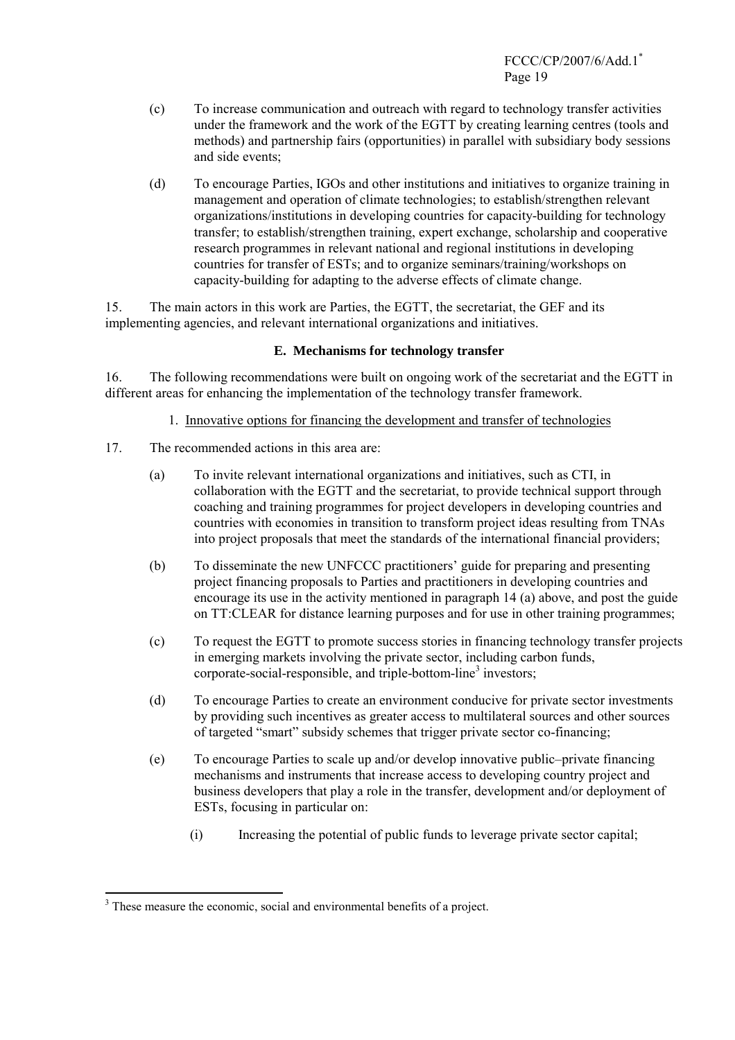(c) To increase communication and outreach with regard to technology transfer activities under the framework and the work of the EGTT by creating learning centres (tools and methods) and partnership fairs (opportunities) in parallel with subsidiary body sessions and side events;

(d) To encourage Parties, IGOs and other institutions and initiatives to organize training in management and operation of climate technologies; to establish/strengthen relevant organizations/institutions in developing countries for capacity-building for technology transfer; to establish/strengthen training, expert exchange, scholarship and cooperative research programmes in relevant national and regional institutions in developing countries for transfer of ESTs; and to organize seminars/training/workshops on capacity-building for adapting to the adverse effects of climate change.

15. The main actors in this work are Parties, the EGTT, the secretariat, the GEF and its implementing agencies, and relevant international organizations and initiatives.

### E. Mechanisms for technology transfer

16. The following recommendations were built on ongoing work of the secretariat and the EGTT in different areas for enhancing the implementation of the technology transfer framework.

#### 1. Innovative options for financing the development and transfer of technologies

17. The recommended actions in this area are:

(a) To invite relevant international organizations and initiatives, such as CTI, in collaboration with the EGTT and the secretariat, to provide technical support through coaching and training programmes for project developers in developing countries and countries with economies in transition to transform project ideas resulting from TNAs into project proposals that meet the standards of the international financial providers;

(b) To disseminate the new UNFCCC practitioners' guide for preparing and presenting project financing proposals to Parties and practitioners in developing countries and encourage its use in the activity mentioned in paragraph 14 (a) above, and post the guide on TT:CLEAR for distance learning purposes and for use in other training programmes;

(c) To request the EGTT to promote success stories in financing technology transfer projects in emerging markets involving the private sector, including carbon funds, corporate-social-responsible, and triple-bottom-line[3] investors;

(d) To encourage Parties to create an environment conducive for private sector investments by providing such incentives as greater access to multilateral sources and other sources of targeted "smart" subsidy schemes that trigger private sector co-financing;

(e) To encourage Parties to scale up and/or develop innovative public–private financing mechanisms and instruments that increase access to developing country project and business developers that play a role in the transfer, development and/or deployment of ESTs, focusing in particular on:

(i) Increasing the potential of public funds to leverage private sector capital;

---

[3] These measure the economic, social and environmental benefits of a project.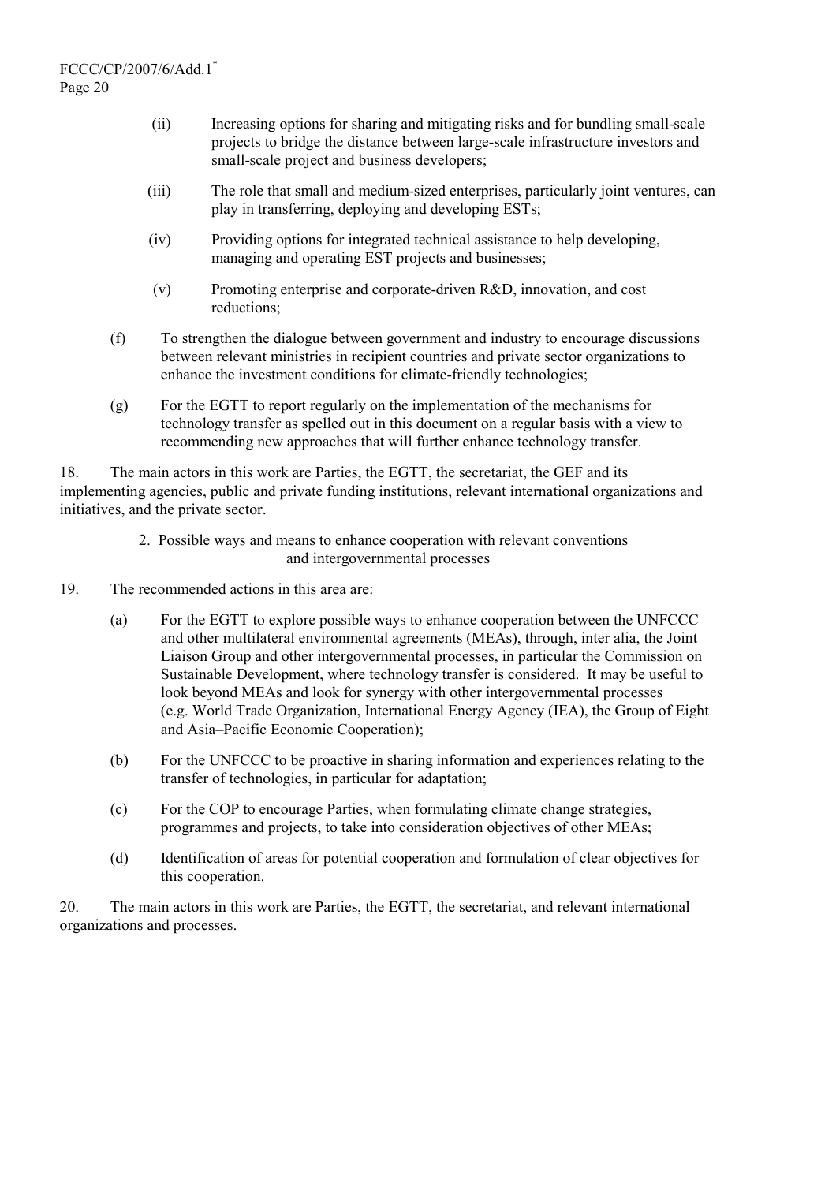(ii) Increasing options for sharing and mitigating risks and for bundling small-scale projects to bridge the distance between large-scale infrastructure investors and small-scale project and business developers;

(iii) The role that small and medium-sized enterprises, particularly joint ventures, can play in transferring, deploying and developing ESTs;

(iv) Providing options for integrated technical assistance to help developing, managing and operating EST projects and businesses;

(v) Promoting enterprise and corporate-driven R&D, innovation, and cost reductions;

(f) To strengthen the dialogue between government and industry to encourage discussions between relevant ministries in recipient countries and private sector organizations to enhance the investment conditions for climate-friendly technologies;

(g) For the EGTT to report regularly on the implementation of the mechanisms for technology transfer as spelled out in this document on a regular basis with a view to recommending new approaches that will further enhance technology transfer.

18. The main actors in this work are Parties, the EGTT, the secretariat, the GEF and its implementing agencies, public and private funding institutions, relevant international organizations and initiatives, and the private sector.

2. Possible ways and means to enhance cooperation with relevant conventions and intergovernmental processes

19. The recommended actions in this area are:

(a) For the EGTT to explore possible ways to enhance cooperation between the UNFCCC and other multilateral environmental agreements (MEAs), through, inter alia, the Joint Liaison Group and other intergovernmental processes, in particular the Commission on Sustainable Development, where technology transfer is considered. It may be useful to look beyond MEAs and look for synergy with other intergovernmental processes (e.g. World Trade Organization, International Energy Agency (IEA), the Group of Eight and Asia–Pacific Economic Cooperation);

(b) For the UNFCCC to be proactive in sharing information and experiences relating to the transfer of technologies, in particular for adaptation;

(c) For the COP to encourage Parties, when formulating climate change strategies, programmes and projects, to take into consideration objectives of other MEAs;

(d) Identification of areas for potential cooperation and formulation of clear objectives for this cooperation.

20. The main actors in this work are Parties, the EGTT, the secretariat, and relevant international organizations and processes.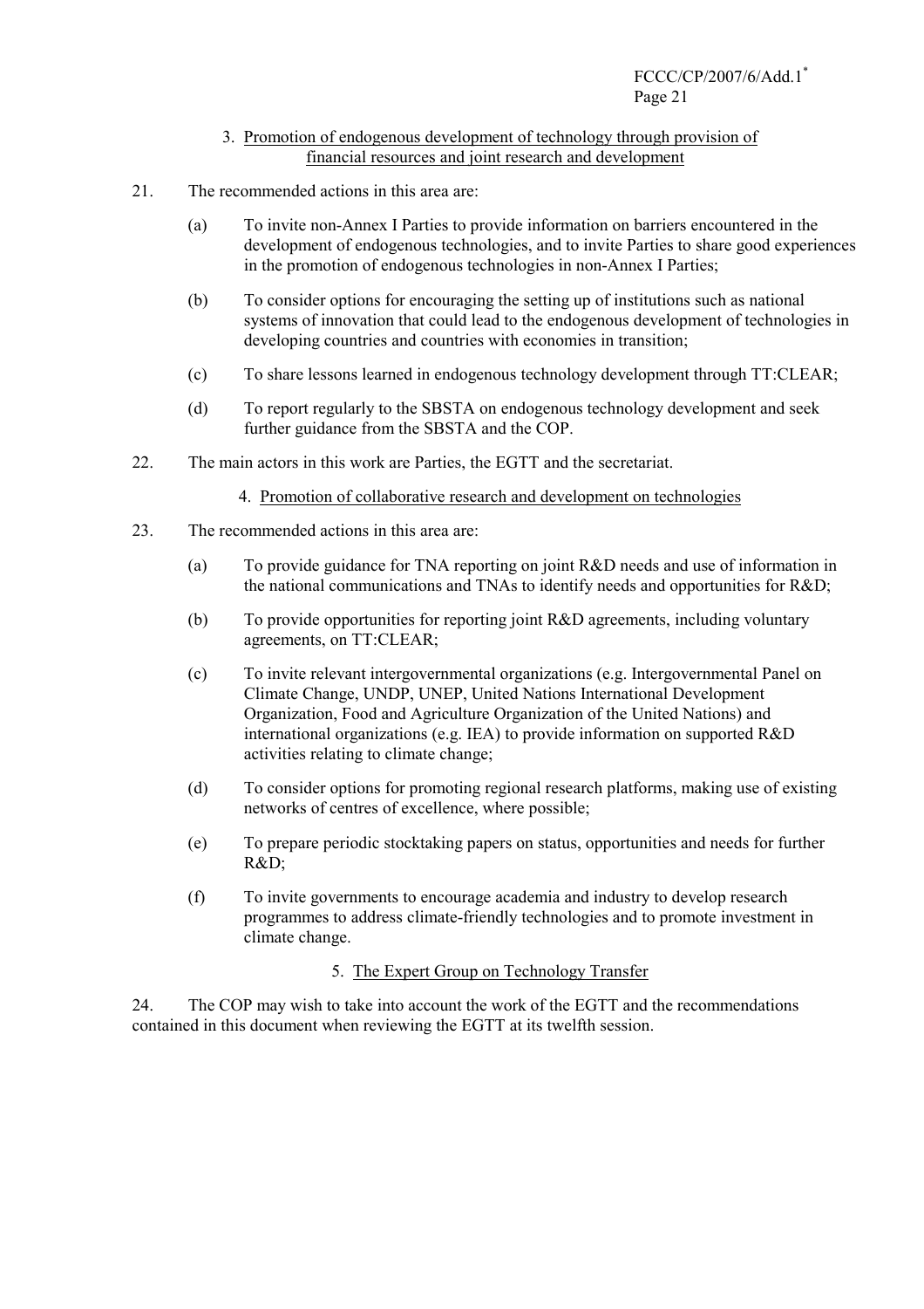### 3. Promotion of endogenous development of technology through provision of financial resources and joint research and development

21. The recommended actions in this area are:

(a) To invite non-Annex I Parties to provide information on barriers encountered in the development of endogenous technologies, and to invite Parties to share good experiences in the promotion of endogenous technologies in non-Annex I Parties;

(b) To consider options for encouraging the setting up of institutions such as national systems of innovation that could lead to the endogenous development of technologies in developing countries and countries with economies in transition;

(c) To share lessons learned in endogenous technology development through TT:CLEAR;

(d) To report regularly to the SBSTA on endogenous technology development and seek further guidance from the SBSTA and the COP.

22. The main actors in this work are Parties, the EGTT and the secretariat.

### 4. Promotion of collaborative research and development on technologies

23. The recommended actions in this area are:

(a) To provide guidance for TNA reporting on joint R&D needs and use of information in the national communications and TNAs to identify needs and opportunities for R&D;

(b) To provide opportunities for reporting joint R&D agreements, including voluntary agreements, on TT:CLEAR;

(c) To invite relevant intergovernmental organizations (e.g. Intergovernmental Panel on Climate Change, UNDP, UNEP, United Nations International Development Organization, Food and Agriculture Organization of the United Nations) and international organizations (e.g. IEA) to provide information on supported R&D activities relating to climate change;

(d) To consider options for promoting regional research platforms, making use of existing networks of centres of excellence, where possible;

(e) To prepare periodic stocktaking papers on status, opportunities and needs for further R&D;

(f) To invite governments to encourage academia and industry to develop research programmes to address climate-friendly technologies and to promote investment in climate change.

### 5. The Expert Group on Technology Transfer

24. The COP may wish to take into account the work of the EGTT and the recommendations contained in this document when reviewing the EGTT at its twelfth session.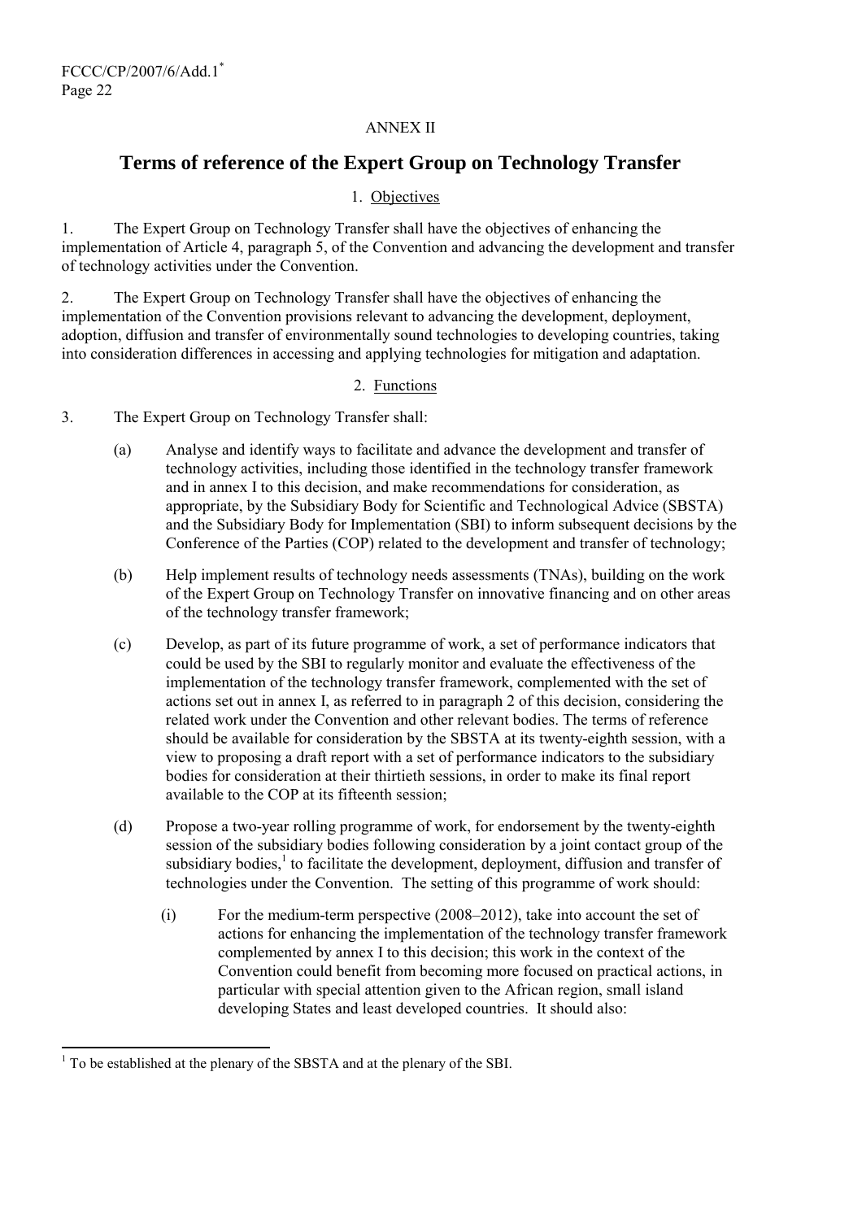ANNEX II

# Terms of reference of the Expert Group on Technology Transfer

## 1. Objectives

1. The Expert Group on Technology Transfer shall have the objectives of enhancing the implementation of Article 4, paragraph 5, of the Convention and advancing the development and transfer of technology activities under the Convention.

2. The Expert Group on Technology Transfer shall have the objectives of enhancing the implementation of the Convention provisions relevant to advancing the development, deployment, adoption, diffusion and transfer of environmentally sound technologies to developing countries, taking into consideration differences in accessing and applying technologies for mitigation and adaptation.

## 2. Functions

3. The Expert Group on Technology Transfer shall:

(a) Analyse and identify ways to facilitate and advance the development and transfer of technology activities, including those identified in the technology transfer framework and in annex I to this decision, and make recommendations for consideration, as appropriate, by the Subsidiary Body for Scientific and Technological Advice (SBSTA) and the Subsidiary Body for Implementation (SBI) to inform subsequent decisions by the Conference of the Parties (COP) related to the development and transfer of technology;

(b) Help implement results of technology needs assessments (TNAs), building on the work of the Expert Group on Technology Transfer on innovative financing and on other areas of the technology transfer framework;

(c) Develop, as part of its future programme of work, a set of performance indicators that could be used by the SBI to regularly monitor and evaluate the effectiveness of the implementation of the technology transfer framework, complemented with the set of actions set out in annex I, as referred to in paragraph 2 of this decision, considering the related work under the Convention and other relevant bodies. The terms of reference should be available for consideration by the SBSTA at its twenty-eighth session, with a view to proposing a draft report with a set of performance indicators to the subsidiary bodies for consideration at their thirtieth sessions, in order to make its final report available to the COP at its fifteenth session;

(d) Propose a two-year rolling programme of work, for endorsement by the twenty-eighth session of the subsidiary bodies following consideration by a joint contact group of the subsidiary bodies,[1] to facilitate the development, deployment, diffusion and transfer of technologies under the Convention. The setting of this programme of work should:

   (i) For the medium-term perspective (2008–2012), take into account the set of actions for enhancing the implementation of the technology transfer framework complemented by annex I to this decision; this work in the context of the Convention could benefit from becoming more focused on practical actions, in particular with special attention given to the African region, small island developing States and least developed countries. It should also:

---

[1] To be established at the plenary of the SBSTA and at the plenary of the SBI.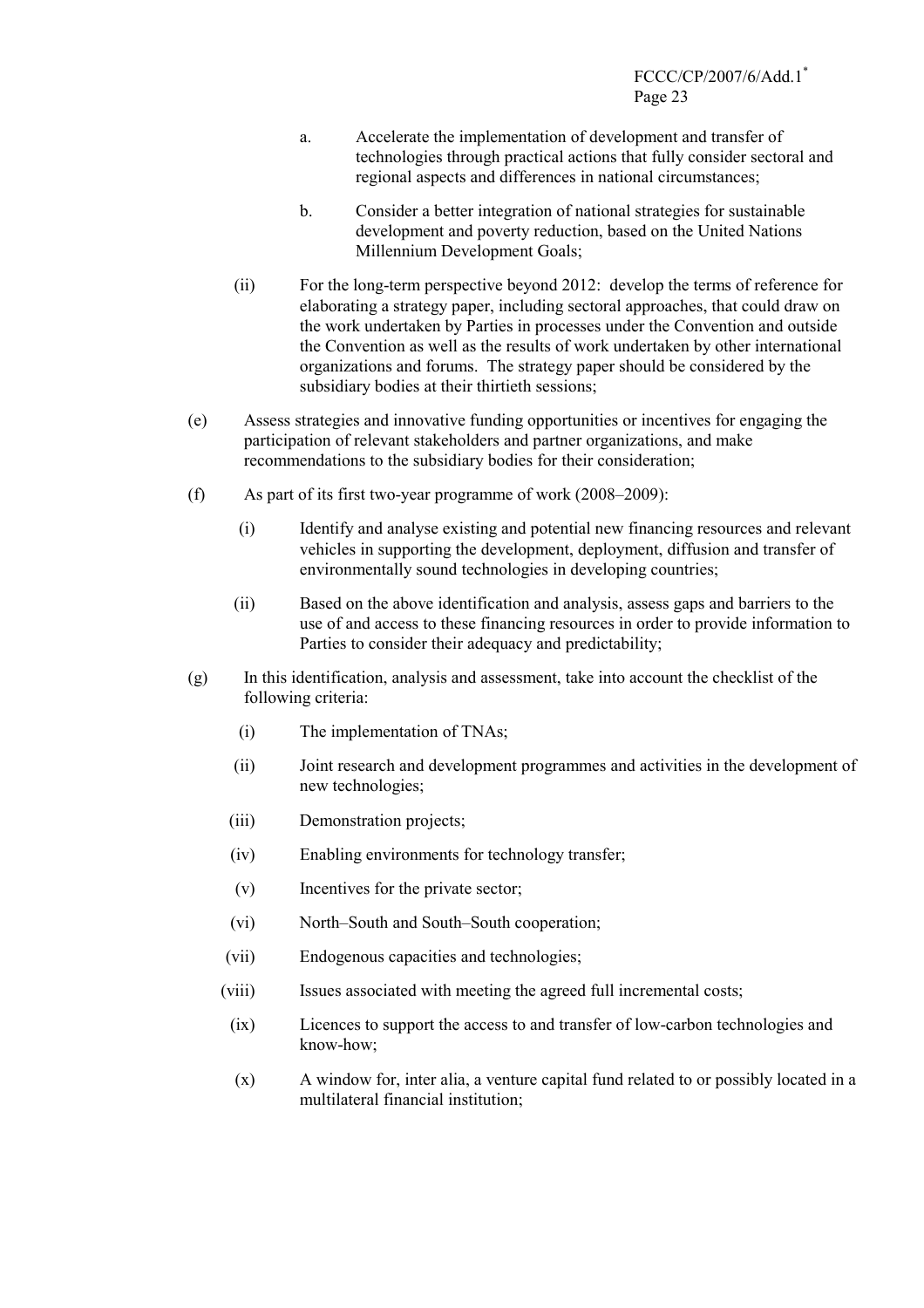a. Accelerate the implementation of development and transfer of technologies through practical actions that fully consider sectoral and regional aspects and differences in national circumstances;

b. Consider a better integration of national strategies for sustainable development and poverty reduction, based on the United Nations Millennium Development Goals;

(ii) For the long-term perspective beyond 2012: develop the terms of reference for elaborating a strategy paper, including sectoral approaches, that could draw on the work undertaken by Parties in processes under the Convention and outside the Convention as well as the results of work undertaken by other international organizations and forums. The strategy paper should be considered by the subsidiary bodies at their thirtieth sessions;

(e) Assess strategies and innovative funding opportunities or incentives for engaging the participation of relevant stakeholders and partner organizations, and make recommendations to the subsidiary bodies for their consideration;

(f) As part of its first two-year programme of work (2008–2009):

(i) Identify and analyse existing and potential new financing resources and relevant vehicles in supporting the development, deployment, diffusion and transfer of environmentally sound technologies in developing countries;

(ii) Based on the above identification and analysis, assess gaps and barriers to the use of and access to these financing resources in order to provide information to Parties to consider their adequacy and predictability;

(g) In this identification, analysis and assessment, take into account the checklist of the following criteria:

(i) The implementation of TNAs;

(ii) Joint research and development programmes and activities in the development of new technologies;

(iii) Demonstration projects;

(iv) Enabling environments for technology transfer;

(v) Incentives for the private sector;

(vi) North–South and South–South cooperation;

(vii) Endogenous capacities and technologies;

(viii) Issues associated with meeting the agreed full incremental costs;

(ix) Licences to support the access to and transfer of low-carbon technologies and know-how;

(x) A window for, inter alia, a venture capital fund related to or possibly located in a multilateral financial institution;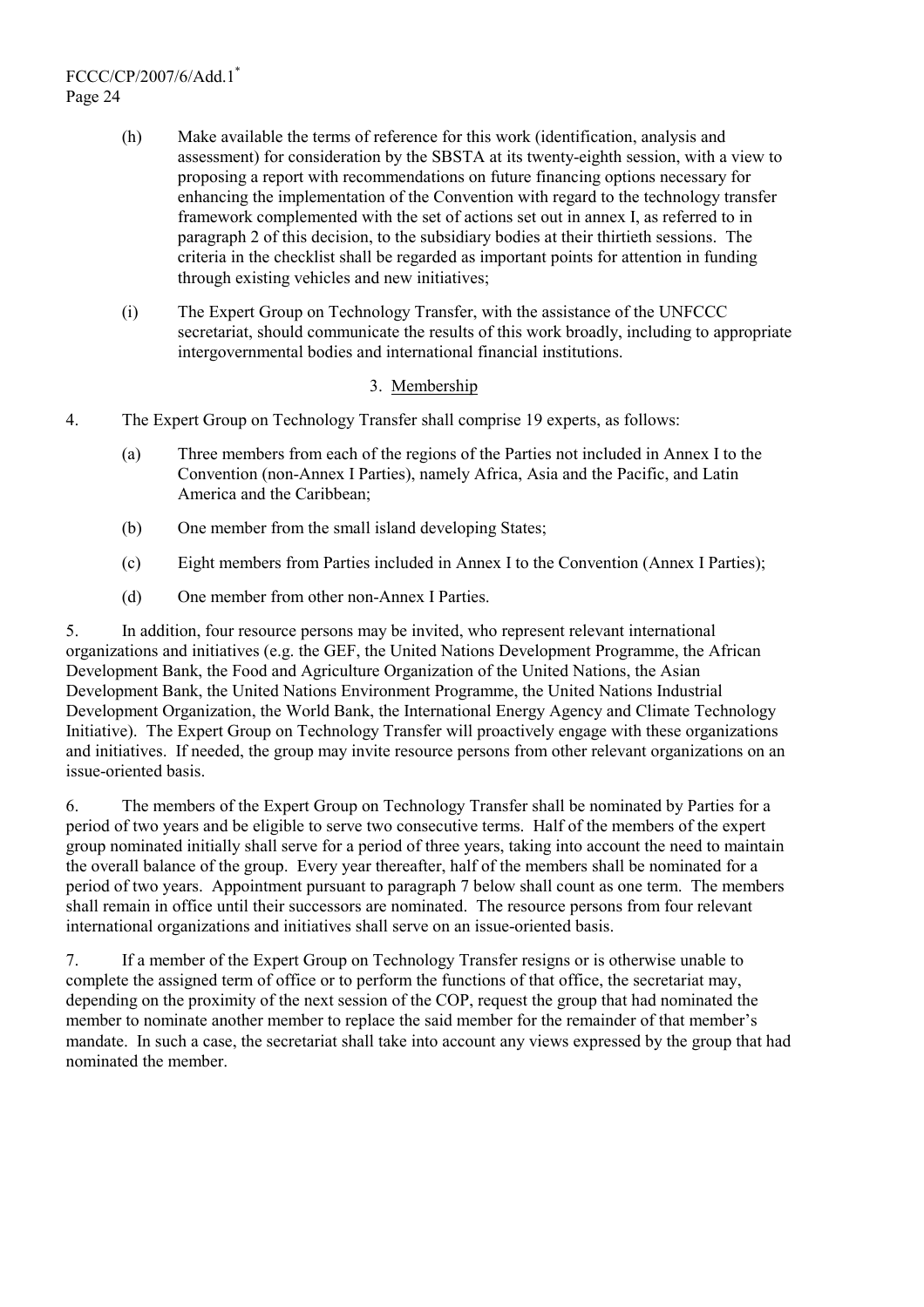(h) Make available the terms of reference for this work (identification, analysis and assessment) for consideration by the SBSTA at its twenty-eighth session, with a view to proposing a report with recommendations on future financing options necessary for enhancing the implementation of the Convention with regard to the technology transfer framework complemented with the set of actions set out in annex I, as referred to in paragraph 2 of this decision, to the subsidiary bodies at their thirtieth sessions. The criteria in the checklist shall be regarded as important points for attention in funding through existing vehicles and new initiatives;

(i) The Expert Group on Technology Transfer, with the assistance of the UNFCCC secretariat, should communicate the results of this work broadly, including to appropriate intergovernmental bodies and international financial institutions.

### 3. Membership

4. The Expert Group on Technology Transfer shall comprise 19 experts, as follows:

(a) Three members from each of the regions of the Parties not included in Annex I to the Convention (non-Annex I Parties), namely Africa, Asia and the Pacific, and Latin America and the Caribbean;

(b) One member from the small island developing States;

(c) Eight members from Parties included in Annex I to the Convention (Annex I Parties);

(d) One member from other non-Annex I Parties.

5. In addition, four resource persons may be invited, who represent relevant international organizations and initiatives (e.g. the GEF, the United Nations Development Programme, the African Development Bank, the Food and Agriculture Organization of the United Nations, the Asian Development Bank, the United Nations Environment Programme, the United Nations Industrial Development Organization, the World Bank, the International Energy Agency and Climate Technology Initiative). The Expert Group on Technology Transfer will proactively engage with these organizations and initiatives. If needed, the group may invite resource persons from other relevant organizations on an issue-oriented basis.

6. The members of the Expert Group on Technology Transfer shall be nominated by Parties for a period of two years and be eligible to serve two consecutive terms. Half of the members of the expert group nominated initially shall serve for a period of three years, taking into account the need to maintain the overall balance of the group. Every year thereafter, half of the members shall be nominated for a period of two years. Appointment pursuant to paragraph 7 below shall count as one term. The members shall remain in office until their successors are nominated. The resource persons from four relevant international organizations and initiatives shall serve on an issue-oriented basis.

7. If a member of the Expert Group on Technology Transfer resigns or is otherwise unable to complete the assigned term of office or to perform the functions of that office, the secretariat may, depending on the proximity of the next session of the COP, request the group that had nominated the member to nominate another member to replace the said member for the remainder of that member's mandate. In such a case, the secretariat shall take into account any views expressed by the group that had nominated the member.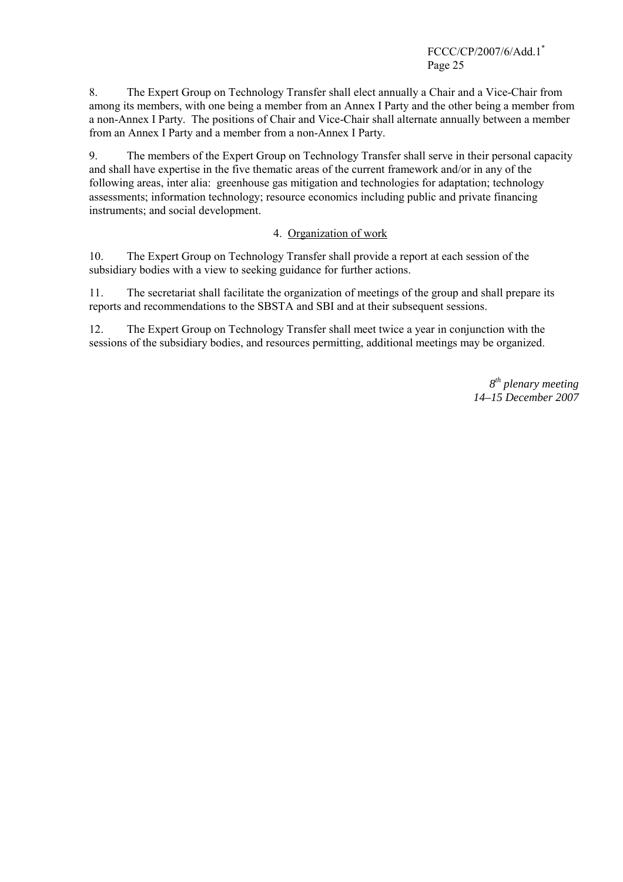8. The Expert Group on Technology Transfer shall elect annually a Chair and a Vice-Chair from among its members, with one being a member from an Annex I Party and the other being a member from a non-Annex I Party. The positions of Chair and Vice-Chair shall alternate annually between a member from an Annex I Party and a member from a non-Annex I Party.

9. The members of the Expert Group on Technology Transfer shall serve in their personal capacity and shall have expertise in the five thematic areas of the current framework and/or in any of the following areas, inter alia: greenhouse gas mitigation and technologies for adaptation; technology assessments; information technology; resource economics including public and private financing instruments; and social development.

### 4. Organization of work

10. The Expert Group on Technology Transfer shall provide a report at each session of the subsidiary bodies with a view to seeking guidance for further actions.

11. The secretariat shall facilitate the organization of meetings of the group and shall prepare its reports and recommendations to the SBSTA and SBI and at their subsequent sessions.

12. The Expert Group on Technology Transfer shall meet twice a year in conjunction with the sessions of the subsidiary bodies, and resources permitting, additional meetings may be organized.

*8th plenary meeting*
*14–15 December 2007*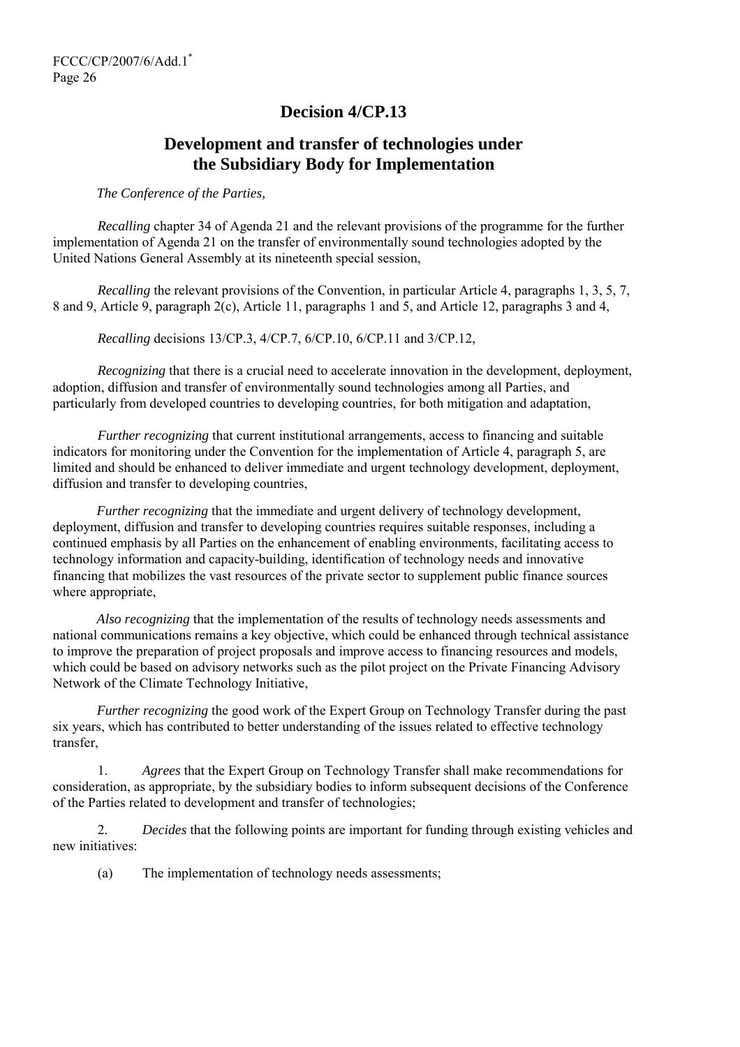# Decision 4/CP.13

## Development and transfer of technologies under the Subsidiary Body for Implementation

*The Conference of the Parties,*

*Recalling* chapter 34 of Agenda 21 and the relevant provisions of the programme for the further implementation of Agenda 21 on the transfer of environmentally sound technologies adopted by the United Nations General Assembly at its nineteenth special session,

*Recalling* the relevant provisions of the Convention, in particular Article 4, paragraphs 1, 3, 5, 7, 8 and 9, Article 9, paragraph 2(c), Article 11, paragraphs 1 and 5, and Article 12, paragraphs 3 and 4,

*Recalling* decisions 13/CP.3, 4/CP.7, 6/CP.10, 6/CP.11 and 3/CP.12,

*Recognizing* that there is a crucial need to accelerate innovation in the development, deployment, adoption, diffusion and transfer of environmentally sound technologies among all Parties, and particularly from developed countries to developing countries, for both mitigation and adaptation,

*Further recognizing* that current institutional arrangements, access to financing and suitable indicators for monitoring under the Convention for the implementation of Article 4, paragraph 5, are limited and should be enhanced to deliver immediate and urgent technology development, deployment, diffusion and transfer to developing countries,

*Further recognizing* that the immediate and urgent delivery of technology development, deployment, diffusion and transfer to developing countries requires suitable responses, including a continued emphasis by all Parties on the enhancement of enabling environments, facilitating access to technology information and capacity-building, identification of technology needs and innovative financing that mobilizes the vast resources of the private sector to supplement public finance sources where appropriate,

*Also recognizing* that the implementation of the results of technology needs assessments and national communications remains a key objective, which could be enhanced through technical assistance to improve the preparation of project proposals and improve access to financing resources and models, which could be based on advisory networks such as the pilot project on the Private Financing Advisory Network of the Climate Technology Initiative,

*Further recognizing* the good work of the Expert Group on Technology Transfer during the past six years, which has contributed to better understanding of the issues related to effective technology transfer,

1. *Agrees* that the Expert Group on Technology Transfer shall make recommendations for consideration, as appropriate, by the subsidiary bodies to inform subsequent decisions of the Conference of the Parties related to development and transfer of technologies;

2. *Decides* that the following points are important for funding through existing vehicles and new initiatives:

(a) The implementation of technology needs assessments;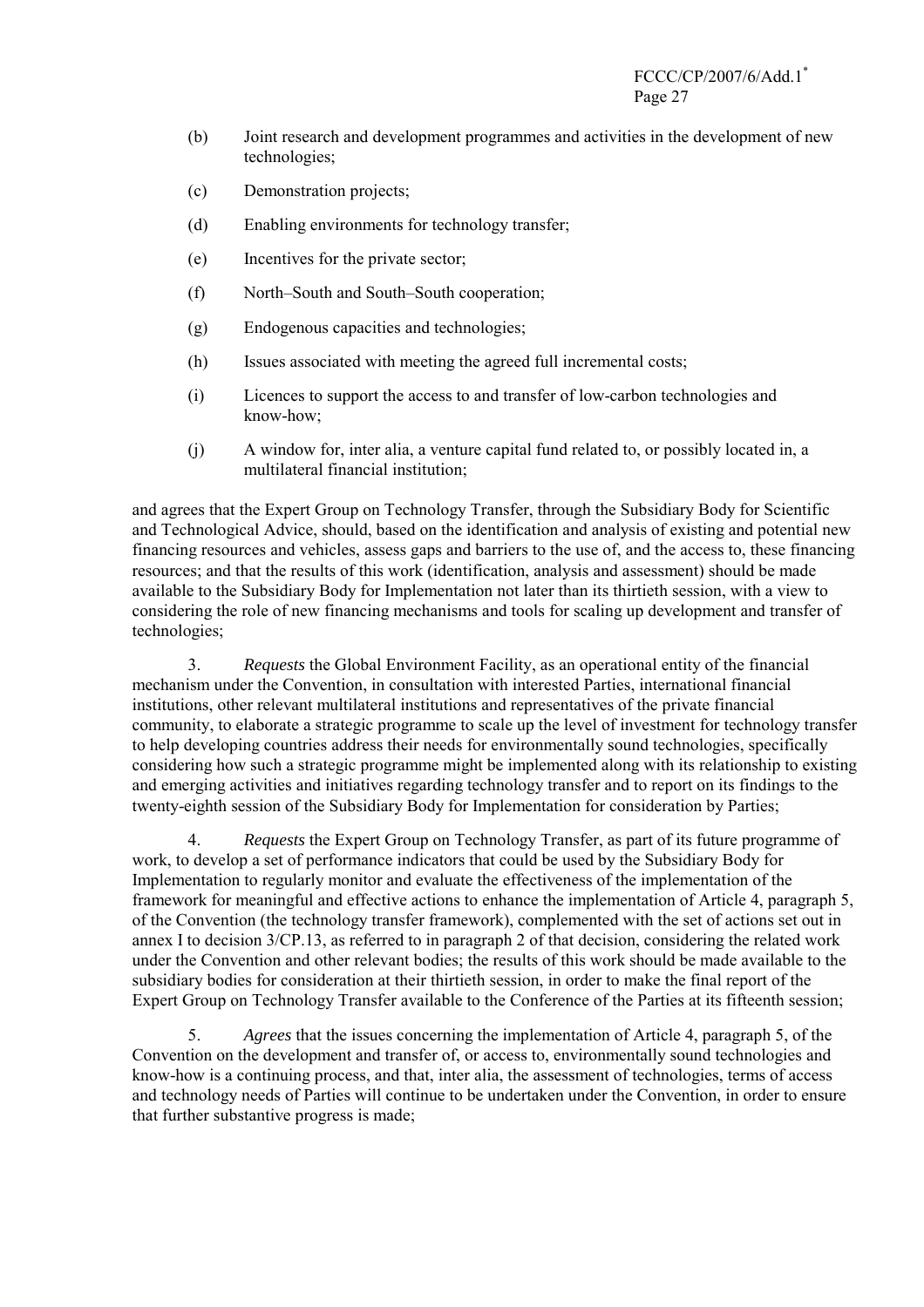(b) Joint research and development programmes and activities in the development of new technologies;

(c) Demonstration projects;

(d) Enabling environments for technology transfer;

(e) Incentives for the private sector;

(f) North–South and South–South cooperation;

(g) Endogenous capacities and technologies;

(h) Issues associated with meeting the agreed full incremental costs;

(i) Licences to support the access to and transfer of low-carbon technologies and know-how;

(j) A window for, inter alia, a venture capital fund related to, or possibly located in, a multilateral financial institution;

and agrees that the Expert Group on Technology Transfer, through the Subsidiary Body for Scientific and Technological Advice, should, based on the identification and analysis of existing and potential new financing resources and vehicles, assess gaps and barriers to the use of, and the access to, these financing resources; and that the results of this work (identification, analysis and assessment) should be made available to the Subsidiary Body for Implementation not later than its thirtieth session, with a view to considering the role of new financing mechanisms and tools for scaling up development and transfer of technologies;

3. *Requests* the Global Environment Facility, as an operational entity of the financial mechanism under the Convention, in consultation with interested Parties, international financial institutions, other relevant multilateral institutions and representatives of the private financial community, to elaborate a strategic programme to scale up the level of investment for technology transfer to help developing countries address their needs for environmentally sound technologies, specifically considering how such a strategic programme might be implemented along with its relationship to existing and emerging activities and initiatives regarding technology transfer and to report on its findings to the twenty-eighth session of the Subsidiary Body for Implementation for consideration by Parties;

4. *Requests* the Expert Group on Technology Transfer, as part of its future programme of work, to develop a set of performance indicators that could be used by the Subsidiary Body for Implementation to regularly monitor and evaluate the effectiveness of the implementation of the framework for meaningful and effective actions to enhance the implementation of Article 4, paragraph 5, of the Convention (the technology transfer framework), complemented with the set of actions set out in annex I to decision 3/CP.13, as referred to in paragraph 2 of that decision, considering the related work under the Convention and other relevant bodies; the results of this work should be made available to the subsidiary bodies for consideration at their thirtieth session, in order to make the final report of the Expert Group on Technology Transfer available to the Conference of the Parties at its fifteenth session;

5. *Agrees* that the issues concerning the implementation of Article 4, paragraph 5, of the Convention on the development and transfer of, or access to, environmentally sound technologies and know-how is a continuing process, and that, inter alia, the assessment of technologies, terms of access and technology needs of Parties will continue to be undertaken under the Convention, in order to ensure that further substantive progress is made;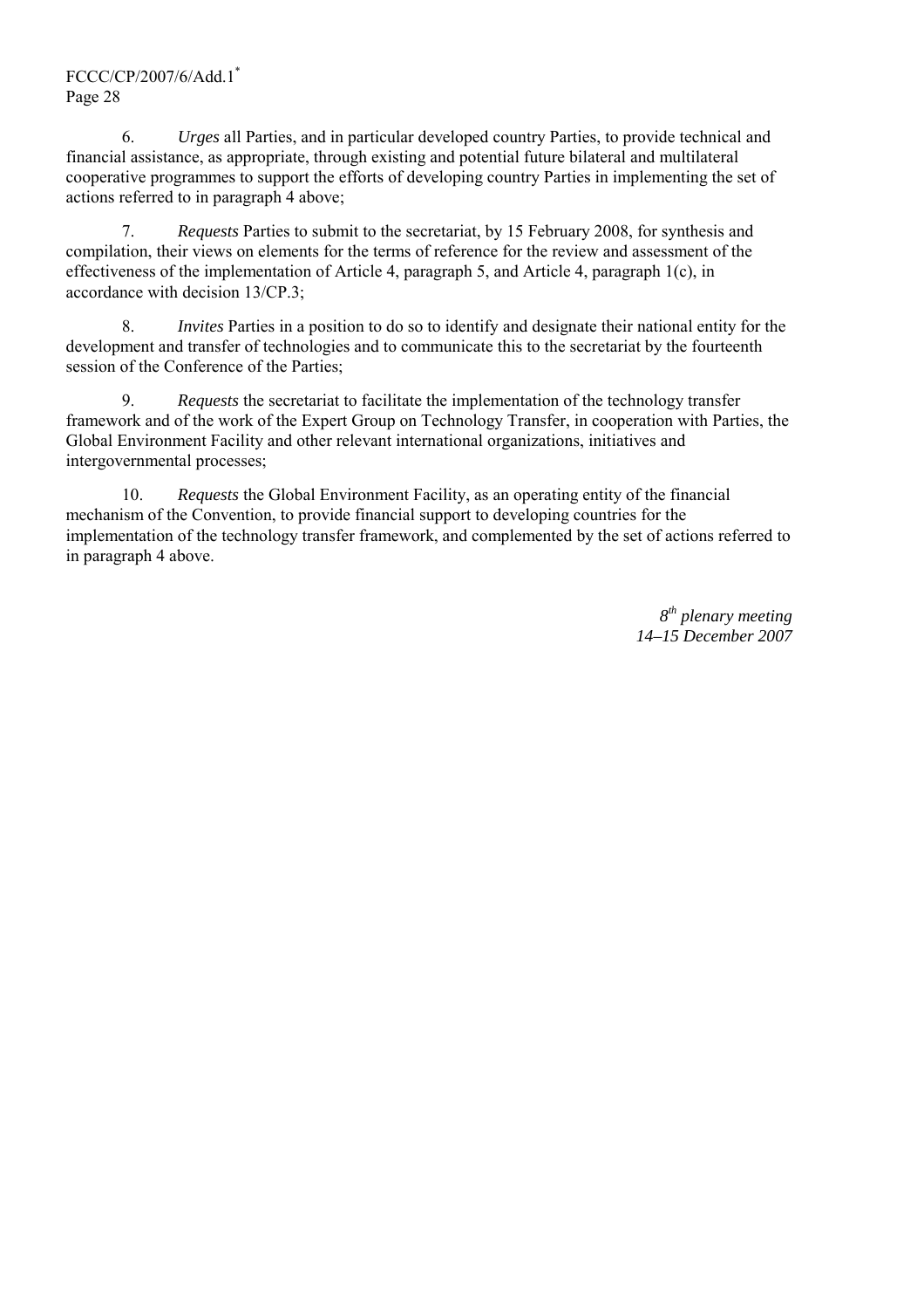6. *Urges* all Parties, and in particular developed country Parties, to provide technical and financial assistance, as appropriate, through existing and potential future bilateral and multilateral cooperative programmes to support the efforts of developing country Parties in implementing the set of actions referred to in paragraph 4 above;

7. *Requests* Parties to submit to the secretariat, by 15 February 2008, for synthesis and compilation, their views on elements for the terms of reference for the review and assessment of the effectiveness of the implementation of Article 4, paragraph 5, and Article 4, paragraph 1(c), in accordance with decision 13/CP.3;

8. *Invites* Parties in a position to do so to identify and designate their national entity for the development and transfer of technologies and to communicate this to the secretariat by the fourteenth session of the Conference of the Parties;

9. *Requests* the secretariat to facilitate the implementation of the technology transfer framework and of the work of the Expert Group on Technology Transfer, in cooperation with Parties, the Global Environment Facility and other relevant international organizations, initiatives and intergovernmental processes;

10. *Requests* the Global Environment Facility, as an operating entity of the financial mechanism of the Convention, to provide financial support to developing countries for the implementation of the technology transfer framework, and complemented by the set of actions referred to in paragraph 4 above.

*8th plenary meeting*
*14–15 December 2007*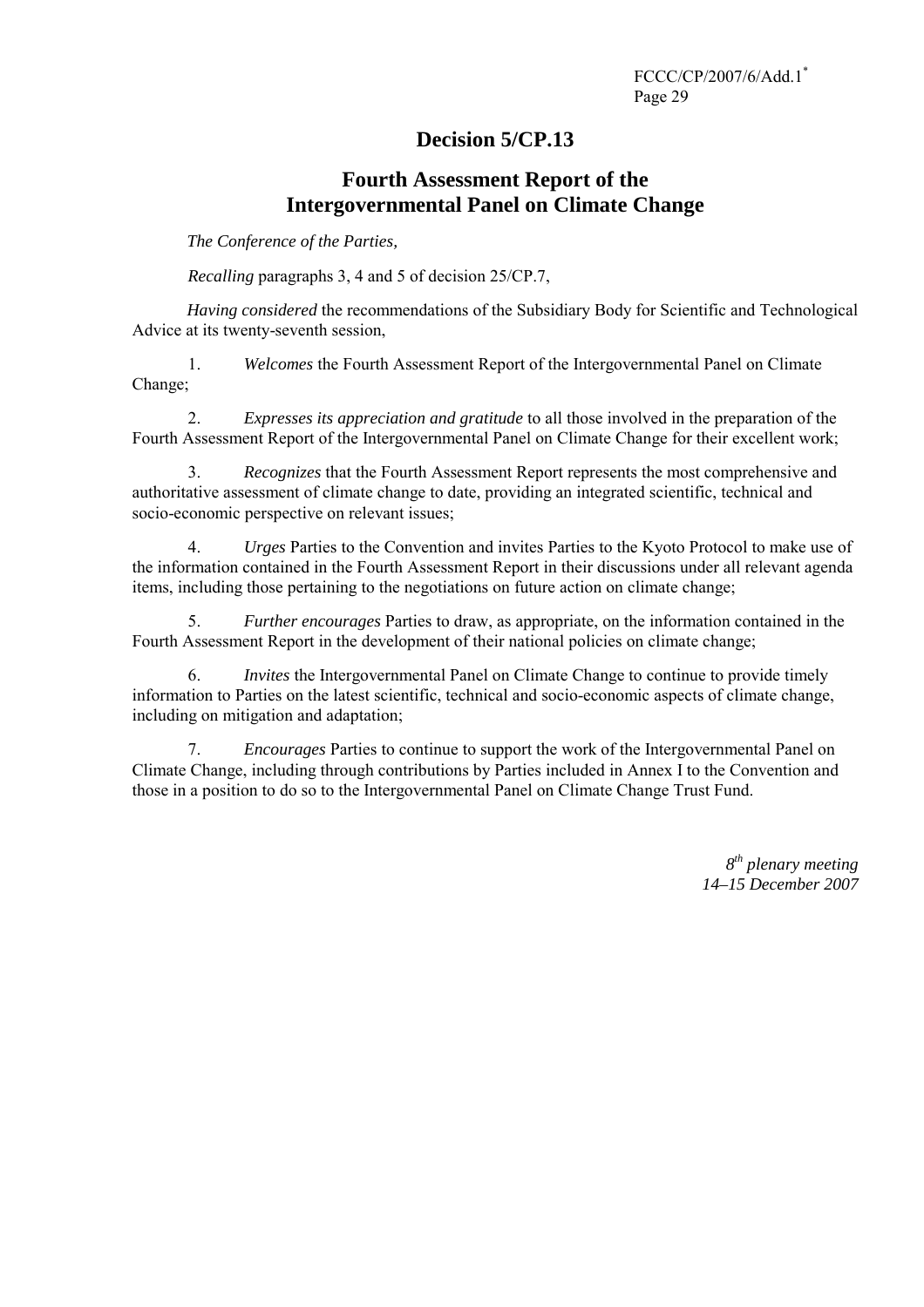# Decision 5/CP.13

## Fourth Assessment Report of the Intergovernmental Panel on Climate Change

*The Conference of the Parties,*

*Recalling* paragraphs 3, 4 and 5 of decision 25/CP.7,

*Having considered* the recommendations of the Subsidiary Body for Scientific and Technological Advice at its twenty-seventh session,

1. *Welcomes* the Fourth Assessment Report of the Intergovernmental Panel on Climate Change;

2. *Expresses its appreciation and gratitude* to all those involved in the preparation of the Fourth Assessment Report of the Intergovernmental Panel on Climate Change for their excellent work;

3. *Recognizes* that the Fourth Assessment Report represents the most comprehensive and authoritative assessment of climate change to date, providing an integrated scientific, technical and socio-economic perspective on relevant issues;

4. *Urges* Parties to the Convention and invites Parties to the Kyoto Protocol to make use of the information contained in the Fourth Assessment Report in their discussions under all relevant agenda items, including those pertaining to the negotiations on future action on climate change;

5. *Further encourages* Parties to draw, as appropriate, on the information contained in the Fourth Assessment Report in the development of their national policies on climate change;

6. *Invites* the Intergovernmental Panel on Climate Change to continue to provide timely information to Parties on the latest scientific, technical and socio-economic aspects of climate change, including on mitigation and adaptation;

7. *Encourages* Parties to continue to support the work of the Intergovernmental Panel on Climate Change, including through contributions by Parties included in Annex I to the Convention and those in a position to do so to the Intergovernmental Panel on Climate Change Trust Fund.

*8th plenary meeting*
*14–15 December 2007*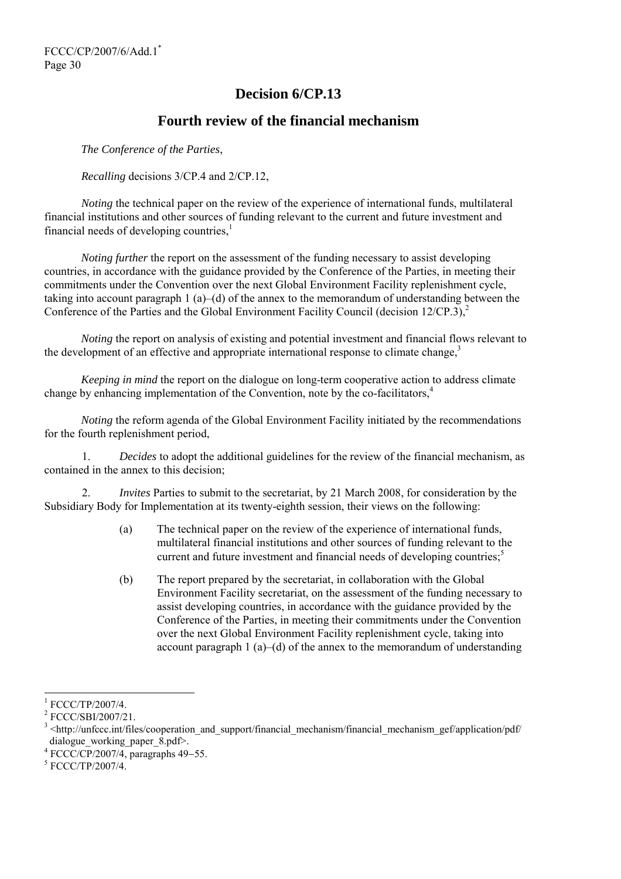# Decision 6/CP.13

## Fourth review of the financial mechanism

*The Conference of the Parties*,

*Recalling* decisions 3/CP.4 and 2/CP.12,

*Noting* the technical paper on the review of the experience of international funds, multilateral financial institutions and other sources of funding relevant to the current and future investment and financial needs of developing countries,[1]

*Noting further* the report on the assessment of the funding necessary to assist developing countries, in accordance with the guidance provided by the Conference of the Parties, in meeting their commitments under the Convention over the next Global Environment Facility replenishment cycle, taking into account paragraph 1 (a)–(d) of the annex to the memorandum of understanding between the Conference of the Parties and the Global Environment Facility Council (decision 12/CP.3),[2]

*Noting* the report on analysis of existing and potential investment and financial flows relevant to the development of an effective and appropriate international response to climate change,[3]

*Keeping in mind* the report on the dialogue on long-term cooperative action to address climate change by enhancing implementation of the Convention, note by the co-facilitators,[4]

*Noting* the reform agenda of the Global Environment Facility initiated by the recommendations for the fourth replenishment period,

1. *Decides* to adopt the additional guidelines for the review of the financial mechanism, as contained in the annex to this decision;

2. *Invites* Parties to submit to the secretariat, by 21 March 2008, for consideration by the Subsidiary Body for Implementation at its twenty-eighth session, their views on the following:

   (a) The technical paper on the review of the experience of international funds, multilateral financial institutions and other sources of funding relevant to the current and future investment and financial needs of developing countries;[5]

   (b) The report prepared by the secretariat, in collaboration with the Global Environment Facility secretariat, on the assessment of the funding necessary to assist developing countries, in accordance with the guidance provided by the Conference of the Parties, in meeting their commitments under the Convention over the next Global Environment Facility replenishment cycle, taking into account paragraph 1 (a)–(d) of the annex to the memorandum of understanding

---

[1] FCCC/TP/2007/4.

[2] FCCC/SBI/2007/21.

[3] <http://unfccc.int/files/cooperation_and_support/financial_mechanism/financial_mechanism_gef/application/pdf/dialogue_working_paper_8.pdf>.

[4] FCCC/CP/2007/4, paragraphs 49−55.

[5] FCCC/TP/2007/4.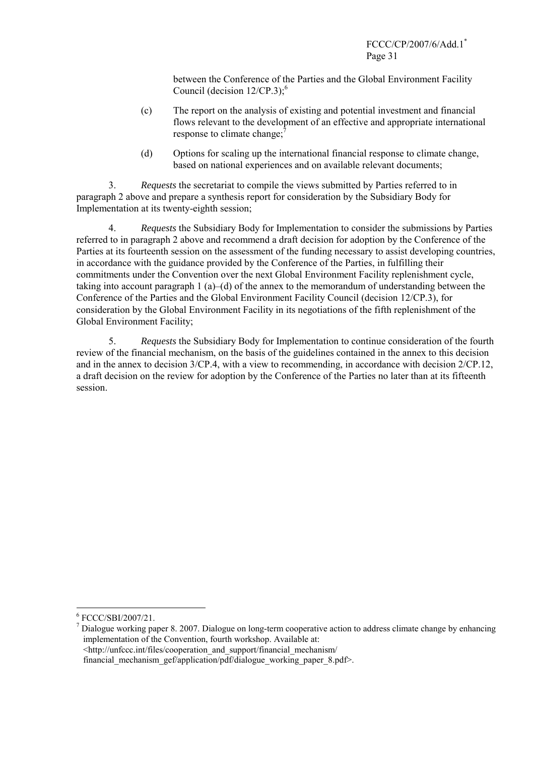between the Conference of the Parties and the Global Environment Facility Council (decision 12/CP.3);[6]

(c) The report on the analysis of existing and potential investment and financial flows relevant to the development of an effective and appropriate international response to climate change;[7]

(d) Options for scaling up the international financial response to climate change, based on national experiences and on available relevant documents;

3. *Requests* the secretariat to compile the views submitted by Parties referred to in paragraph 2 above and prepare a synthesis report for consideration by the Subsidiary Body for Implementation at its twenty-eighth session;

4. *Requests* the Subsidiary Body for Implementation to consider the submissions by Parties referred to in paragraph 2 above and recommend a draft decision for adoption by the Conference of the Parties at its fourteenth session on the assessment of the funding necessary to assist developing countries, in accordance with the guidance provided by the Conference of the Parties, in fulfilling their commitments under the Convention over the next Global Environment Facility replenishment cycle, taking into account paragraph 1 (a)–(d) of the annex to the memorandum of understanding between the Conference of the Parties and the Global Environment Facility Council (decision 12/CP.3), for consideration by the Global Environment Facility in its negotiations of the fifth replenishment of the Global Environment Facility;

5. *Requests* the Subsidiary Body for Implementation to continue consideration of the fourth review of the financial mechanism, on the basis of the guidelines contained in the annex to this decision and in the annex to decision 3/CP.4, with a view to recommending, in accordance with decision 2/CP.12, a draft decision on the review for adoption by the Conference of the Parties no later than at its fifteenth session.

---

[6] FCCC/SBI/2007/21.

[7] Dialogue working paper 8. 2007. Dialogue on long-term cooperative action to address climate change by enhancing implementation of the Convention, fourth workshop. Available at: <http://unfccc.int/files/cooperation_and_support/financial_mechanism/financial_mechanism_gef/application/pdf/dialogue_working_paper_8.pdf>.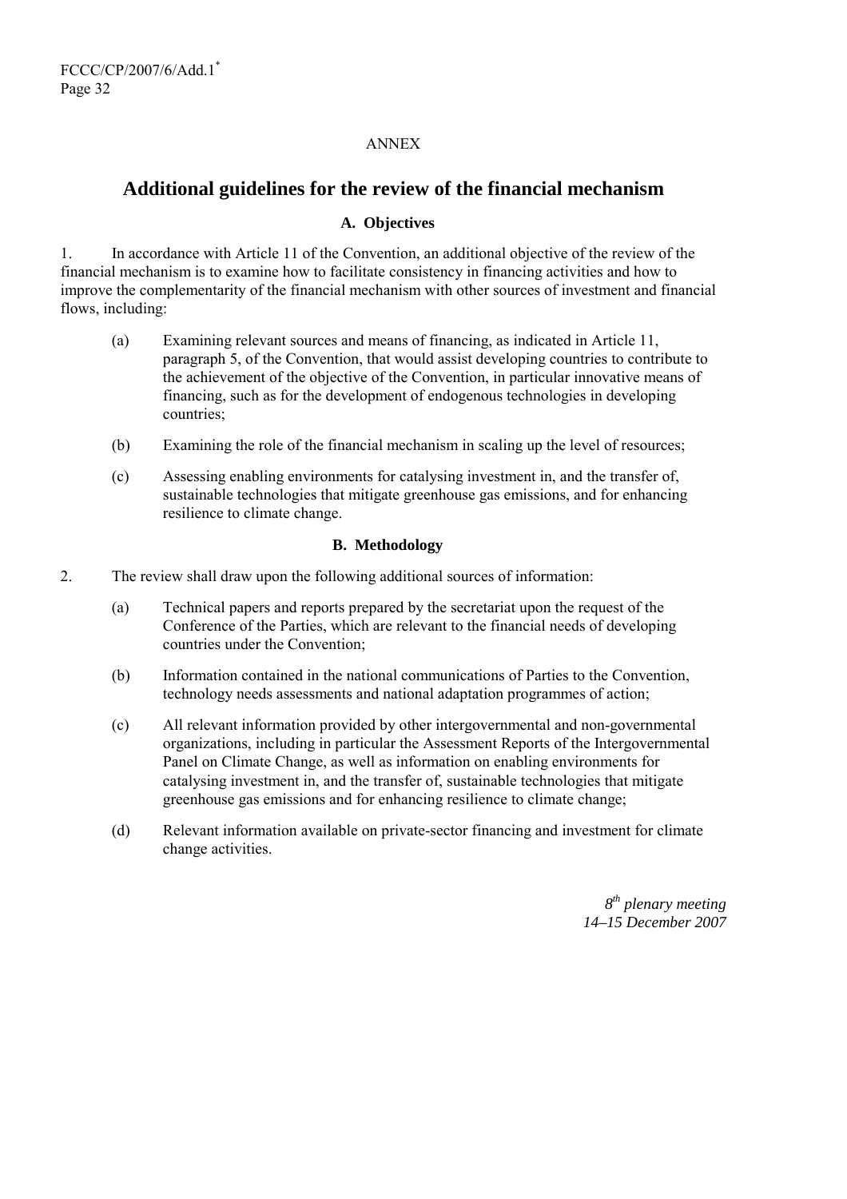ANNEX

# Additional guidelines for the review of the financial mechanism

### A. Objectives

1. In accordance with Article 11 of the Convention, an additional objective of the review of the financial mechanism is to examine how to facilitate consistency in financing activities and how to improve the complementarity of the financial mechanism with other sources of investment and financial flows, including:

   (a) Examining relevant sources and means of financing, as indicated in Article 11, paragraph 5, of the Convention, that would assist developing countries to contribute to the achievement of the objective of the Convention, in particular innovative means of financing, such as for the development of endogenous technologies in developing countries;

   (b) Examining the role of the financial mechanism in scaling up the level of resources;

   (c) Assessing enabling environments for catalysing investment in, and the transfer of, sustainable technologies that mitigate greenhouse gas emissions, and for enhancing resilience to climate change.

### B. Methodology

2. The review shall draw upon the following additional sources of information:

   (a) Technical papers and reports prepared by the secretariat upon the request of the Conference of the Parties, which are relevant to the financial needs of developing countries under the Convention;

   (b) Information contained in the national communications of Parties to the Convention, technology needs assessments and national adaptation programmes of action;

   (c) All relevant information provided by other intergovernmental and non-governmental organizations, including in particular the Assessment Reports of the Intergovernmental Panel on Climate Change, as well as information on enabling environments for catalysing investment in, and the transfer of, sustainable technologies that mitigate greenhouse gas emissions and for enhancing resilience to climate change;

   (d) Relevant information available on private-sector financing and investment for climate change activities.

*8th plenary meeting*
*14–15 December 2007*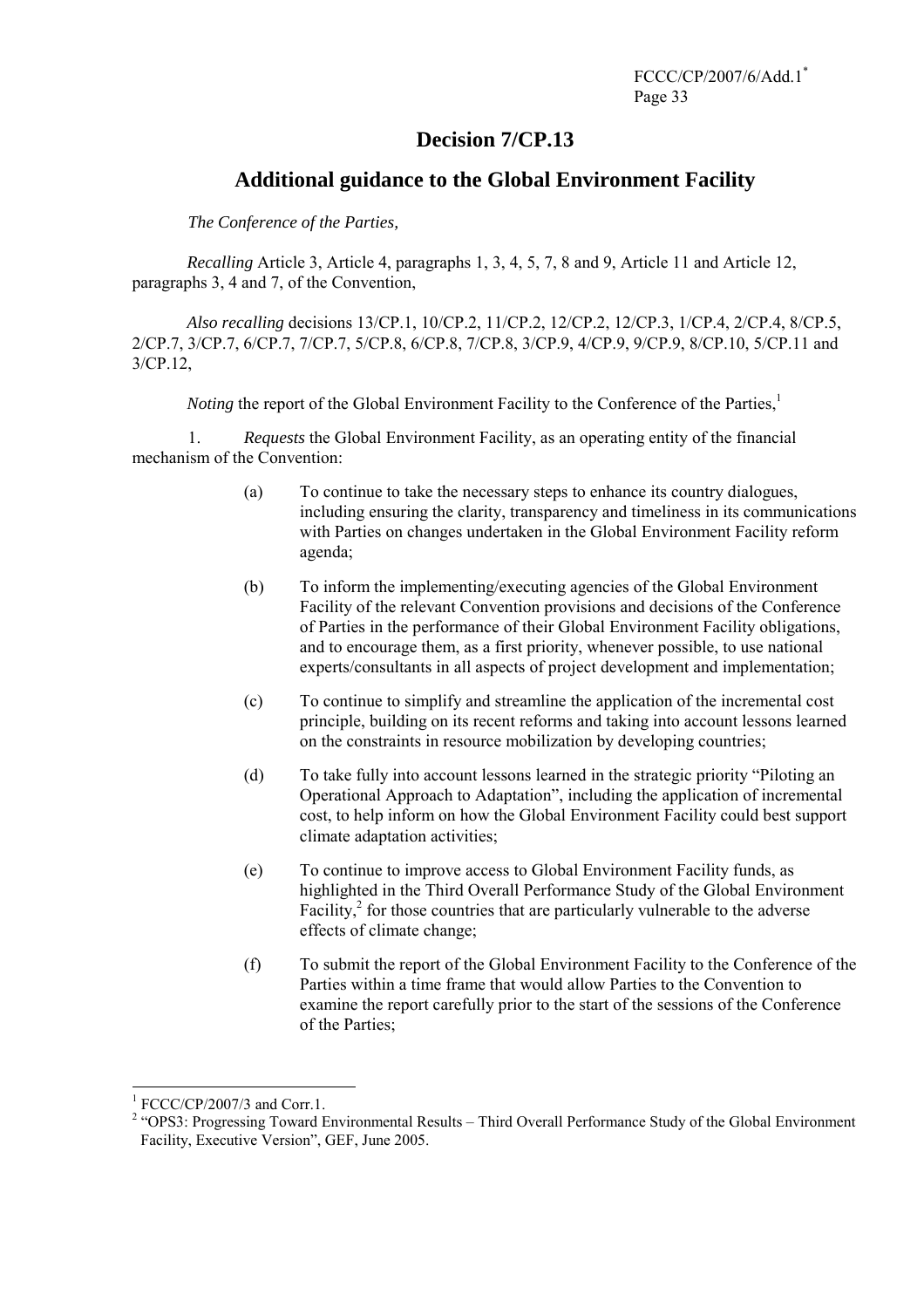# Decision 7/CP.13

## Additional guidance to the Global Environment Facility

*The Conference of the Parties,*

*Recalling* Article 3, Article 4, paragraphs 1, 3, 4, 5, 7, 8 and 9, Article 11 and Article 12, paragraphs 3, 4 and 7, of the Convention,

*Also recalling* decisions 13/CP.1, 10/CP.2, 11/CP.2, 12/CP.2, 12/CP.3, 1/CP.4, 2/CP.4, 8/CP.5, 2/CP.7, 3/CP.7, 6/CP.7, 7/CP.7, 5/CP.8, 6/CP.8, 7/CP.8, 3/CP.9, 4/CP.9, 9/CP.9, 8/CP.10, 5/CP.11 and 3/CP.12,

*Noting* the report of the Global Environment Facility to the Conference of the Parties,[1]

1. *Requests* the Global Environment Facility, as an operating entity of the financial mechanism of the Convention:

   (a) To continue to take the necessary steps to enhance its country dialogues, including ensuring the clarity, transparency and timeliness in its communications with Parties on changes undertaken in the Global Environment Facility reform agenda;

   (b) To inform the implementing/executing agencies of the Global Environment Facility of the relevant Convention provisions and decisions of the Conference of Parties in the performance of their Global Environment Facility obligations, and to encourage them, as a first priority, whenever possible, to use national experts/consultants in all aspects of project development and implementation;

   (c) To continue to simplify and streamline the application of the incremental cost principle, building on its recent reforms and taking into account lessons learned on the constraints in resource mobilization by developing countries;

   (d) To take fully into account lessons learned in the strategic priority "Piloting an Operational Approach to Adaptation", including the application of incremental cost, to help inform on how the Global Environment Facility could best support climate adaptation activities;

   (e) To continue to improve access to Global Environment Facility funds, as highlighted in the Third Overall Performance Study of the Global Environment Facility,[2] for those countries that are particularly vulnerable to the adverse effects of climate change;

   (f) To submit the report of the Global Environment Facility to the Conference of the Parties within a time frame that would allow Parties to the Convention to examine the report carefully prior to the start of the sessions of the Conference of the Parties;

---

[1] FCCC/CP/2007/3 and Corr.1.

[2] "OPS3: Progressing Toward Environmental Results – Third Overall Performance Study of the Global Environment Facility, Executive Version", GEF, June 2005.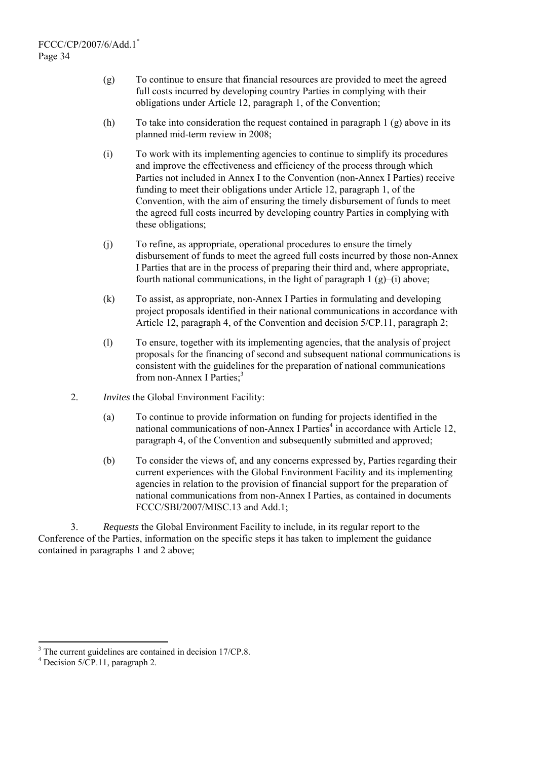(g) To continue to ensure that financial resources are provided to meet the agreed full costs incurred by developing country Parties in complying with their obligations under Article 12, paragraph 1, of the Convention;

(h) To take into consideration the request contained in paragraph 1 (g) above in its planned mid-term review in 2008;

(i) To work with its implementing agencies to continue to simplify its procedures and improve the effectiveness and efficiency of the process through which Parties not included in Annex I to the Convention (non-Annex I Parties) receive funding to meet their obligations under Article 12, paragraph 1, of the Convention, with the aim of ensuring the timely disbursement of funds to meet the agreed full costs incurred by developing country Parties in complying with these obligations;

(j) To refine, as appropriate, operational procedures to ensure the timely disbursement of funds to meet the agreed full costs incurred by those non-Annex I Parties that are in the process of preparing their third and, where appropriate, fourth national communications, in the light of paragraph 1 (g)–(i) above;

(k) To assist, as appropriate, non-Annex I Parties in formulating and developing project proposals identified in their national communications in accordance with Article 12, paragraph 4, of the Convention and decision 5/CP.11, paragraph 2;

(l) To ensure, together with its implementing agencies, that the analysis of project proposals for the financing of second and subsequent national communications is consistent with the guidelines for the preparation of national communications from non-Annex I Parties;[3]

2. *Invites* the Global Environment Facility:

(a) To continue to provide information on funding for projects identified in the national communications of non-Annex I Parties[4] in accordance with Article 12, paragraph 4, of the Convention and subsequently submitted and approved;

(b) To consider the views of, and any concerns expressed by, Parties regarding their current experiences with the Global Environment Facility and its implementing agencies in relation to the provision of financial support for the preparation of national communications from non-Annex I Parties, as contained in documents FCCC/SBI/2007/MISC.13 and Add.1;

3. *Requests* the Global Environment Facility to include, in its regular report to the Conference of the Parties, information on the specific steps it has taken to implement the guidance contained in paragraphs 1 and 2 above;

---

[3] The current guidelines are contained in decision 17/CP.8.

[4] Decision 5/CP.11, paragraph 2.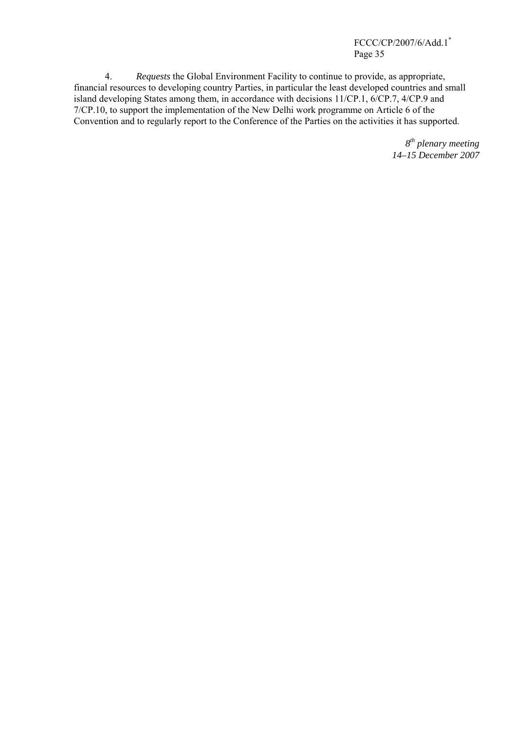4. *Requests* the Global Environment Facility to continue to provide, as appropriate, financial resources to developing country Parties, in particular the least developed countries and small island developing States among them, in accordance with decisions 11/CP.1, 6/CP.7, 4/CP.9 and 7/CP.10, to support the implementation of the New Delhi work programme on Article 6 of the Convention and to regularly report to the Conference of the Parties on the activities it has supported.

*8th plenary meeting*
*14–15 December 2007*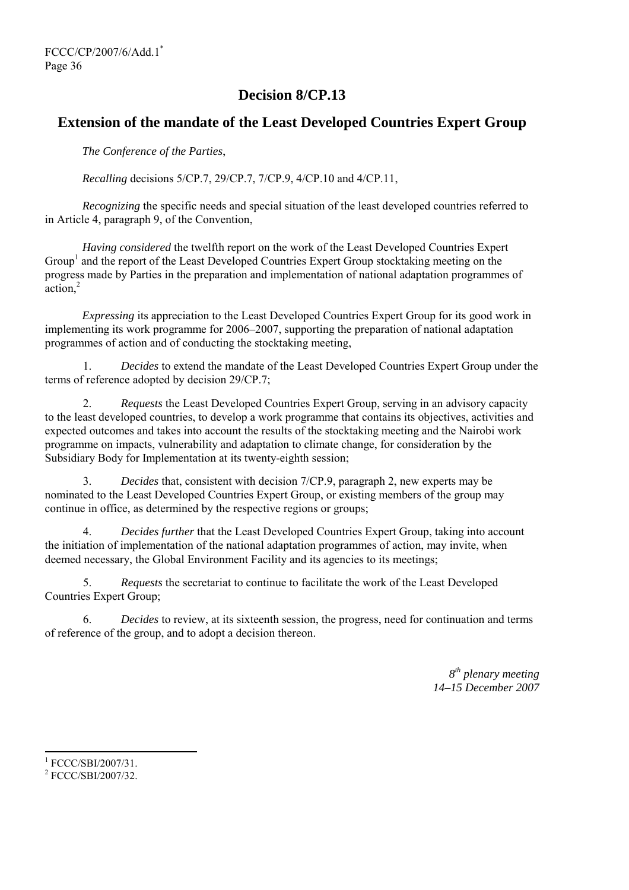# Decision 8/CP.13

## Extension of the mandate of the Least Developed Countries Expert Group

*The Conference of the Parties*,

*Recalling* decisions 5/CP.7, 29/CP.7, 7/CP.9, 4/CP.10 and 4/CP.11,

*Recognizing* the specific needs and special situation of the least developed countries referred to in Article 4, paragraph 9, of the Convention,

*Having considered* the twelfth report on the work of the Least Developed Countries Expert Group[1] and the report of the Least Developed Countries Expert Group stocktaking meeting on the progress made by Parties in the preparation and implementation of national adaptation programmes of action,[2]

*Expressing* its appreciation to the Least Developed Countries Expert Group for its good work in implementing its work programme for 2006–2007, supporting the preparation of national adaptation programmes of action and of conducting the stocktaking meeting,

1. *Decides* to extend the mandate of the Least Developed Countries Expert Group under the terms of reference adopted by decision 29/CP.7;

2. *Requests* the Least Developed Countries Expert Group, serving in an advisory capacity to the least developed countries, to develop a work programme that contains its objectives, activities and expected outcomes and takes into account the results of the stocktaking meeting and the Nairobi work programme on impacts, vulnerability and adaptation to climate change, for consideration by the Subsidiary Body for Implementation at its twenty-eighth session;

3. *Decides* that, consistent with decision 7/CP.9, paragraph 2, new experts may be nominated to the Least Developed Countries Expert Group, or existing members of the group may continue in office, as determined by the respective regions or groups;

4. *Decides further* that the Least Developed Countries Expert Group, taking into account the initiation of implementation of the national adaptation programmes of action, may invite, when deemed necessary, the Global Environment Facility and its agencies to its meetings;

5. *Requests* the secretariat to continue to facilitate the work of the Least Developed Countries Expert Group;

6. *Decides* to review, at its sixteenth session, the progress, need for continuation and terms of reference of the group, and to adopt a decision thereon.

*8th plenary meeting*
*14–15 December 2007*

[1] FCCC/SBI/2007/31.
[2] FCCC/SBI/2007/32.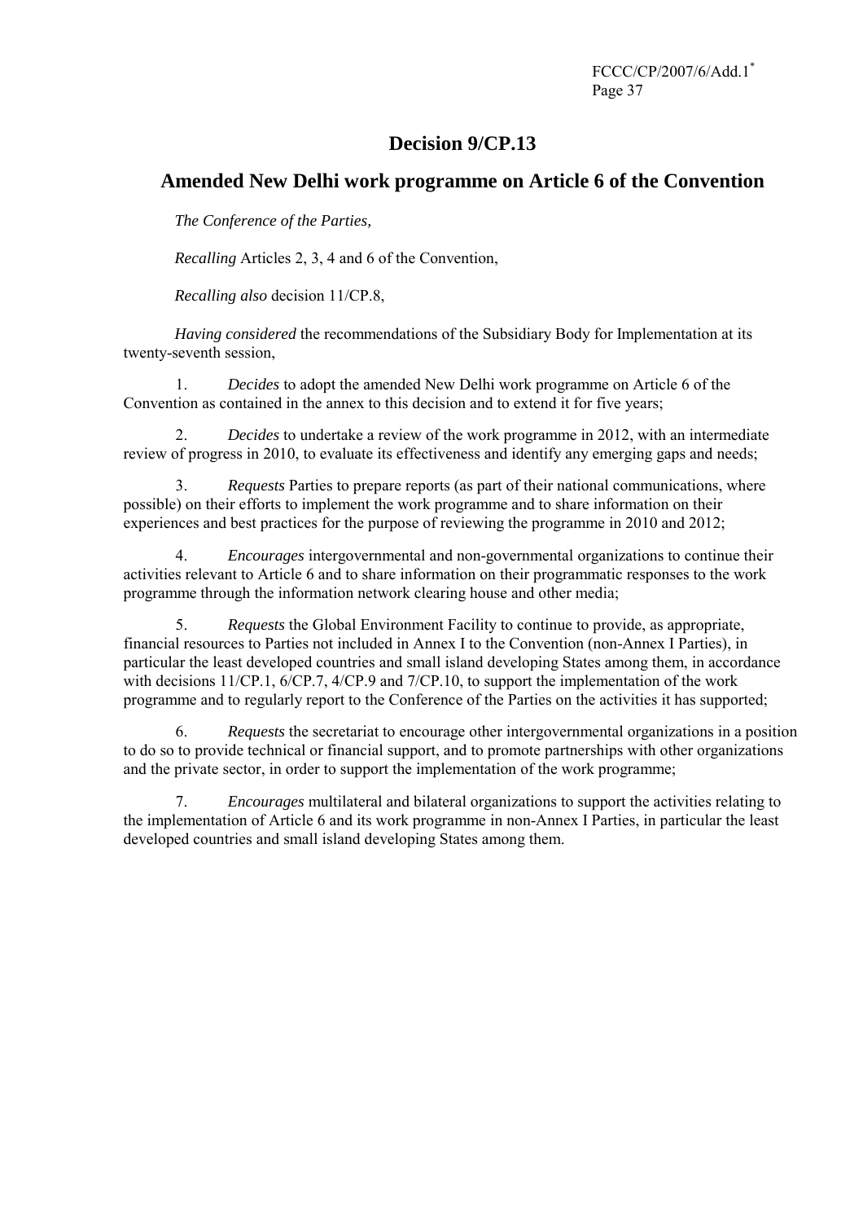# Decision 9/CP.13

## Amended New Delhi work programme on Article 6 of the Convention

*The Conference of the Parties,*

*Recalling* Articles 2, 3, 4 and 6 of the Convention,

*Recalling also* decision 11/CP.8,

*Having considered* the recommendations of the Subsidiary Body for Implementation at its twenty-seventh session,

1. *Decides* to adopt the amended New Delhi work programme on Article 6 of the Convention as contained in the annex to this decision and to extend it for five years;

2. *Decides* to undertake a review of the work programme in 2012, with an intermediate review of progress in 2010, to evaluate its effectiveness and identify any emerging gaps and needs;

3. *Requests* Parties to prepare reports (as part of their national communications, where possible) on their efforts to implement the work programme and to share information on their experiences and best practices for the purpose of reviewing the programme in 2010 and 2012;

4. *Encourages* intergovernmental and non-governmental organizations to continue their activities relevant to Article 6 and to share information on their programmatic responses to the work programme through the information network clearing house and other media;

5. *Requests* the Global Environment Facility to continue to provide, as appropriate, financial resources to Parties not included in Annex I to the Convention (non-Annex I Parties), in particular the least developed countries and small island developing States among them, in accordance with decisions 11/CP.1, 6/CP.7, 4/CP.9 and 7/CP.10, to support the implementation of the work programme and to regularly report to the Conference of the Parties on the activities it has supported;

6. *Requests* the secretariat to encourage other intergovernmental organizations in a position to do so to provide technical or financial support, and to promote partnerships with other organizations and the private sector, in order to support the implementation of the work programme;

7. *Encourages* multilateral and bilateral organizations to support the activities relating to the implementation of Article 6 and its work programme in non-Annex I Parties, in particular the least developed countries and small island developing States among them.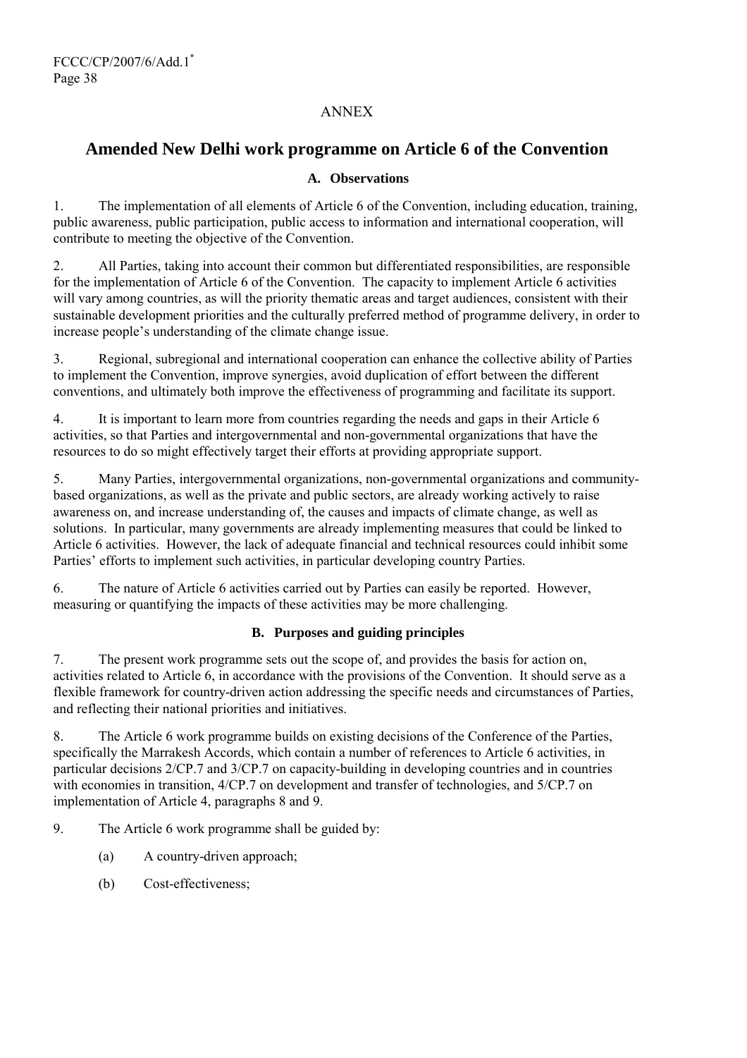ANNEX

# Amended New Delhi work programme on Article 6 of the Convention

### A. Observations

1. The implementation of all elements of Article 6 of the Convention, including education, training, public awareness, public participation, public access to information and international cooperation, will contribute to meeting the objective of the Convention.

2. All Parties, taking into account their common but differentiated responsibilities, are responsible for the implementation of Article 6 of the Convention. The capacity to implement Article 6 activities will vary among countries, as will the priority thematic areas and target audiences, consistent with their sustainable development priorities and the culturally preferred method of programme delivery, in order to increase people's understanding of the climate change issue.

3. Regional, subregional and international cooperation can enhance the collective ability of Parties to implement the Convention, improve synergies, avoid duplication of effort between the different conventions, and ultimately both improve the effectiveness of programming and facilitate its support.

4. It is important to learn more from countries regarding the needs and gaps in their Article 6 activities, so that Parties and intergovernmental and non-governmental organizations that have the resources to do so might effectively target their efforts at providing appropriate support.

5. Many Parties, intergovernmental organizations, non-governmental organizations and community-based organizations, as well as the private and public sectors, are already working actively to raise awareness on, and increase understanding of, the causes and impacts of climate change, as well as solutions. In particular, many governments are already implementing measures that could be linked to Article 6 activities. However, the lack of adequate financial and technical resources could inhibit some Parties' efforts to implement such activities, in particular developing country Parties.

6. The nature of Article 6 activities carried out by Parties can easily be reported. However, measuring or quantifying the impacts of these activities may be more challenging.

### B. Purposes and guiding principles

7. The present work programme sets out the scope of, and provides the basis for action on, activities related to Article 6, in accordance with the provisions of the Convention. It should serve as a flexible framework for country-driven action addressing the specific needs and circumstances of Parties, and reflecting their national priorities and initiatives.

8. The Article 6 work programme builds on existing decisions of the Conference of the Parties, specifically the Marrakesh Accords, which contain a number of references to Article 6 activities, in particular decisions 2/CP.7 and 3/CP.7 on capacity-building in developing countries and in countries with economies in transition, 4/CP.7 on development and transfer of technologies, and 5/CP.7 on implementation of Article 4, paragraphs 8 and 9.

9. The Article 6 work programme shall be guided by:

   (a) A country-driven approach;

   (b) Cost-effectiveness;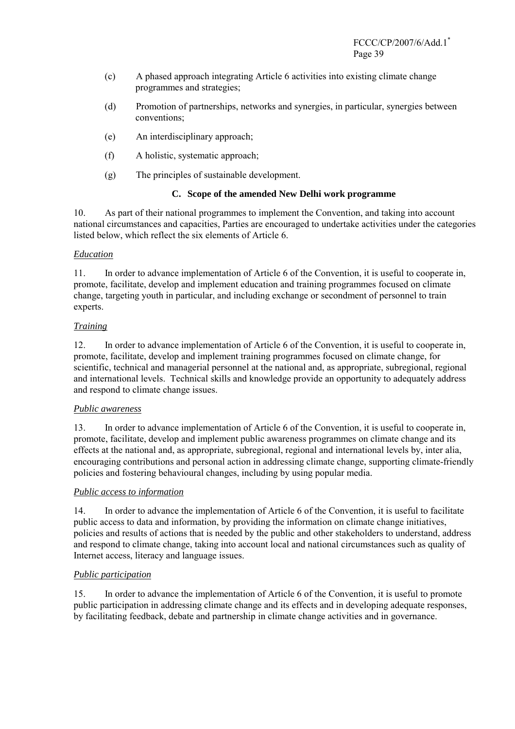(c) A phased approach integrating Article 6 activities into existing climate change programmes and strategies;

(d) Promotion of partnerships, networks and synergies, in particular, synergies between conventions;

(e) An interdisciplinary approach;

(f) A holistic, systematic approach;

(g) The principles of sustainable development.

### C. Scope of the amended New Delhi work programme

10. As part of their national programmes to implement the Convention, and taking into account national circumstances and capacities, Parties are encouraged to undertake activities under the categories listed below, which reflect the six elements of Article 6.

*Education*

11. In order to advance implementation of Article 6 of the Convention, it is useful to cooperate in, promote, facilitate, develop and implement education and training programmes focused on climate change, targeting youth in particular, and including exchange or secondment of personnel to train experts.

*Training*

12. In order to advance implementation of Article 6 of the Convention, it is useful to cooperate in, promote, facilitate, develop and implement training programmes focused on climate change, for scientific, technical and managerial personnel at the national and, as appropriate, subregional, regional and international levels. Technical skills and knowledge provide an opportunity to adequately address and respond to climate change issues.

*Public awareness*

13. In order to advance implementation of Article 6 of the Convention, it is useful to cooperate in, promote, facilitate, develop and implement public awareness programmes on climate change and its effects at the national and, as appropriate, subregional, regional and international levels by, inter alia, encouraging contributions and personal action in addressing climate change, supporting climate-friendly policies and fostering behavioural changes, including by using popular media.

*Public access to information*

14. In order to advance the implementation of Article 6 of the Convention, it is useful to facilitate public access to data and information, by providing the information on climate change initiatives, policies and results of actions that is needed by the public and other stakeholders to understand, address and respond to climate change, taking into account local and national circumstances such as quality of Internet access, literacy and language issues.

*Public participation*

15. In order to advance the implementation of Article 6 of the Convention, it is useful to promote public participation in addressing climate change and its effects and in developing adequate responses, by facilitating feedback, debate and partnership in climate change activities and in governance.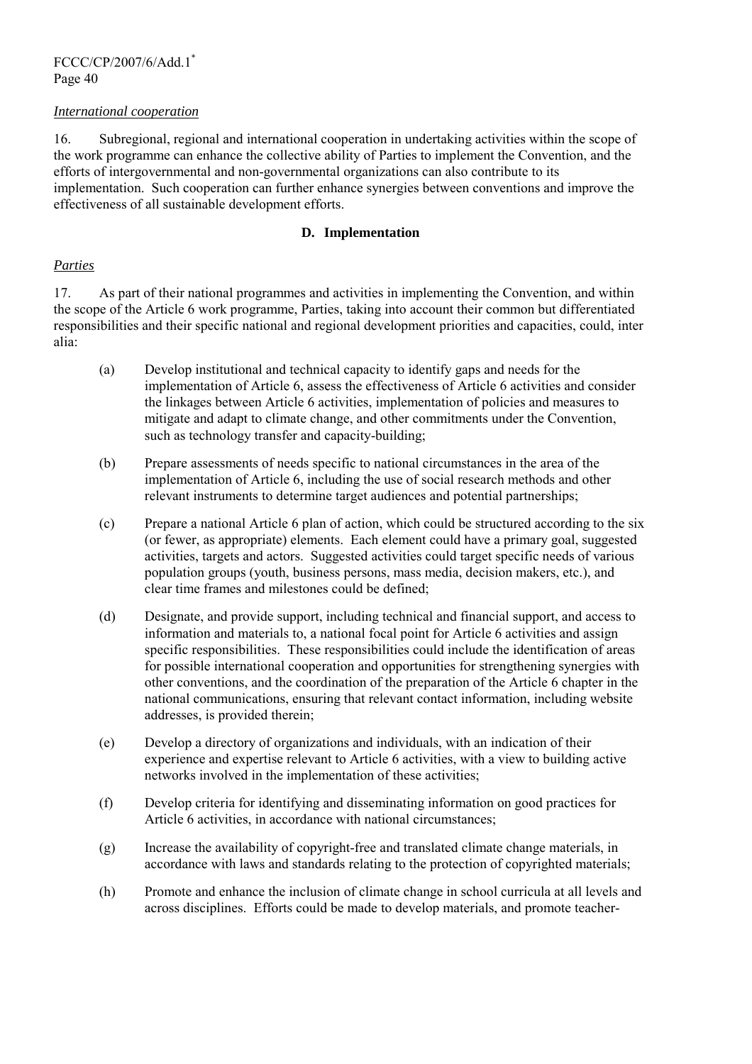*International cooperation*

16. Subregional, regional and international cooperation in undertaking activities within the scope of the work programme can enhance the collective ability of Parties to implement the Convention, and the efforts of intergovernmental and non-governmental organizations can also contribute to its implementation. Such cooperation can further enhance synergies between conventions and improve the effectiveness of all sustainable development efforts.

### D. Implementation

*Parties*

17. As part of their national programmes and activities in implementing the Convention, and within the scope of the Article 6 work programme, Parties, taking into account their common but differentiated responsibilities and their specific national and regional development priorities and capacities, could, inter alia:

(a) Develop institutional and technical capacity to identify gaps and needs for the implementation of Article 6, assess the effectiveness of Article 6 activities and consider the linkages between Article 6 activities, implementation of policies and measures to mitigate and adapt to climate change, and other commitments under the Convention, such as technology transfer and capacity-building;

(b) Prepare assessments of needs specific to national circumstances in the area of the implementation of Article 6, including the use of social research methods and other relevant instruments to determine target audiences and potential partnerships;

(c) Prepare a national Article 6 plan of action, which could be structured according to the six (or fewer, as appropriate) elements. Each element could have a primary goal, suggested activities, targets and actors. Suggested activities could target specific needs of various population groups (youth, business persons, mass media, decision makers, etc.), and clear time frames and milestones could be defined;

(d) Designate, and provide support, including technical and financial support, and access to information and materials to, a national focal point for Article 6 activities and assign specific responsibilities. These responsibilities could include the identification of areas for possible international cooperation and opportunities for strengthening synergies with other conventions, and the coordination of the preparation of the Article 6 chapter in the national communications, ensuring that relevant contact information, including website addresses, is provided therein;

(e) Develop a directory of organizations and individuals, with an indication of their experience and expertise relevant to Article 6 activities, with a view to building active networks involved in the implementation of these activities;

(f) Develop criteria for identifying and disseminating information on good practices for Article 6 activities, in accordance with national circumstances;

(g) Increase the availability of copyright-free and translated climate change materials, in accordance with laws and standards relating to the protection of copyrighted materials;

(h) Promote and enhance the inclusion of climate change in school curricula at all levels and across disciplines. Efforts could be made to develop materials, and promote teacher-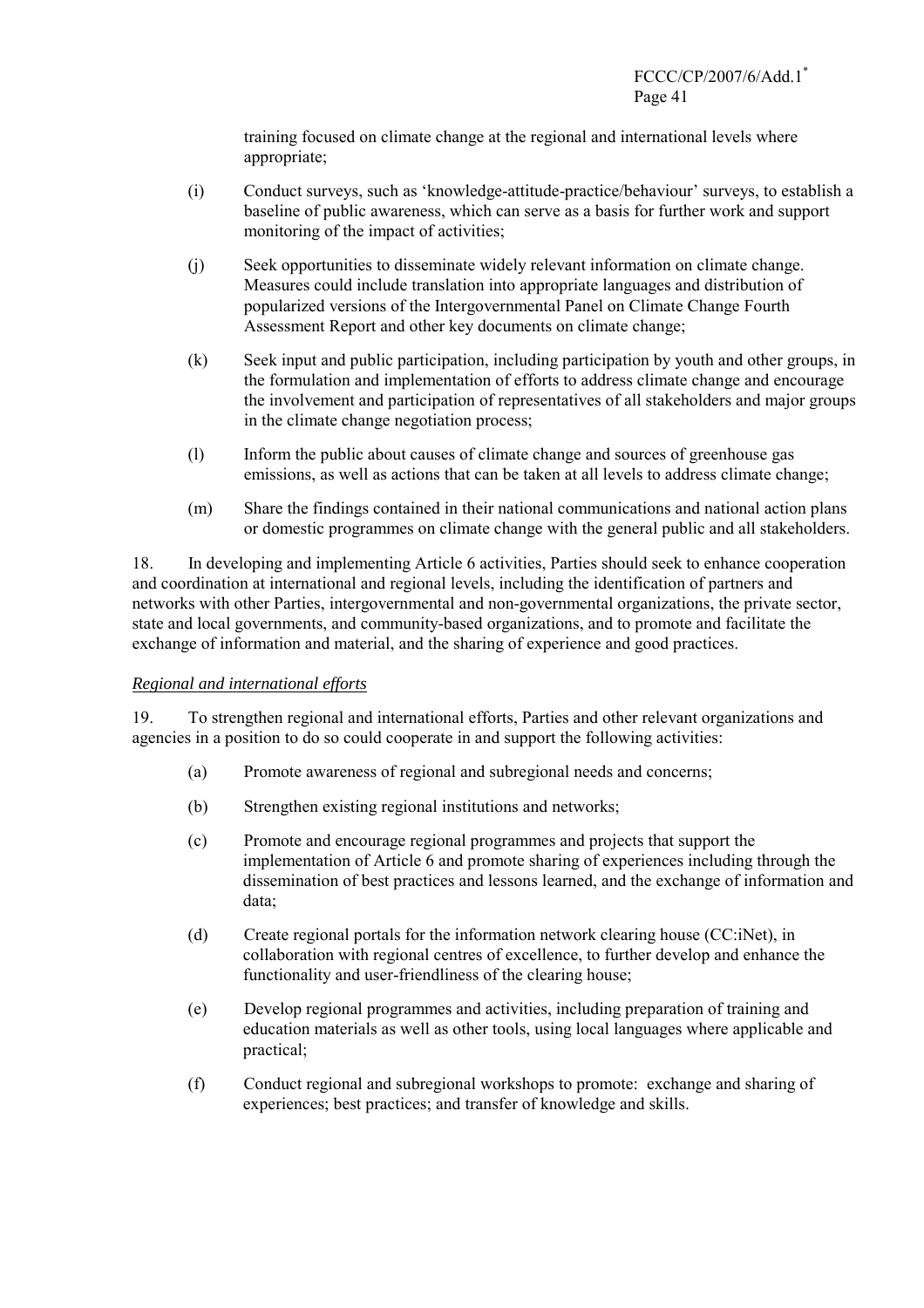training focused on climate change at the regional and international levels where appropriate;

(i) Conduct surveys, such as 'knowledge-attitude-practice/behaviour' surveys, to establish a baseline of public awareness, which can serve as a basis for further work and support monitoring of the impact of activities;

(j) Seek opportunities to disseminate widely relevant information on climate change. Measures could include translation into appropriate languages and distribution of popularized versions of the Intergovernmental Panel on Climate Change Fourth Assessment Report and other key documents on climate change;

(k) Seek input and public participation, including participation by youth and other groups, in the formulation and implementation of efforts to address climate change and encourage the involvement and participation of representatives of all stakeholders and major groups in the climate change negotiation process;

(l) Inform the public about causes of climate change and sources of greenhouse gas emissions, as well as actions that can be taken at all levels to address climate change;

(m) Share the findings contained in their national communications and national action plans or domestic programmes on climate change with the general public and all stakeholders.

18. In developing and implementing Article 6 activities, Parties should seek to enhance cooperation and coordination at international and regional levels, including the identification of partners and networks with other Parties, intergovernmental and non-governmental organizations, the private sector, state and local governments, and community-based organizations, and to promote and facilitate the exchange of information and material, and the sharing of experience and good practices.

*Regional and international efforts*

19. To strengthen regional and international efforts, Parties and other relevant organizations and agencies in a position to do so could cooperate in and support the following activities:

(a) Promote awareness of regional and subregional needs and concerns;

(b) Strengthen existing regional institutions and networks;

(c) Promote and encourage regional programmes and projects that support the implementation of Article 6 and promote sharing of experiences including through the dissemination of best practices and lessons learned, and the exchange of information and data;

(d) Create regional portals for the information network clearing house (CC:iNet), in collaboration with regional centres of excellence, to further develop and enhance the functionality and user-friendliness of the clearing house;

(e) Develop regional programmes and activities, including preparation of training and education materials as well as other tools, using local languages where applicable and practical;

(f) Conduct regional and subregional workshops to promote: exchange and sharing of experiences; best practices; and transfer of knowledge and skills.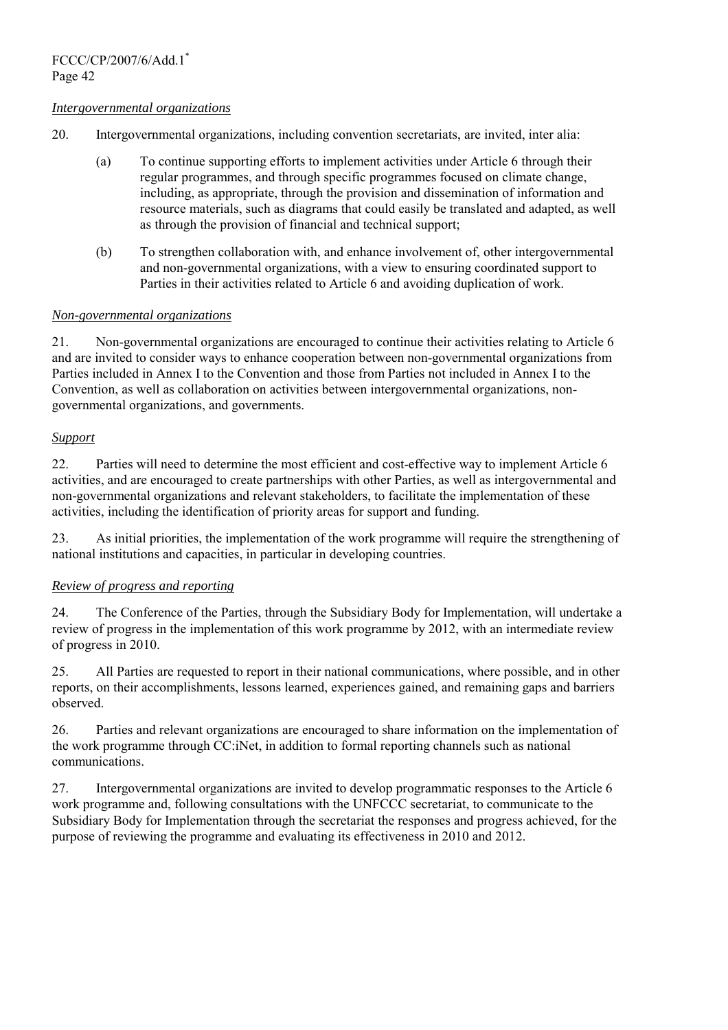*Intergovernmental organizations*

20. Intergovernmental organizations, including convention secretariats, are invited, inter alia:

   (a) To continue supporting efforts to implement activities under Article 6 through their regular programmes, and through specific programmes focused on climate change, including, as appropriate, through the provision and dissemination of information and resource materials, such as diagrams that could easily be translated and adapted, as well as through the provision of financial and technical support;

   (b) To strengthen collaboration with, and enhance involvement of, other intergovernmental and non-governmental organizations, with a view to ensuring coordinated support to Parties in their activities related to Article 6 and avoiding duplication of work.

*Non-governmental organizations*

21. Non-governmental organizations are encouraged to continue their activities relating to Article 6 and are invited to consider ways to enhance cooperation between non-governmental organizations from Parties included in Annex I to the Convention and those from Parties not included in Annex I to the Convention, as well as collaboration on activities between intergovernmental organizations, non-governmental organizations, and governments.

*Support*

22. Parties will need to determine the most efficient and cost-effective way to implement Article 6 activities, and are encouraged to create partnerships with other Parties, as well as intergovernmental and non-governmental organizations and relevant stakeholders, to facilitate the implementation of these activities, including the identification of priority areas for support and funding.

23. As initial priorities, the implementation of the work programme will require the strengthening of national institutions and capacities, in particular in developing countries.

*Review of progress and reporting*

24. The Conference of the Parties, through the Subsidiary Body for Implementation, will undertake a review of progress in the implementation of this work programme by 2012, with an intermediate review of progress in 2010.

25. All Parties are requested to report in their national communications, where possible, and in other reports, on their accomplishments, lessons learned, experiences gained, and remaining gaps and barriers observed.

26. Parties and relevant organizations are encouraged to share information on the implementation of the work programme through CC:iNet, in addition to formal reporting channels such as national communications.

27. Intergovernmental organizations are invited to develop programmatic responses to the Article 6 work programme and, following consultations with the UNFCCC secretariat, to communicate to the Subsidiary Body for Implementation through the secretariat the responses and progress achieved, for the purpose of reviewing the programme and evaluating its effectiveness in 2010 and 2012.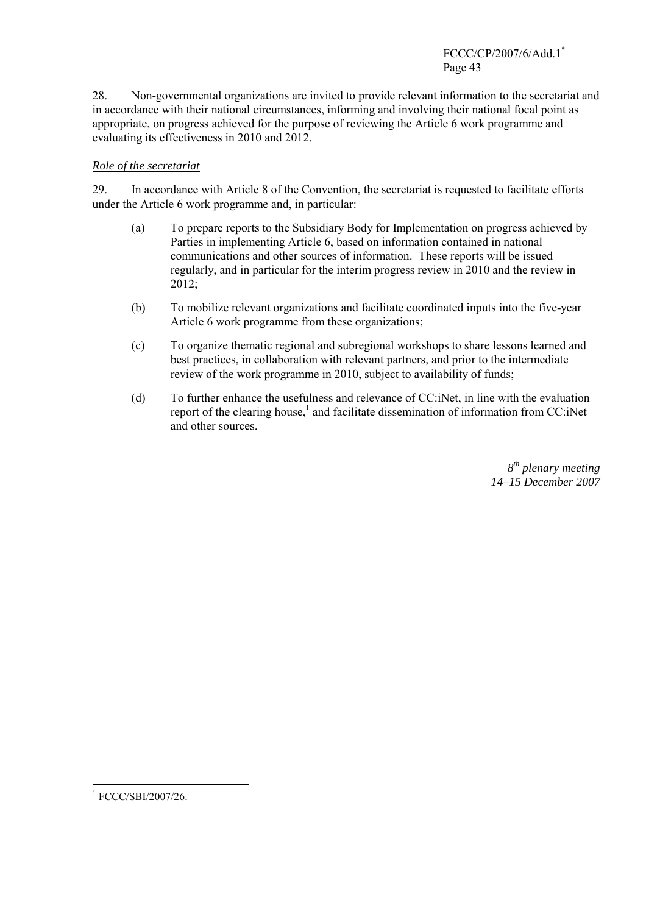28. Non-governmental organizations are invited to provide relevant information to the secretariat and in accordance with their national circumstances, informing and involving their national focal point as appropriate, on progress achieved for the purpose of reviewing the Article 6 work programme and evaluating its effectiveness in 2010 and 2012.

*Role of the secretariat*

29. In accordance with Article 8 of the Convention, the secretariat is requested to facilitate efforts under the Article 6 work programme and, in particular:

(a) To prepare reports to the Subsidiary Body for Implementation on progress achieved by Parties in implementing Article 6, based on information contained in national communications and other sources of information. These reports will be issued regularly, and in particular for the interim progress review in 2010 and the review in 2012;

(b) To mobilize relevant organizations and facilitate coordinated inputs into the five-year Article 6 work programme from these organizations;

(c) To organize thematic regional and subregional workshops to share lessons learned and best practices, in collaboration with relevant partners, and prior to the intermediate review of the work programme in 2010, subject to availability of funds;

(d) To further enhance the usefulness and relevance of CC:iNet, in line with the evaluation report of the clearing house,[1] and facilitate dissemination of information from CC:iNet and other sources.

*8th plenary meeting*
*14–15 December 2007*

[1] FCCC/SBI/2007/26.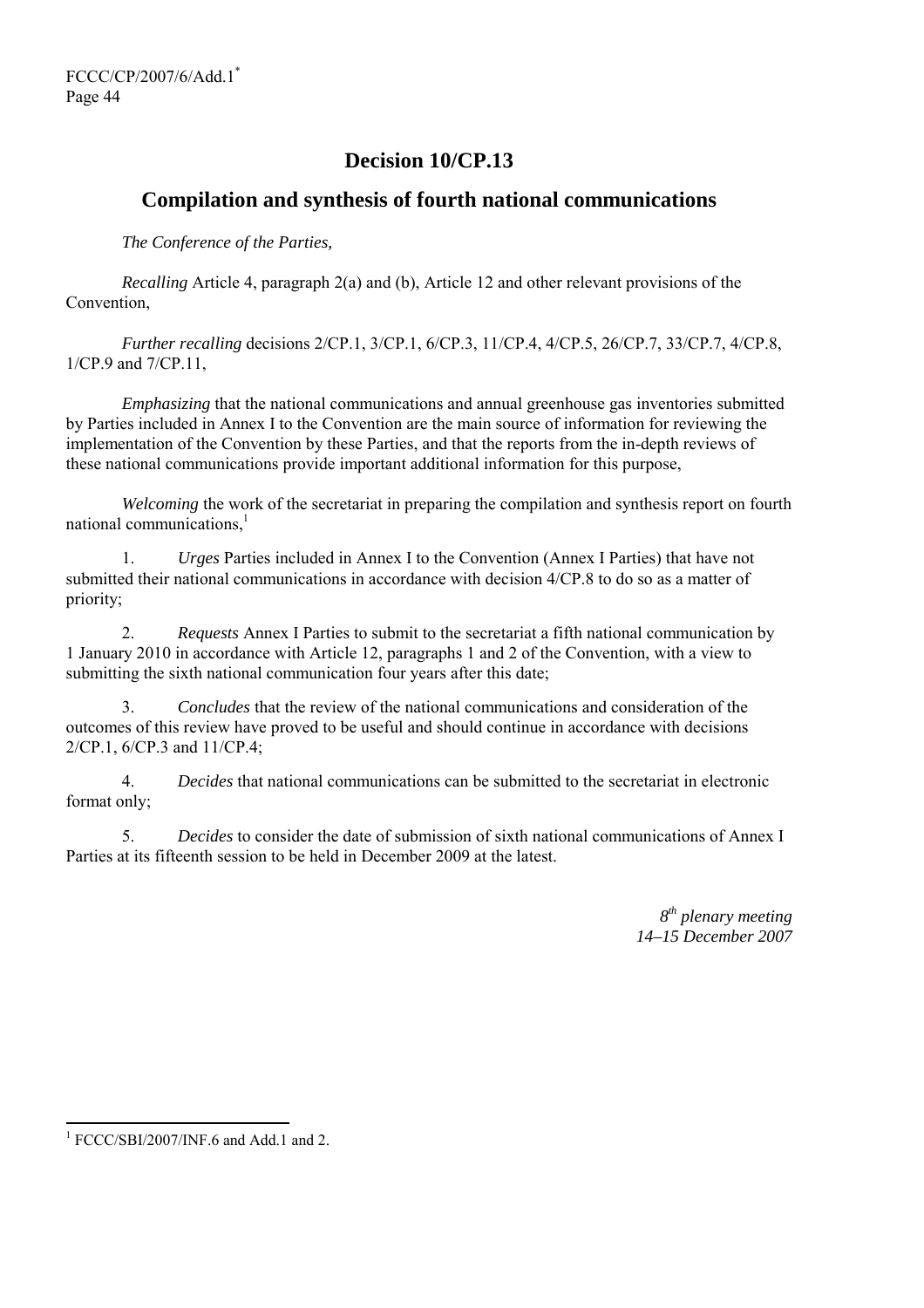# Decision 10/CP.13

## Compilation and synthesis of fourth national communications

*The Conference of the Parties,*

*Recalling* Article 4, paragraph 2(a) and (b), Article 12 and other relevant provisions of the Convention,

*Further recalling* decisions 2/CP.1, 3/CP.1, 6/CP.3, 11/CP.4, 4/CP.5, 26/CP.7, 33/CP.7, 4/CP.8, 1/CP.9 and 7/CP.11,

*Emphasizing* that the national communications and annual greenhouse gas inventories submitted by Parties included in Annex I to the Convention are the main source of information for reviewing the implementation of the Convention by these Parties, and that the reports from the in-depth reviews of these national communications provide important additional information for this purpose,

*Welcoming* the work of the secretariat in preparing the compilation and synthesis report on fourth national communications,[1]

1. *Urges* Parties included in Annex I to the Convention (Annex I Parties) that have not submitted their national communications in accordance with decision 4/CP.8 to do so as a matter of priority;

2. *Requests* Annex I Parties to submit to the secretariat a fifth national communication by 1 January 2010 in accordance with Article 12, paragraphs 1 and 2 of the Convention, with a view to submitting the sixth national communication four years after this date;

3. *Concludes* that the review of the national communications and consideration of the outcomes of this review have proved to be useful and should continue in accordance with decisions 2/CP.1, 6/CP.3 and 11/CP.4;

4. *Decides* that national communications can be submitted to the secretariat in electronic format only;

5. *Decides* to consider the date of submission of sixth national communications of Annex I Parties at its fifteenth session to be held in December 2009 at the latest.

*8th plenary meeting*
*14–15 December 2007*

---

[1] FCCC/SBI/2007/INF.6 and Add.1 and 2.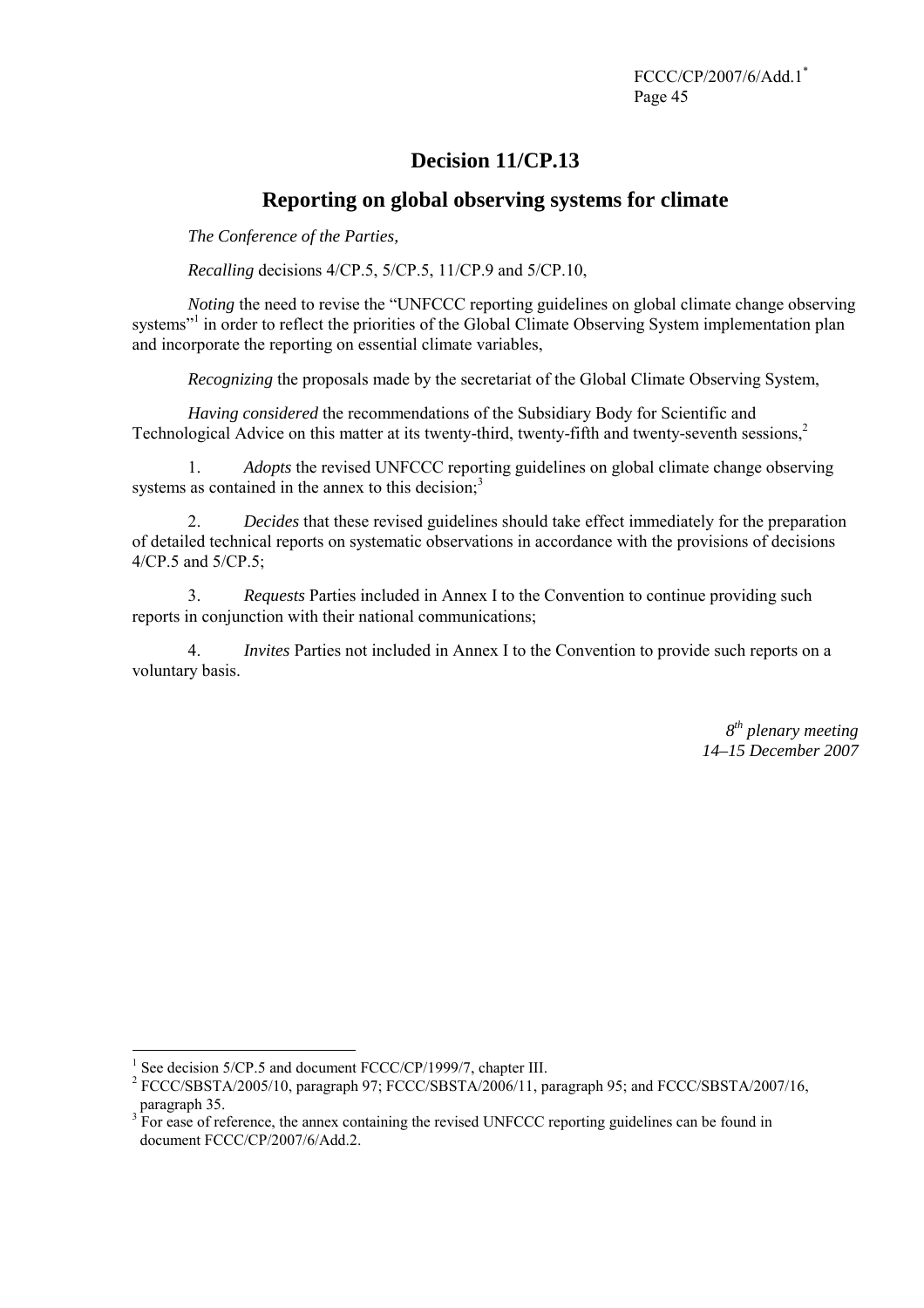# Decision 11/CP.13

## Reporting on global observing systems for climate

*The Conference of the Parties,*

*Recalling* decisions 4/CP.5, 5/CP.5, 11/CP.9 and 5/CP.10,

*Noting* the need to revise the "UNFCCC reporting guidelines on global climate change observing systems"[1] in order to reflect the priorities of the Global Climate Observing System implementation plan and incorporate the reporting on essential climate variables,

*Recognizing* the proposals made by the secretariat of the Global Climate Observing System,

*Having considered* the recommendations of the Subsidiary Body for Scientific and Technological Advice on this matter at its twenty-third, twenty-fifth and twenty-seventh sessions,[2]

1. *Adopts* the revised UNFCCC reporting guidelines on global climate change observing systems as contained in the annex to this decision;[3]

2. *Decides* that these revised guidelines should take effect immediately for the preparation of detailed technical reports on systematic observations in accordance with the provisions of decisions 4/CP.5 and 5/CP.5;

3. *Requests* Parties included in Annex I to the Convention to continue providing such reports in conjunction with their national communications;

4. *Invites* Parties not included in Annex I to the Convention to provide such reports on a voluntary basis.

*8th plenary meeting*
*14–15 December 2007*

---

[1] See decision 5/CP.5 and document FCCC/CP/1999/7, chapter III.

[2] FCCC/SBSTA/2005/10, paragraph 97; FCCC/SBSTA/2006/11, paragraph 95; and FCCC/SBSTA/2007/16, paragraph 35.

[3] For ease of reference, the annex containing the revised UNFCCC reporting guidelines can be found in document FCCC/CP/2007/6/Add.2.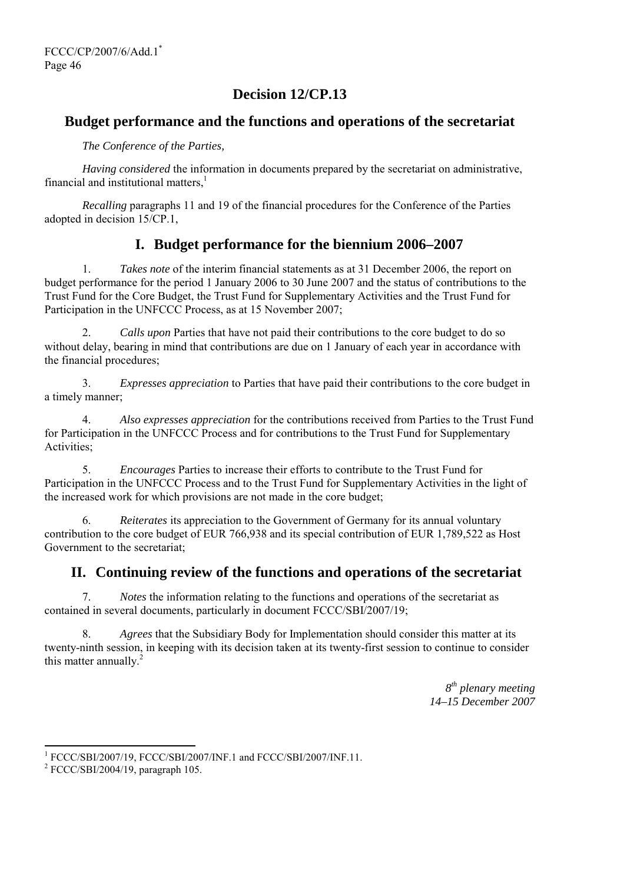# Decision 12/CP.13

## Budget performance and the functions and operations of the secretariat

*The Conference of the Parties,*

*Having considered* the information in documents prepared by the secretariat on administrative, financial and institutional matters,[1]

*Recalling* paragraphs 11 and 19 of the financial procedures for the Conference of the Parties adopted in decision 15/CP.1,

### I. Budget performance for the biennium 2006–2007

1. *Takes note* of the interim financial statements as at 31 December 2006, the report on budget performance for the period 1 January 2006 to 30 June 2007 and the status of contributions to the Trust Fund for the Core Budget, the Trust Fund for Supplementary Activities and the Trust Fund for Participation in the UNFCCC Process, as at 15 November 2007;

2. *Calls upon* Parties that have not paid their contributions to the core budget to do so without delay, bearing in mind that contributions are due on 1 January of each year in accordance with the financial procedures;

3. *Expresses appreciation* to Parties that have paid their contributions to the core budget in a timely manner;

4. *Also expresses appreciation* for the contributions received from Parties to the Trust Fund for Participation in the UNFCCC Process and for contributions to the Trust Fund for Supplementary Activities;

5. *Encourages* Parties to increase their efforts to contribute to the Trust Fund for Participation in the UNFCCC Process and to the Trust Fund for Supplementary Activities in the light of the increased work for which provisions are not made in the core budget;

6. *Reiterates* its appreciation to the Government of Germany for its annual voluntary contribution to the core budget of EUR 766,938 and its special contribution of EUR 1,789,522 as Host Government to the secretariat;

### II. Continuing review of the functions and operations of the secretariat

7. *Notes* the information relating to the functions and operations of the secretariat as contained in several documents, particularly in document FCCC/SBI/2007/19;

8. *Agrees* that the Subsidiary Body for Implementation should consider this matter at its twenty-ninth session, in keeping with its decision taken at its twenty-first session to continue to consider this matter annually.[2]

*8th plenary meeting*
*14–15 December 2007*

---

[1] FCCC/SBI/2007/19, FCCC/SBI/2007/INF.1 and FCCC/SBI/2007/INF.11.

[2] FCCC/SBI/2004/19, paragraph 105.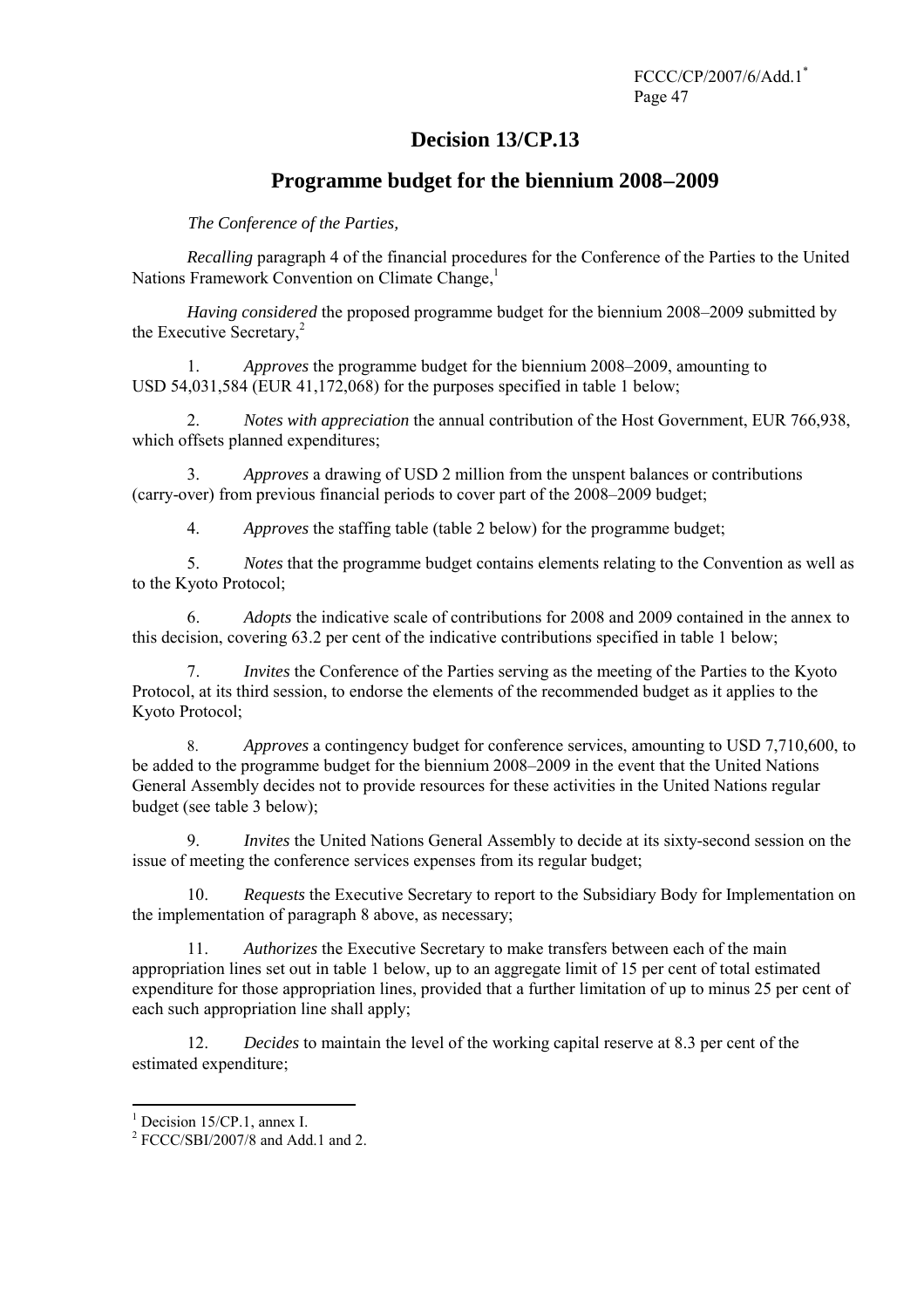# Decision 13/CP.13

## Programme budget for the biennium 2008–2009

*The Conference of the Parties,*

*Recalling* paragraph 4 of the financial procedures for the Conference of the Parties to the United Nations Framework Convention on Climate Change,[1]

*Having considered* the proposed programme budget for the biennium 2008–2009 submitted by the Executive Secretary,[2]

1. *Approves* the programme budget for the biennium 2008–2009, amounting to USD 54,031,584 (EUR 41,172,068) for the purposes specified in table 1 below;

2. *Notes with appreciation* the annual contribution of the Host Government, EUR 766,938, which offsets planned expenditures;

3. *Approves* a drawing of USD 2 million from the unspent balances or contributions (carry-over) from previous financial periods to cover part of the 2008–2009 budget;

4. *Approves* the staffing table (table 2 below) for the programme budget;

5. *Notes* that the programme budget contains elements relating to the Convention as well as to the Kyoto Protocol;

6. *Adopts* the indicative scale of contributions for 2008 and 2009 contained in the annex to this decision, covering 63.2 per cent of the indicative contributions specified in table 1 below;

7. *Invites* the Conference of the Parties serving as the meeting of the Parties to the Kyoto Protocol, at its third session, to endorse the elements of the recommended budget as it applies to the Kyoto Protocol;

8. *Approves* a contingency budget for conference services, amounting to USD 7,710,600, to be added to the programme budget for the biennium 2008–2009 in the event that the United Nations General Assembly decides not to provide resources for these activities in the United Nations regular budget (see table 3 below);

9. *Invites* the United Nations General Assembly to decide at its sixty-second session on the issue of meeting the conference services expenses from its regular budget;

10. *Requests* the Executive Secretary to report to the Subsidiary Body for Implementation on the implementation of paragraph 8 above, as necessary;

11. *Authorizes* the Executive Secretary to make transfers between each of the main appropriation lines set out in table 1 below, up to an aggregate limit of 15 per cent of total estimated expenditure for those appropriation lines, provided that a further limitation of up to minus 25 per cent of each such appropriation line shall apply;

12. *Decides* to maintain the level of the working capital reserve at 8.3 per cent of the estimated expenditure;

---

[1] Decision 15/CP.1, annex I.

[2] FCCC/SBI/2007/8 and Add.1 and 2.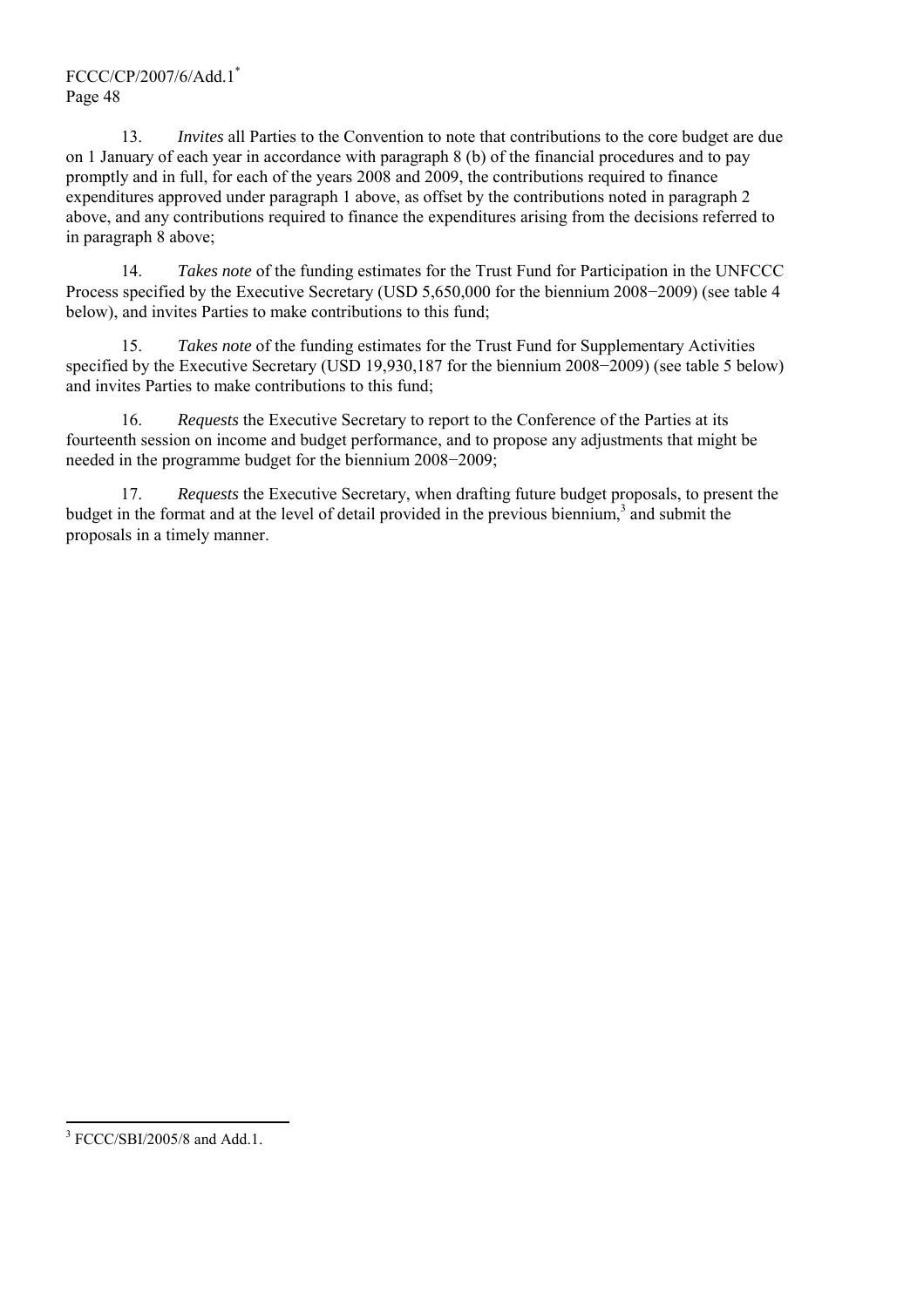13. *Invites* all Parties to the Convention to note that contributions to the core budget are due on 1 January of each year in accordance with paragraph 8 (b) of the financial procedures and to pay promptly and in full, for each of the years 2008 and 2009, the contributions required to finance expenditures approved under paragraph 1 above, as offset by the contributions noted in paragraph 2 above, and any contributions required to finance the expenditures arising from the decisions referred to in paragraph 8 above;

14. *Takes note* of the funding estimates for the Trust Fund for Participation in the UNFCCC Process specified by the Executive Secretary (USD 5,650,000 for the biennium 2008−2009) (see table 4 below), and invites Parties to make contributions to this fund;

15. *Takes note* of the funding estimates for the Trust Fund for Supplementary Activities specified by the Executive Secretary (USD 19,930,187 for the biennium 2008−2009) (see table 5 below) and invites Parties to make contributions to this fund;

16. *Requests* the Executive Secretary to report to the Conference of the Parties at its fourteenth session on income and budget performance, and to propose any adjustments that might be needed in the programme budget for the biennium 2008−2009;

17. *Requests* the Executive Secretary, when drafting future budget proposals, to present the budget in the format and at the level of detail provided in the previous biennium,[3] and submit the proposals in a timely manner.

[3] FCCC/SBI/2005/8 and Add.1.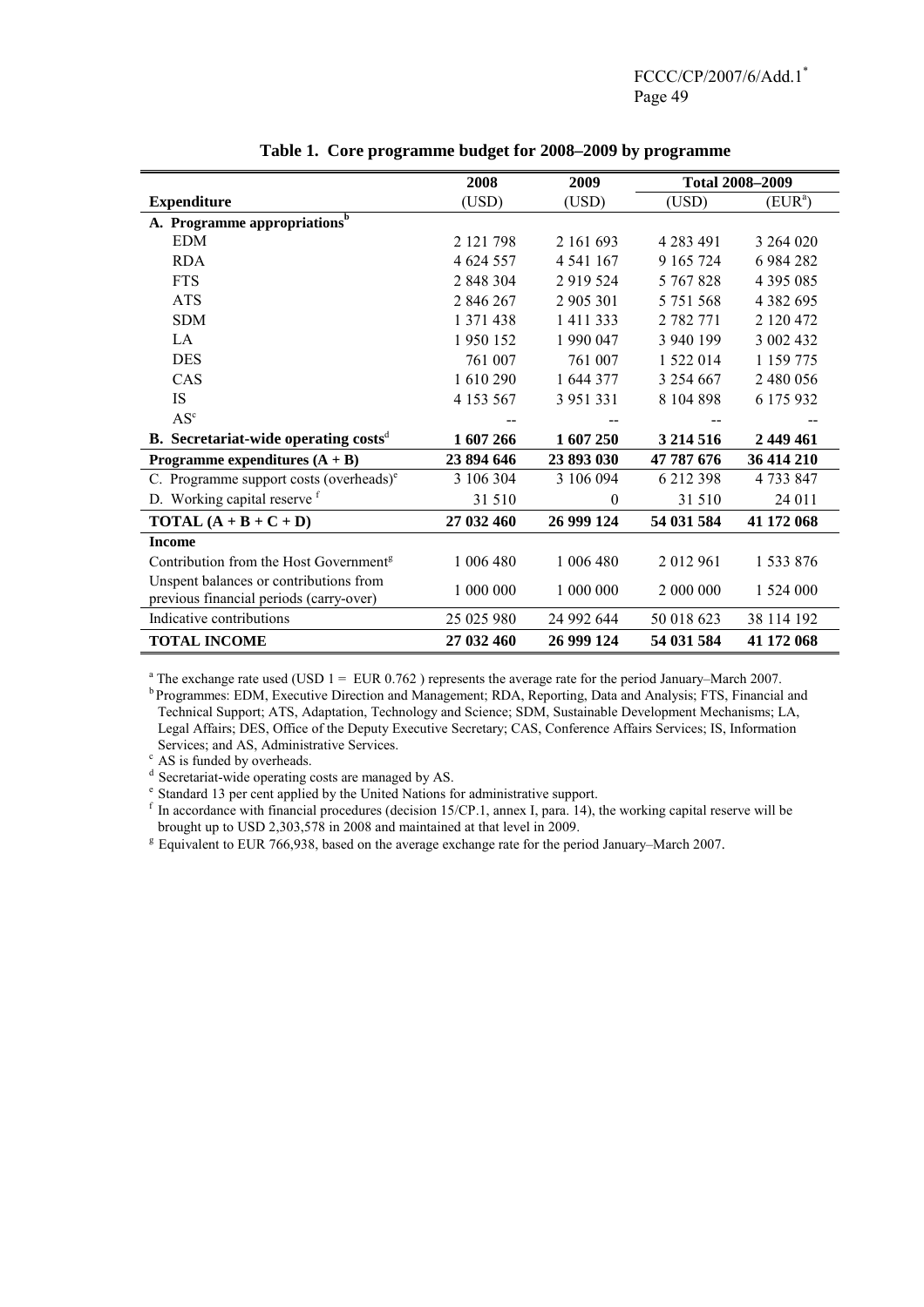**Table 1. Core programme budget for 2008–2009 by programme**

| | 2008 | 2009 | Total 2008–2009 | |
|---|---|---|---|---|
| **Expenditure** | (USD) | (USD) | (USD) | (EUR[a]) |
| **A. Programme appropriations[b]** | | | | |
| EDM | 2 121 798 | 2 161 693 | 4 283 491 | 3 264 020 |
| RDA | 4 624 557 | 4 541 167 | 9 165 724 | 6 984 282 |
| FTS | 2 848 304 | 2 919 524 | 5 767 828 | 4 395 085 |
| ATS | 2 846 267 | 2 905 301 | 5 751 568 | 4 382 695 |
| SDM | 1 371 438 | 1 411 333 | 2 782 771 | 2 120 472 |
| LA | 1 950 152 | 1 990 047 | 3 940 199 | 3 002 432 |
| DES | 761 007 | 761 007 | 1 522 014 | 1 159 775 |
| CAS | 1 610 290 | 1 644 377 | 3 254 667 | 2 480 056 |
| IS | 4 153 567 | 3 951 331 | 8 104 898 | 6 175 932 |
| AS[c] | -- | -- | -- | -- |
| **B. Secretariat-wide operating costs[d]** | **1 607 266** | **1 607 250** | **3 214 516** | **2 449 461** |
| **Programme expenditures (A + B)** | **23 894 646** | **23 893 030** | **47 787 676** | **36 414 210** |
| C. Programme support costs (overheads)[e] | 3 106 304 | 3 106 094 | 6 212 398 | 4 733 847 |
| D. Working capital reserve [f] | 31 510 | 0 | 31 510 | 24 011 |
| **TOTAL (A + B + C + D)** | **27 032 460** | **26 999 124** | **54 031 584** | **41 172 068** |
| **Income** | | | | |
| Contribution from the Host Government[g] | 1 006 480 | 1 006 480 | 2 012 961 | 1 533 876 |
| Unspent balances or contributions from previous financial periods (carry-over) | 1 000 000 | 1 000 000 | 2 000 000 | 1 524 000 |
| Indicative contributions | 25 025 980 | 24 992 644 | 50 018 623 | 38 114 192 |
| **TOTAL INCOME** | **27 032 460** | **26 999 124** | **54 031 584** | **41 172 068** |

[a] The exchange rate used (USD 1 = EUR 0.762 ) represents the average rate for the period January–March 2007.
[b] Programmes: EDM, Executive Direction and Management; RDA, Reporting, Data and Analysis; FTS, Financial and Technical Support; ATS, Adaptation, Technology and Science; SDM, Sustainable Development Mechanisms; LA, Legal Affairs; DES, Office of the Deputy Executive Secretary; CAS, Conference Affairs Services; IS, Information Services; and AS, Administrative Services.
[c] AS is funded by overheads.
[d] Secretariat-wide operating costs are managed by AS.
[e] Standard 13 per cent applied by the United Nations for administrative support.
[f] In accordance with financial procedures (decision 15/CP.1, annex I, para. 14), the working capital reserve will be brought up to USD 2,303,578 in 2008 and maintained at that level in 2009.
[g] Equivalent to EUR 766,938, based on the average exchange rate for the period January–March 2007.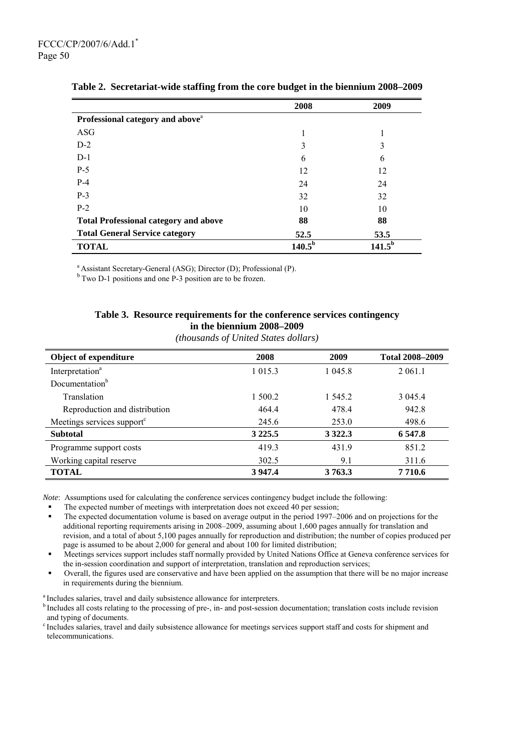**Table 2. Secretariat-wide staffing from the core budget in the biennium 2008–2009**

| | 2008 | 2009 |
|---|---|---|
| **Professional category and above**[a] | | |
| ASG | 1 | 1 |
| D-2 | 3 | 3 |
| D-1 | 6 | 6 |
| P-5 | 12 | 12 |
| P-4 | 24 | 24 |
| P-3 | 32 | 32 |
| P-2 | 10 | 10 |
| **Total Professional category and above** | **88** | **88** |
| **Total General Service category** | **52.5** | **53.5** |
| **TOTAL** | **140.5**[b] | **141.5**[b] |

[a] Assistant Secretary-General (ASG); Director (D); Professional (P).

[b] Two D-1 positions and one P-3 position are to be frozen.

**Table 3. Resource requirements for the conference services contingency in the biennium 2008–2009**

*(thousands of United States dollars)*

| Object of expenditure | 2008 | 2009 | Total 2008–2009 |
|---|---|---|---|
| Interpretation[a] | 1 015.3 | 1 045.8 | 2 061.1 |
| Documentation[b] | | | |
| Translation | 1 500.2 | 1 545.2 | 3 045.4 |
| Reproduction and distribution | 464.4 | 478.4 | 942.8 |
| Meetings services support[c] | 245.6 | 253.0 | 498.6 |
| **Subtotal** | **3 225.5** | **3 322.3** | **6 547.8** |
| Programme support costs | 419.3 | 431.9 | 851.2 |
| Working capital reserve | 302.5 | 9.1 | 311.6 |
| **TOTAL** | **3 947.4** | **3 763.3** | **7 710.6** |

*Note*: Assumptions used for calculating the conference services contingency budget include the following:

- The expected number of meetings with interpretation does not exceed 40 per session;
- The expected documentation volume is based on average output in the period 1997–2006 and on projections for the additional reporting requirements arising in 2008–2009, assuming about 1,600 pages annually for translation and revision, and a total of about 5,100 pages annually for reproduction and distribution; the number of copies produced per page is assumed to be about 2,000 for general and about 100 for limited distribution;
- Meetings services support includes staff normally provided by United Nations Office at Geneva conference services for the in-session coordination and support of interpretation, translation and reproduction services;
- Overall, the figures used are conservative and have been applied on the assumption that there will be no major increase in requirements during the biennium.

[a] Includes salaries, travel and daily subsistence allowance for interpreters.

[b] Includes all costs relating to the processing of pre-, in- and post-session documentation; translation costs include revision and typing of documents.

[c] Includes salaries, travel and daily subsistence allowance for meetings services support staff and costs for shipment and telecommunications.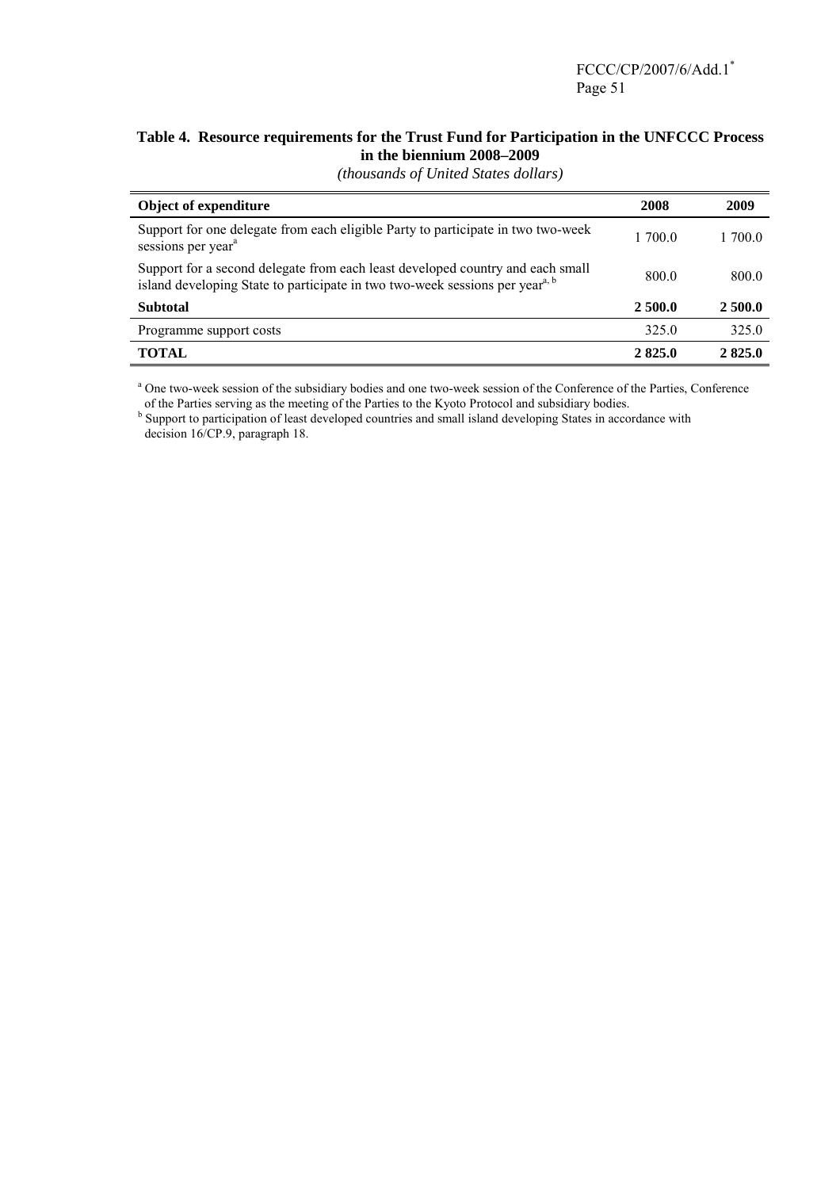**Table 4. Resource requirements for the Trust Fund for Participation in the UNFCCC Process in the biennium 2008–2009**

*(thousands of United States dollars)*

| Object of expenditure | 2008 | 2009 |
|---|---|---|
| Support for one delegate from each eligible Party to participate in two two-week sessions per year[a] | 1 700.0 | 1 700.0 |
| Support for a second delegate from each least developed country and each small island developing State to participate in two two-week sessions per year[a, b] | 800.0 | 800.0 |
| **Subtotal** | **2 500.0** | **2 500.0** |
| Programme support costs | 325.0 | 325.0 |
| **TOTAL** | **2 825.0** | **2 825.0** |

[a] One two-week session of the subsidiary bodies and one two-week session of the Conference of the Parties, Conference of the Parties serving as the meeting of the Parties to the Kyoto Protocol and subsidiary bodies.

[b] Support to participation of least developed countries and small island developing States in accordance with decision 16/CP.9, paragraph 18.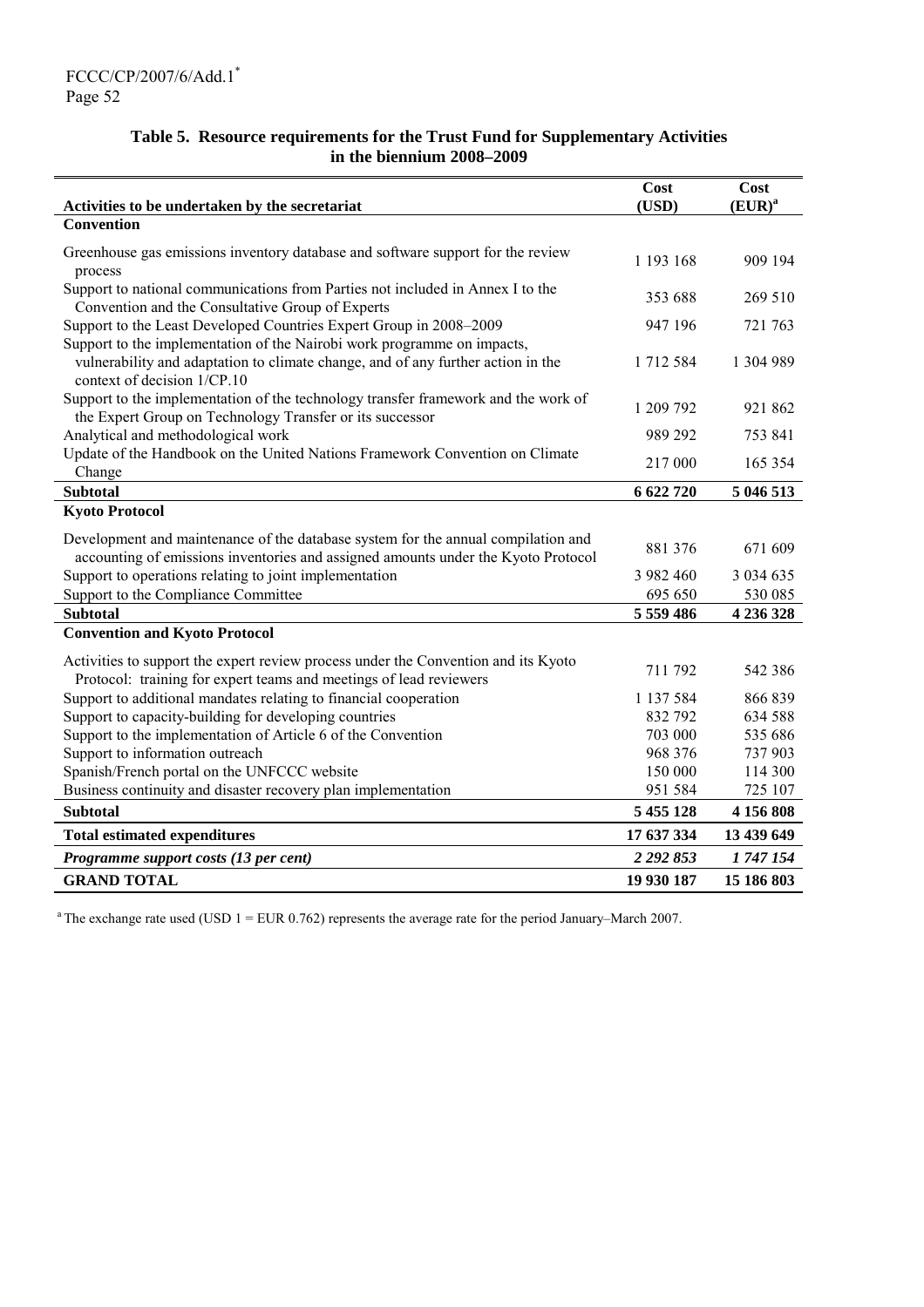### Table 5. Resource requirements for the Trust Fund for Supplementary Activities in the biennium 2008–2009

| Activities to be undertaken by the secretariat | Cost (USD) | Cost (EUR)[a] |
|---|---|---|
| **Convention** | | |
| Greenhouse gas emissions inventory database and software support for the review process | 1 193 168 | 909 194 |
| Support to national communications from Parties not included in Annex I to the Convention and the Consultative Group of Experts | 353 688 | 269 510 |
| Support to the Least Developed Countries Expert Group in 2008–2009 | 947 196 | 721 763 |
| Support to the implementation of the Nairobi work programme on impacts, vulnerability and adaptation to climate change, and of any further action in the context of decision 1/CP.10 | 1 712 584 | 1 304 989 |
| Support to the implementation of the technology transfer framework and the work of the Expert Group on Technology Transfer or its successor | 1 209 792 | 921 862 |
| Analytical and methodological work | 989 292 | 753 841 |
| Update of the Handbook on the United Nations Framework Convention on Climate Change | 217 000 | 165 354 |
| **Subtotal** | **6 622 720** | **5 046 513** |
| **Kyoto Protocol** | | |
| Development and maintenance of the database system for the annual compilation and accounting of emissions inventories and assigned amounts under the Kyoto Protocol | 881 376 | 671 609 |
| Support to operations relating to joint implementation | 3 982 460 | 3 034 635 |
| Support to the Compliance Committee | 695 650 | 530 085 |
| **Subtotal** | **5 559 486** | **4 236 328** |
| **Convention and Kyoto Protocol** | | |
| Activities to support the expert review process under the Convention and its Kyoto Protocol: training for expert teams and meetings of lead reviewers | 711 792 | 542 386 |
| Support to additional mandates relating to financial cooperation | 1 137 584 | 866 839 |
| Support to capacity-building for developing countries | 832 792 | 634 588 |
| Support to the implementation of Article 6 of the Convention | 703 000 | 535 686 |
| Support to information outreach | 968 376 | 737 903 |
| Spanish/French portal on the UNFCCC website | 150 000 | 114 300 |
| Business continuity and disaster recovery plan implementation | 951 584 | 725 107 |
| **Subtotal** | **5 455 128** | **4 156 808** |
| **Total estimated expenditures** | **17 637 334** | **13 439 649** |
| ***Programme support costs (13 per cent)*** | ***2 292 853*** | ***1 747 154*** |
| **GRAND TOTAL** | **19 930 187** | **15 186 803** |

[a] The exchange rate used (USD 1 = EUR 0.762) represents the average rate for the period January–March 2007.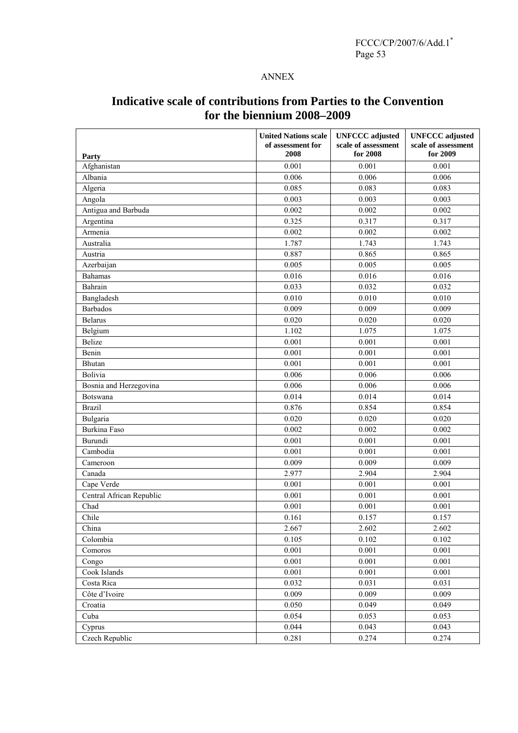ANNEX

# Indicative scale of contributions from Parties to the Convention for the biennium 2008–2009

| Party | United Nations scale of assessment for 2008 | UNFCCC adjusted scale of assessment for 2008 | UNFCCC adjusted scale of assessment for 2009 |
|---|---|---|---|
| Afghanistan | 0.001 | 0.001 | 0.001 |
| Albania | 0.006 | 0.006 | 0.006 |
| Algeria | 0.085 | 0.083 | 0.083 |
| Angola | 0.003 | 0.003 | 0.003 |
| Antigua and Barbuda | 0.002 | 0.002 | 0.002 |
| Argentina | 0.325 | 0.317 | 0.317 |
| Armenia | 0.002 | 0.002 | 0.002 |
| Australia | 1.787 | 1.743 | 1.743 |
| Austria | 0.887 | 0.865 | 0.865 |
| Azerbaijan | 0.005 | 0.005 | 0.005 |
| Bahamas | 0.016 | 0.016 | 0.016 |
| Bahrain | 0.033 | 0.032 | 0.032 |
| Bangladesh | 0.010 | 0.010 | 0.010 |
| Barbados | 0.009 | 0.009 | 0.009 |
| Belarus | 0.020 | 0.020 | 0.020 |
| Belgium | 1.102 | 1.075 | 1.075 |
| Belize | 0.001 | 0.001 | 0.001 |
| Benin | 0.001 | 0.001 | 0.001 |
| Bhutan | 0.001 | 0.001 | 0.001 |
| Bolivia | 0.006 | 0.006 | 0.006 |
| Bosnia and Herzegovina | 0.006 | 0.006 | 0.006 |
| Botswana | 0.014 | 0.014 | 0.014 |
| Brazil | 0.876 | 0.854 | 0.854 |
| Bulgaria | 0.020 | 0.020 | 0.020 |
| Burkina Faso | 0.002 | 0.002 | 0.002 |
| Burundi | 0.001 | 0.001 | 0.001 |
| Cambodia | 0.001 | 0.001 | 0.001 |
| Cameroon | 0.009 | 0.009 | 0.009 |
| Canada | 2.977 | 2.904 | 2.904 |
| Cape Verde | 0.001 | 0.001 | 0.001 |
| Central African Republic | 0.001 | 0.001 | 0.001 |
| Chad | 0.001 | 0.001 | 0.001 |
| Chile | 0.161 | 0.157 | 0.157 |
| China | 2.667 | 2.602 | 2.602 |
| Colombia | 0.105 | 0.102 | 0.102 |
| Comoros | 0.001 | 0.001 | 0.001 |
| Congo | 0.001 | 0.001 | 0.001 |
| Cook Islands | 0.001 | 0.001 | 0.001 |
| Costa Rica | 0.032 | 0.031 | 0.031 |
| Côte d'Ivoire | 0.009 | 0.009 | 0.009 |
| Croatia | 0.050 | 0.049 | 0.049 |
| Cuba | 0.054 | 0.053 | 0.053 |
| Cyprus | 0.044 | 0.043 | 0.043 |
| Czech Republic | 0.281 | 0.274 | 0.274 |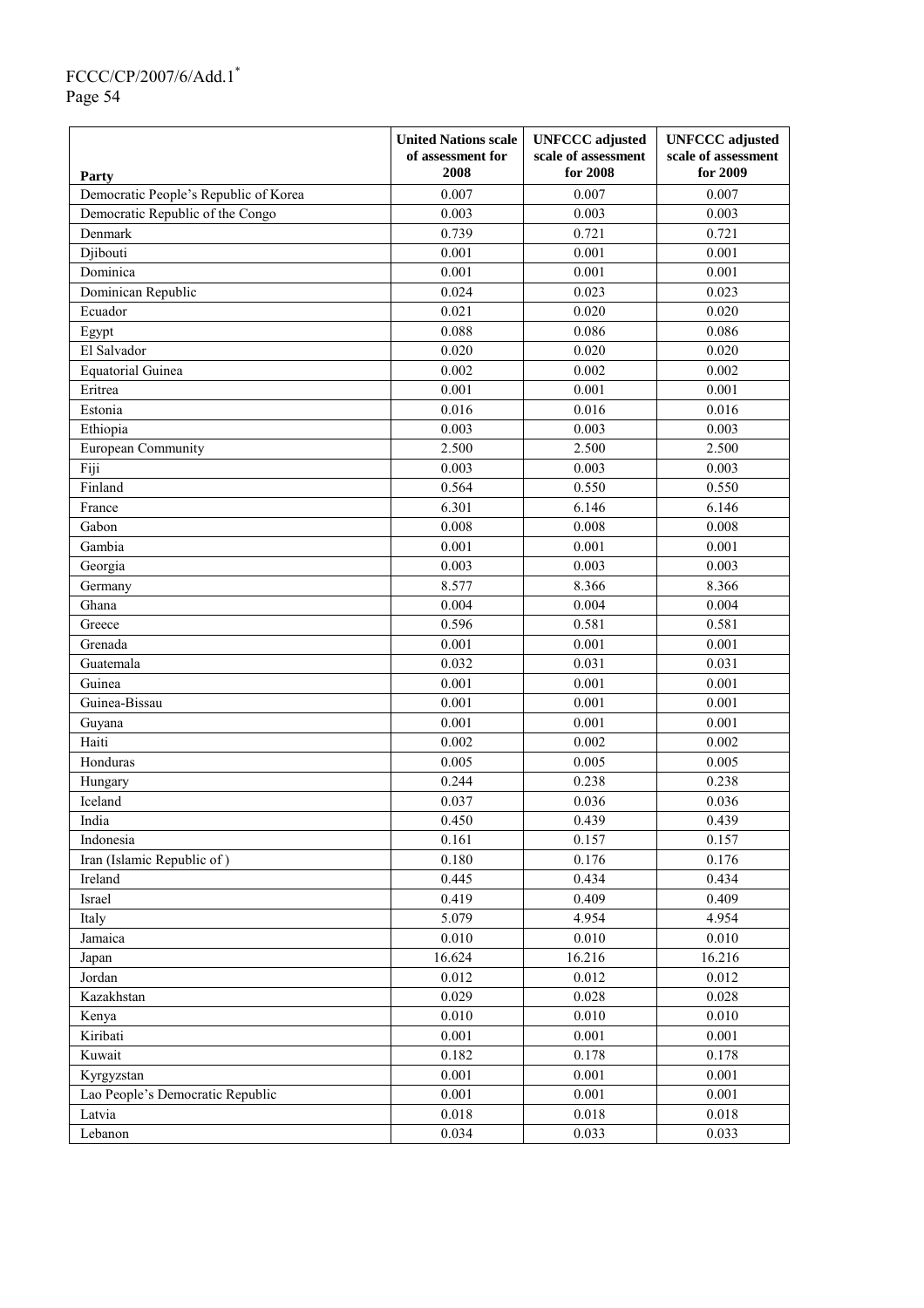| Party | United Nations scale of assessment for 2008 | UNFCCC adjusted scale of assessment for 2008 | UNFCCC adjusted scale of assessment for 2009 |
|---|---|---|---|
| Democratic People's Republic of Korea | 0.007 | 0.007 | 0.007 |
| Democratic Republic of the Congo | 0.003 | 0.003 | 0.003 |
| Denmark | 0.739 | 0.721 | 0.721 |
| Djibouti | 0.001 | 0.001 | 0.001 |
| Dominica | 0.001 | 0.001 | 0.001 |
| Dominican Republic | 0.024 | 0.023 | 0.023 |
| Ecuador | 0.021 | 0.020 | 0.020 |
| Egypt | 0.088 | 0.086 | 0.086 |
| El Salvador | 0.020 | 0.020 | 0.020 |
| Equatorial Guinea | 0.002 | 0.002 | 0.002 |
| Eritrea | 0.001 | 0.001 | 0.001 |
| Estonia | 0.016 | 0.016 | 0.016 |
| Ethiopia | 0.003 | 0.003 | 0.003 |
| European Community | 2.500 | 2.500 | 2.500 |
| Fiji | 0.003 | 0.003 | 0.003 |
| Finland | 0.564 | 0.550 | 0.550 |
| France | 6.301 | 6.146 | 6.146 |
| Gabon | 0.008 | 0.008 | 0.008 |
| Gambia | 0.001 | 0.001 | 0.001 |
| Georgia | 0.003 | 0.003 | 0.003 |
| Germany | 8.577 | 8.366 | 8.366 |
| Ghana | 0.004 | 0.004 | 0.004 |
| Greece | 0.596 | 0.581 | 0.581 |
| Grenada | 0.001 | 0.001 | 0.001 |
| Guatemala | 0.032 | 0.031 | 0.031 |
| Guinea | 0.001 | 0.001 | 0.001 |
| Guinea-Bissau | 0.001 | 0.001 | 0.001 |
| Guyana | 0.001 | 0.001 | 0.001 |
| Haiti | 0.002 | 0.002 | 0.002 |
| Honduras | 0.005 | 0.005 | 0.005 |
| Hungary | 0.244 | 0.238 | 0.238 |
| Iceland | 0.037 | 0.036 | 0.036 |
| India | 0.450 | 0.439 | 0.439 |
| Indonesia | 0.161 | 0.157 | 0.157 |
| Iran (Islamic Republic of ) | 0.180 | 0.176 | 0.176 |
| Ireland | 0.445 | 0.434 | 0.434 |
| Israel | 0.419 | 0.409 | 0.409 |
| Italy | 5.079 | 4.954 | 4.954 |
| Jamaica | 0.010 | 0.010 | 0.010 |
| Japan | 16.624 | 16.216 | 16.216 |
| Jordan | 0.012 | 0.012 | 0.012 |
| Kazakhstan | 0.029 | 0.028 | 0.028 |
| Kenya | 0.010 | 0.010 | 0.010 |
| Kiribati | 0.001 | 0.001 | 0.001 |
| Kuwait | 0.182 | 0.178 | 0.178 |
| Kyrgyzstan | 0.001 | 0.001 | 0.001 |
| Lao People's Democratic Republic | 0.001 | 0.001 | 0.001 |
| Latvia | 0.018 | 0.018 | 0.018 |
| Lebanon | 0.034 | 0.033 | 0.033 |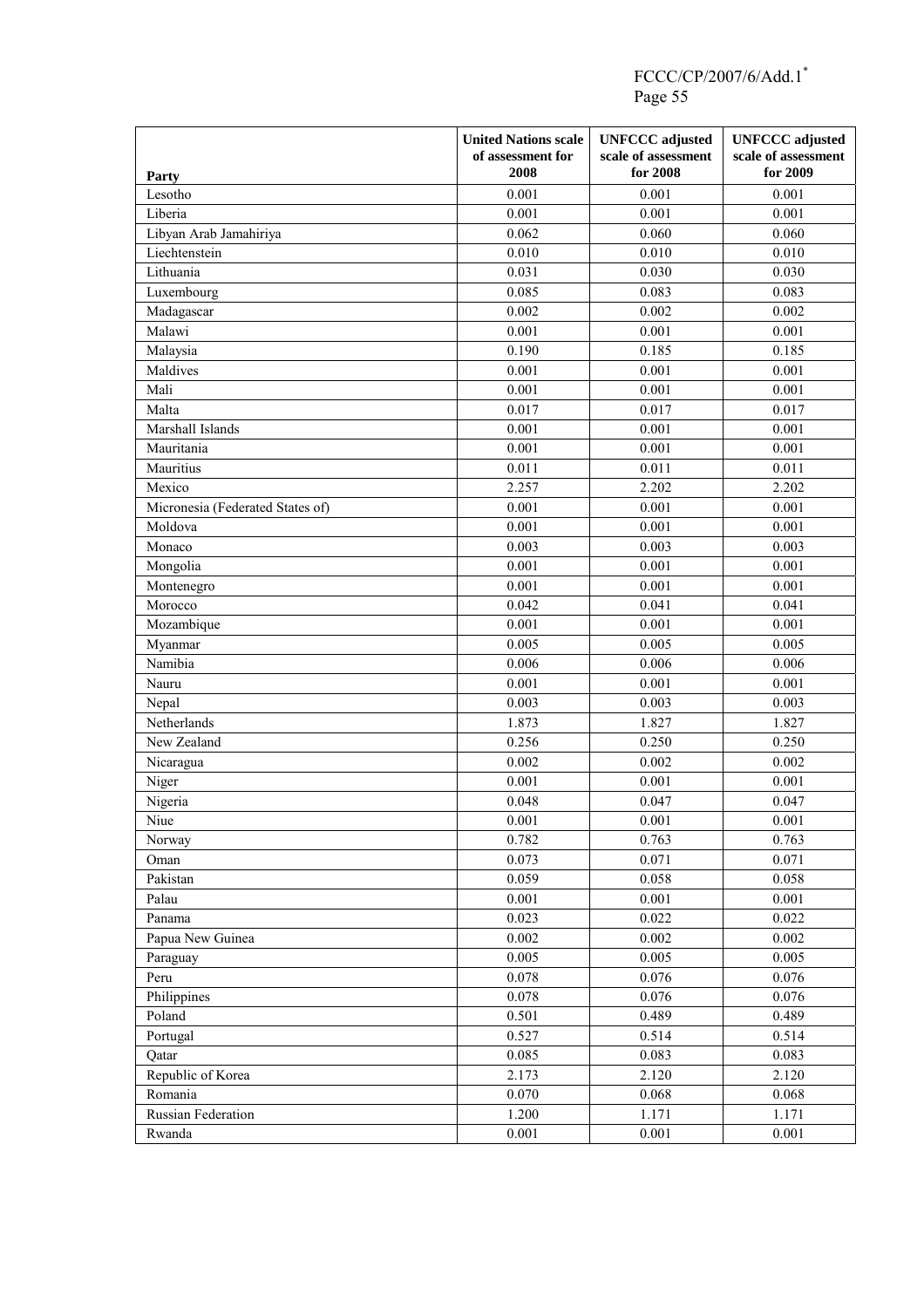| Party | United Nations scale of assessment for 2008 | UNFCCC adjusted scale of assessment for 2008 | UNFCCC adjusted scale of assessment for 2009 |
|---|---|---|---|
| Lesotho | 0.001 | 0.001 | 0.001 |
| Liberia | 0.001 | 0.001 | 0.001 |
| Libyan Arab Jamahiriya | 0.062 | 0.060 | 0.060 |
| Liechtenstein | 0.010 | 0.010 | 0.010 |
| Lithuania | 0.031 | 0.030 | 0.030 |
| Luxembourg | 0.085 | 0.083 | 0.083 |
| Madagascar | 0.002 | 0.002 | 0.002 |
| Malawi | 0.001 | 0.001 | 0.001 |
| Malaysia | 0.190 | 0.185 | 0.185 |
| Maldives | 0.001 | 0.001 | 0.001 |
| Mali | 0.001 | 0.001 | 0.001 |
| Malta | 0.017 | 0.017 | 0.017 |
| Marshall Islands | 0.001 | 0.001 | 0.001 |
| Mauritania | 0.001 | 0.001 | 0.001 |
| Mauritius | 0.011 | 0.011 | 0.011 |
| Mexico | 2.257 | 2.202 | 2.202 |
| Micronesia (Federated States of) | 0.001 | 0.001 | 0.001 |
| Moldova | 0.001 | 0.001 | 0.001 |
| Monaco | 0.003 | 0.003 | 0.003 |
| Mongolia | 0.001 | 0.001 | 0.001 |
| Montenegro | 0.001 | 0.001 | 0.001 |
| Morocco | 0.042 | 0.041 | 0.041 |
| Mozambique | 0.001 | 0.001 | 0.001 |
| Myanmar | 0.005 | 0.005 | 0.005 |
| Namibia | 0.006 | 0.006 | 0.006 |
| Nauru | 0.001 | 0.001 | 0.001 |
| Nepal | 0.003 | 0.003 | 0.003 |
| Netherlands | 1.873 | 1.827 | 1.827 |
| New Zealand | 0.256 | 0.250 | 0.250 |
| Nicaragua | 0.002 | 0.002 | 0.002 |
| Niger | 0.001 | 0.001 | 0.001 |
| Nigeria | 0.048 | 0.047 | 0.047 |
| Niue | 0.001 | 0.001 | 0.001 |
| Norway | 0.782 | 0.763 | 0.763 |
| Oman | 0.073 | 0.071 | 0.071 |
| Pakistan | 0.059 | 0.058 | 0.058 |
| Palau | 0.001 | 0.001 | 0.001 |
| Panama | 0.023 | 0.022 | 0.022 |
| Papua New Guinea | 0.002 | 0.002 | 0.002 |
| Paraguay | 0.005 | 0.005 | 0.005 |
| Peru | 0.078 | 0.076 | 0.076 |
| Philippines | 0.078 | 0.076 | 0.076 |
| Poland | 0.501 | 0.489 | 0.489 |
| Portugal | 0.527 | 0.514 | 0.514 |
| Qatar | 0.085 | 0.083 | 0.083 |
| Republic of Korea | 2.173 | 2.120 | 2.120 |
| Romania | 0.070 | 0.068 | 0.068 |
| Russian Federation | 1.200 | 1.171 | 1.171 |
| Rwanda | 0.001 | 0.001 | 0.001 |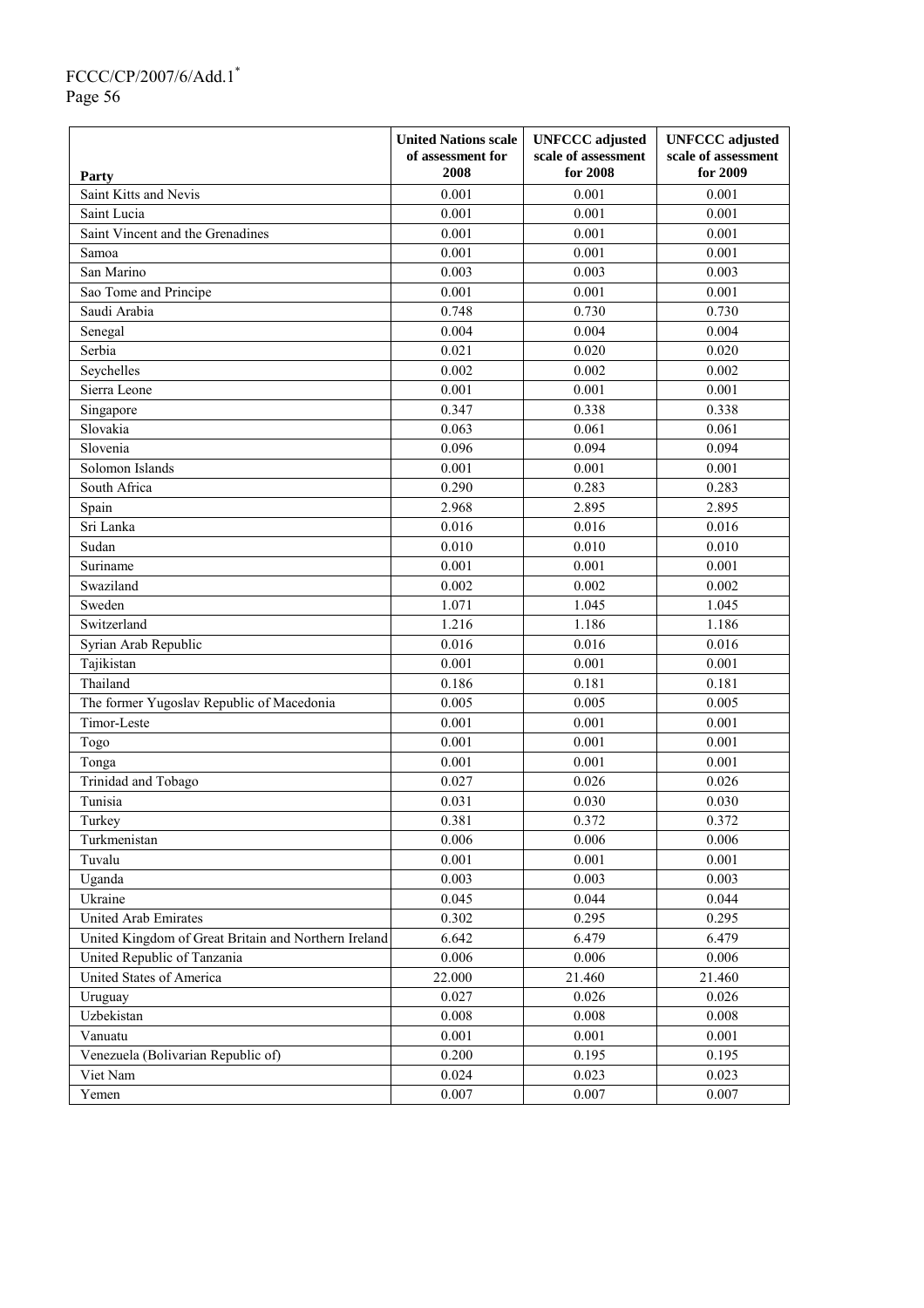| Party | United Nations scale of assessment for 2008 | UNFCCC adjusted scale of assessment for 2008 | UNFCCC adjusted scale of assessment for 2009 |
|---|---|---|---|
| Saint Kitts and Nevis | 0.001 | 0.001 | 0.001 |
| Saint Lucia | 0.001 | 0.001 | 0.001 |
| Saint Vincent and the Grenadines | 0.001 | 0.001 | 0.001 |
| Samoa | 0.001 | 0.001 | 0.001 |
| San Marino | 0.003 | 0.003 | 0.003 |
| Sao Tome and Principe | 0.001 | 0.001 | 0.001 |
| Saudi Arabia | 0.748 | 0.730 | 0.730 |
| Senegal | 0.004 | 0.004 | 0.004 |
| Serbia | 0.021 | 0.020 | 0.020 |
| Seychelles | 0.002 | 0.002 | 0.002 |
| Sierra Leone | 0.001 | 0.001 | 0.001 |
| Singapore | 0.347 | 0.338 | 0.338 |
| Slovakia | 0.063 | 0.061 | 0.061 |
| Slovenia | 0.096 | 0.094 | 0.094 |
| Solomon Islands | 0.001 | 0.001 | 0.001 |
| South Africa | 0.290 | 0.283 | 0.283 |
| Spain | 2.968 | 2.895 | 2.895 |
| Sri Lanka | 0.016 | 0.016 | 0.016 |
| Sudan | 0.010 | 0.010 | 0.010 |
| Suriname | 0.001 | 0.001 | 0.001 |
| Swaziland | 0.002 | 0.002 | 0.002 |
| Sweden | 1.071 | 1.045 | 1.045 |
| Switzerland | 1.216 | 1.186 | 1.186 |
| Syrian Arab Republic | 0.016 | 0.016 | 0.016 |
| Tajikistan | 0.001 | 0.001 | 0.001 |
| Thailand | 0.186 | 0.181 | 0.181 |
| The former Yugoslav Republic of Macedonia | 0.005 | 0.005 | 0.005 |
| Timor-Leste | 0.001 | 0.001 | 0.001 |
| Togo | 0.001 | 0.001 | 0.001 |
| Tonga | 0.001 | 0.001 | 0.001 |
| Trinidad and Tobago | 0.027 | 0.026 | 0.026 |
| Tunisia | 0.031 | 0.030 | 0.030 |
| Turkey | 0.381 | 0.372 | 0.372 |
| Turkmenistan | 0.006 | 0.006 | 0.006 |
| Tuvalu | 0.001 | 0.001 | 0.001 |
| Uganda | 0.003 | 0.003 | 0.003 |
| Ukraine | 0.045 | 0.044 | 0.044 |
| United Arab Emirates | 0.302 | 0.295 | 0.295 |
| United Kingdom of Great Britain and Northern Ireland | 6.642 | 6.479 | 6.479 |
| United Republic of Tanzania | 0.006 | 0.006 | 0.006 |
| United States of America | 22.000 | 21.460 | 21.460 |
| Uruguay | 0.027 | 0.026 | 0.026 |
| Uzbekistan | 0.008 | 0.008 | 0.008 |
| Vanuatu | 0.001 | 0.001 | 0.001 |
| Venezuela (Bolivarian Republic of) | 0.200 | 0.195 | 0.195 |
| Viet Nam | 0.024 | 0.023 | 0.023 |
| Yemen | 0.007 | 0.007 | 0.007 |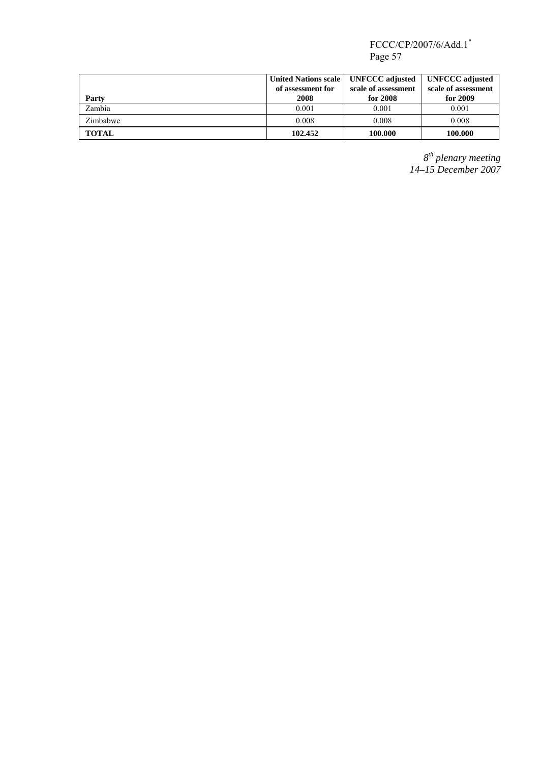| Party | United Nations scale of assessment for 2008 | UNFCCC adjusted scale of assessment for 2008 | UNFCCC adjusted scale of assessment for 2009 |
|---|---|---|---|
| Zambia | 0.001 | 0.001 | 0.001 |
| Zimbabwe | 0.008 | 0.008 | 0.008 |
| **TOTAL** | **102.452** | **100.000** | **100.000** |

*8th plenary meeting*
*14–15 December 2007*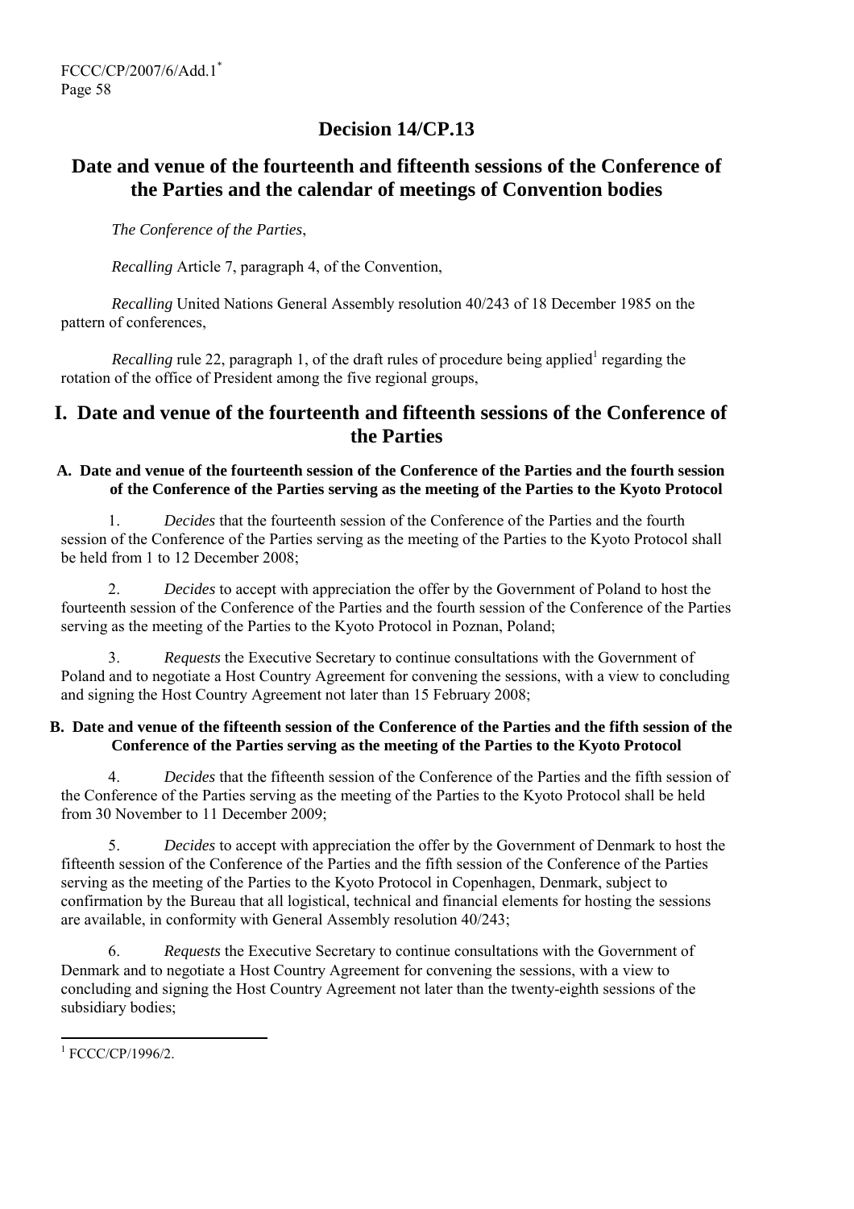# Decision 14/CP.13

## Date and venue of the fourteenth and fifteenth sessions of the Conference of the Parties and the calendar of meetings of Convention bodies

*The Conference of the Parties*,

*Recalling* Article 7, paragraph 4, of the Convention,

*Recalling* United Nations General Assembly resolution 40/243 of 18 December 1985 on the pattern of conferences,

*Recalling* rule 22, paragraph 1, of the draft rules of procedure being applied[1] regarding the rotation of the office of President among the five regional groups,

## I. Date and venue of the fourteenth and fifteenth sessions of the Conference of the Parties

### A. Date and venue of the fourteenth session of the Conference of the Parties and the fourth session of the Conference of the Parties serving as the meeting of the Parties to the Kyoto Protocol

1. *Decides* that the fourteenth session of the Conference of the Parties and the fourth session of the Conference of the Parties serving as the meeting of the Parties to the Kyoto Protocol shall be held from 1 to 12 December 2008;

2. *Decides* to accept with appreciation the offer by the Government of Poland to host the fourteenth session of the Conference of the Parties and the fourth session of the Conference of the Parties serving as the meeting of the Parties to the Kyoto Protocol in Poznan, Poland;

3. *Requests* the Executive Secretary to continue consultations with the Government of Poland and to negotiate a Host Country Agreement for convening the sessions, with a view to concluding and signing the Host Country Agreement not later than 15 February 2008;

### B. Date and venue of the fifteenth session of the Conference of the Parties and the fifth session of the Conference of the Parties serving as the meeting of the Parties to the Kyoto Protocol

4. *Decides* that the fifteenth session of the Conference of the Parties and the fifth session of the Conference of the Parties serving as the meeting of the Parties to the Kyoto Protocol shall be held from 30 November to 11 December 2009;

5. *Decides* to accept with appreciation the offer by the Government of Denmark to host the fifteenth session of the Conference of the Parties and the fifth session of the Conference of the Parties serving as the meeting of the Parties to the Kyoto Protocol in Copenhagen, Denmark, subject to confirmation by the Bureau that all logistical, technical and financial elements for hosting the sessions are available, in conformity with General Assembly resolution 40/243;

6. *Requests* the Executive Secretary to continue consultations with the Government of Denmark and to negotiate a Host Country Agreement for convening the sessions, with a view to concluding and signing the Host Country Agreement not later than the twenty-eighth sessions of the subsidiary bodies;

---

[1] FCCC/CP/1996/2.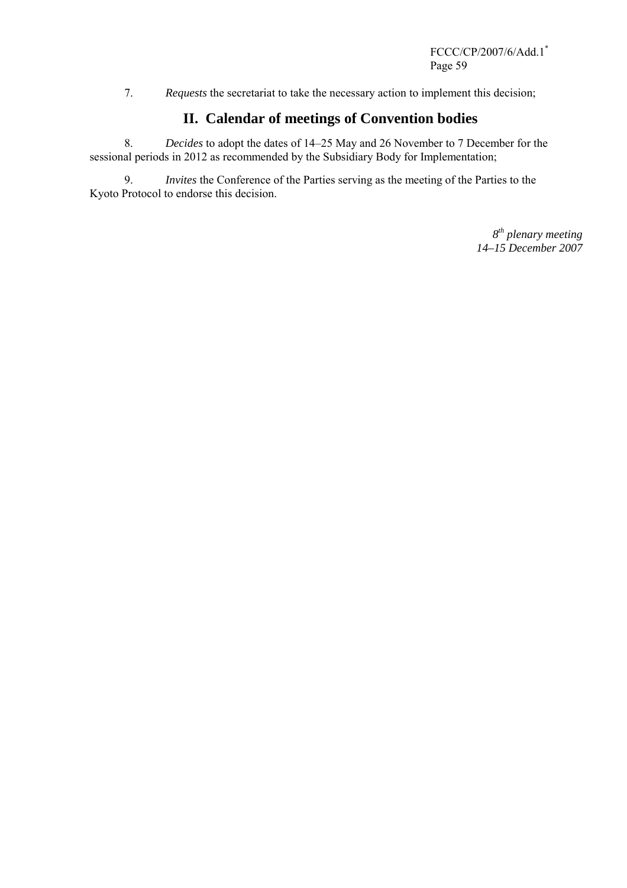7. *Requests* the secretariat to take the necessary action to implement this decision;

## II. Calendar of meetings of Convention bodies

8. *Decides* to adopt the dates of 14–25 May and 26 November to 7 December for the sessional periods in 2012 as recommended by the Subsidiary Body for Implementation;

9. *Invites* the Conference of the Parties serving as the meeting of the Parties to the Kyoto Protocol to endorse this decision.

*8th plenary meeting*
*14–15 December 2007*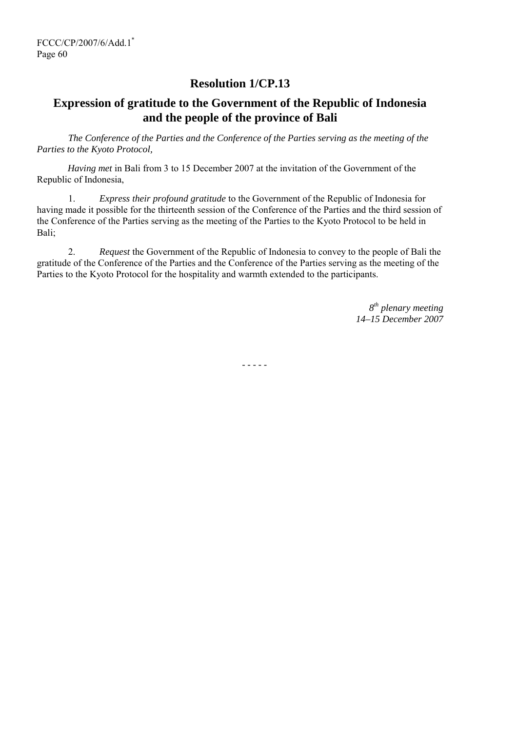# Resolution 1/CP.13

## Expression of gratitude to the Government of the Republic of Indonesia and the people of the province of Bali

*The Conference of the Parties and the Conference of the Parties serving as the meeting of the Parties to the Kyoto Protocol,*

*Having met* in Bali from 3 to 15 December 2007 at the invitation of the Government of the Republic of Indonesia,

1. *Express their profound gratitude* to the Government of the Republic of Indonesia for having made it possible for the thirteenth session of the Conference of the Parties and the third session of the Conference of the Parties serving as the meeting of the Parties to the Kyoto Protocol to be held in Bali;

2. *Request* the Government of the Republic of Indonesia to convey to the people of Bali the gratitude of the Conference of the Parties and the Conference of the Parties serving as the meeting of the Parties to the Kyoto Protocol for the hospitality and warmth extended to the participants.

*8th plenary meeting*
*14–15 December 2007*

- - - - -